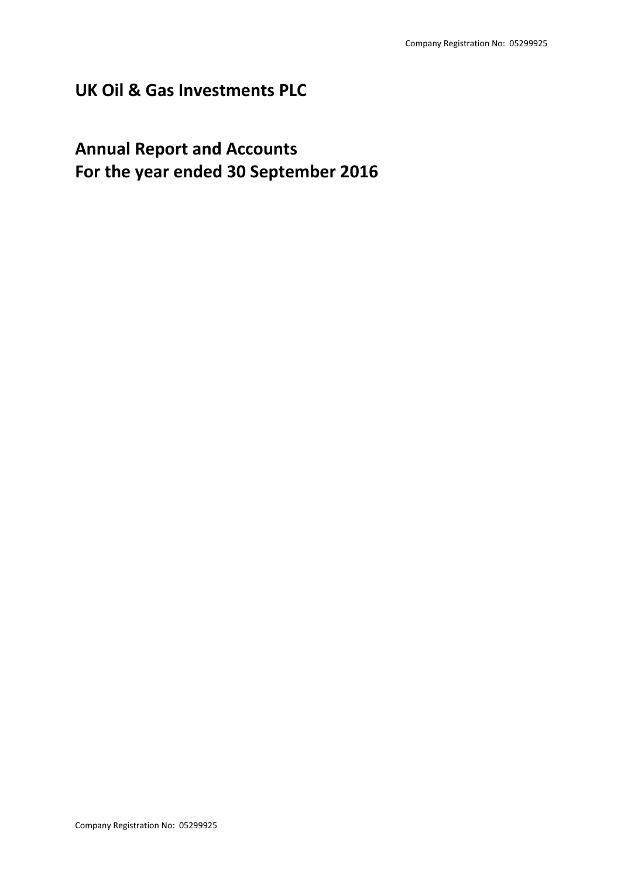Company Registration No: 05299925

# UK Oil & Gas Investments PLC

# Annual Report and Accounts
# For the year ended 30 September 2016

Company Registration No: 05299925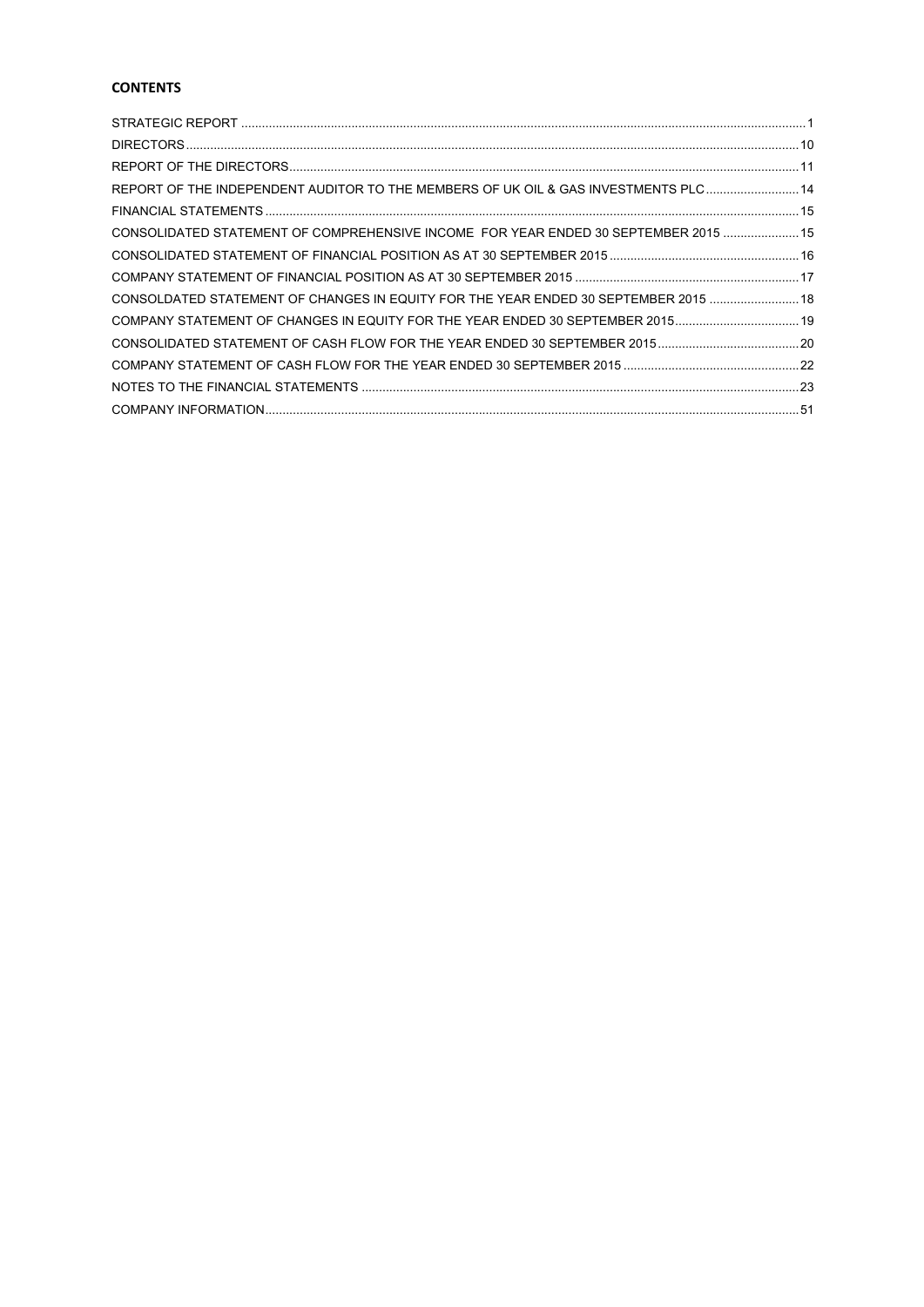**CONTENTS**

STRATEGIC REPORT ....................................................................................................................................................... 1

DIRECTORS ..................................................................................................................................................................... 10

REPORT OF THE DIRECTORS ...................................................................................................................................... 11

REPORT OF THE INDEPENDENT AUDITOR TO THE MEMBERS OF UK OIL & GAS INVESTMENTS PLC ........................... 14

FINANCIAL STATEMENTS ............................................................................................................................................. 15

CONSOLIDATED STATEMENT OF COMPREHENSIVE INCOME FOR YEAR ENDED 30 SEPTEMBER 2015 ...................... 15

CONSOLIDATED STATEMENT OF FINANCIAL POSITION AS AT 30 SEPTEMBER 2015 ...................................................... 16

COMPANY STATEMENT OF FINANCIAL POSITION AS AT 30 SEPTEMBER 2015 ................................................................ 17

CONSOLDATED STATEMENT OF CHANGES IN EQUITY FOR THE YEAR ENDED 30 SEPTEMBER 2015 .......................... 18

COMPANY STATEMENT OF CHANGES IN EQUITY FOR THE YEAR ENDED 30 SEPTEMBER 2015 .................................... 19

CONSOLIDATED STATEMENT OF CASH FLOW FOR THE YEAR ENDED 30 SEPTEMBER 2015 ......................................... 20

COMPANY STATEMENT OF CASH FLOW FOR THE YEAR ENDED 30 SEPTEMBER 2015 .................................................. 22

NOTES TO THE FINANCIAL STATEMENTS ................................................................................................................. 23

COMPANY INFORMATION .............................................................................................................................................. 51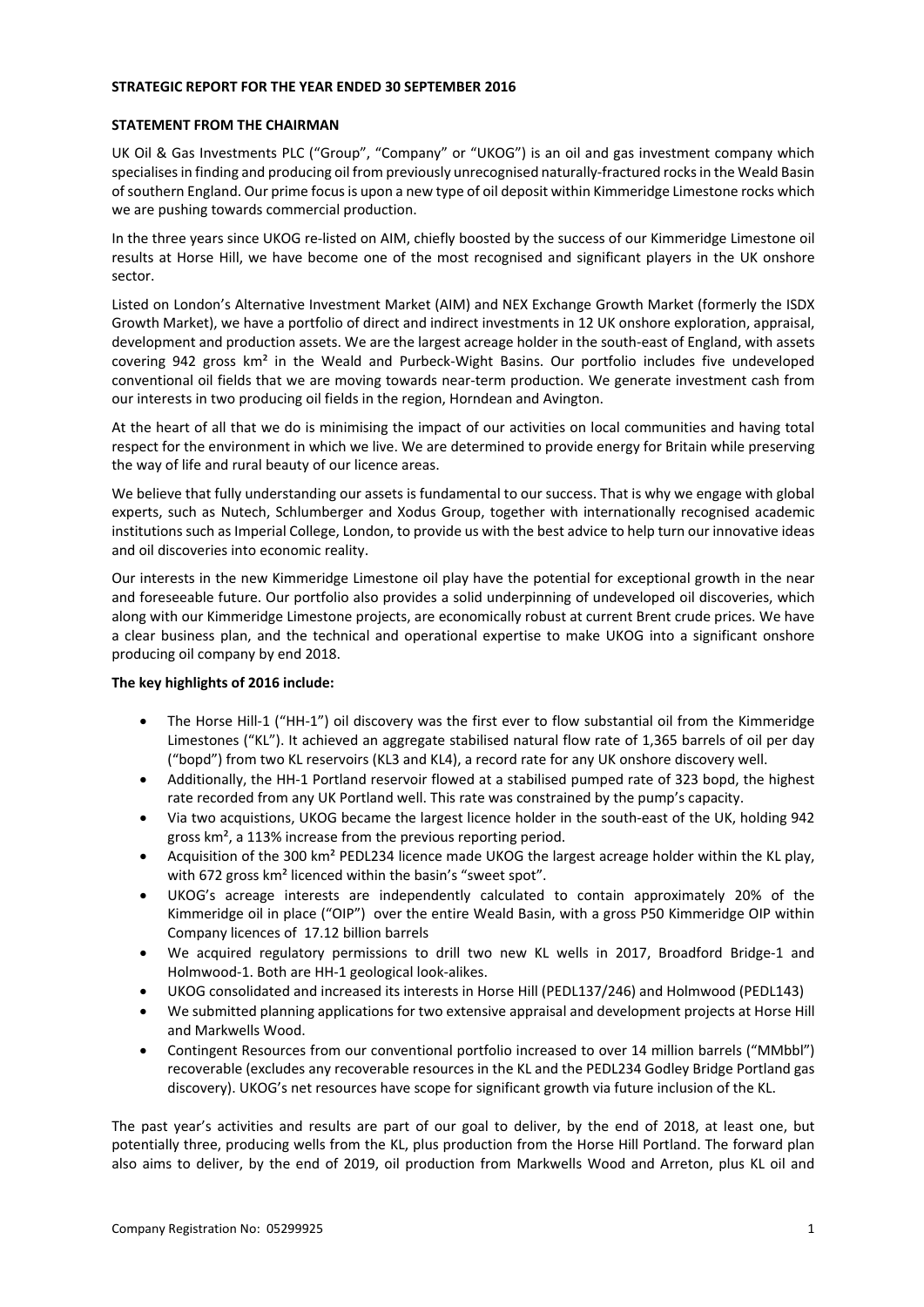**STRATEGIC REPORT FOR THE YEAR ENDED 30 SEPTEMBER 2016**

**STATEMENT FROM THE CHAIRMAN**

UK Oil & Gas Investments PLC ("Group", "Company" or "UKOG") is an oil and gas investment company which specialises in finding and producing oil from previously unrecognised naturally-fractured rocks in the Weald Basin of southern England. Our prime focus is upon a new type of oil deposit within Kimmeridge Limestone rocks which we are pushing towards commercial production.

In the three years since UKOG re-listed on AIM, chiefly boosted by the success of our Kimmeridge Limestone oil results at Horse Hill, we have become one of the most recognised and significant players in the UK onshore sector.

Listed on London's Alternative Investment Market (AIM) and NEX Exchange Growth Market (formerly the ISDX Growth Market), we have a portfolio of direct and indirect investments in 12 UK onshore exploration, appraisal, development and production assets. We are the largest acreage holder in the south-east of England, with assets covering 942 gross km² in the Weald and Purbeck-Wight Basins. Our portfolio includes five undeveloped conventional oil fields that we are moving towards near-term production. We generate investment cash from our interests in two producing oil fields in the region, Horndean and Avington.

At the heart of all that we do is minimising the impact of our activities on local communities and having total respect for the environment in which we live. We are determined to provide energy for Britain while preserving the way of life and rural beauty of our licence areas.

We believe that fully understanding our assets is fundamental to our success. That is why we engage with global experts, such as Nutech, Schlumberger and Xodus Group, together with internationally recognised academic institutions such as Imperial College, London, to provide us with the best advice to help turn our innovative ideas and oil discoveries into economic reality.

Our interests in the new Kimmeridge Limestone oil play have the potential for exceptional growth in the near and foreseeable future. Our portfolio also provides a solid underpinning of undeveloped oil discoveries, which along with our Kimmeridge Limestone projects, are economically robust at current Brent crude prices. We have a clear business plan, and the technical and operational expertise to make UKOG into a significant onshore producing oil company by end 2018.

**The key highlights of 2016 include:**

- The Horse Hill-1 ("HH-1") oil discovery was the first ever to flow substantial oil from the Kimmeridge Limestones ("KL"). It achieved an aggregate stabilised natural flow rate of 1,365 barrels of oil per day ("bopd") from two KL reservoirs (KL3 and KL4), a record rate for any UK onshore discovery well.
- Additionally, the HH-1 Portland reservoir flowed at a stabilised pumped rate of 323 bopd, the highest rate recorded from any UK Portland well. This rate was constrained by the pump's capacity.
- Via two acquistions, UKOG became the largest licence holder in the south-east of the UK, holding 942 gross km², a 113% increase from the previous reporting period.
- Acquisition of the 300 km² PEDL234 licence made UKOG the largest acreage holder within the KL play, with 672 gross km² licenced within the basin's "sweet spot".
- UKOG's acreage interests are independently calculated to contain approximately 20% of the Kimmeridge oil in place ("OIP") over the entire Weald Basin, with a gross P50 Kimmeridge OIP within Company licences of 17.12 billion barrels
- We acquired regulatory permissions to drill two new KL wells in 2017, Broadford Bridge-1 and Holmwood-1. Both are HH-1 geological look-alikes.
- UKOG consolidated and increased its interests in Horse Hill (PEDL137/246) and Holmwood (PEDL143)
- We submitted planning applications for two extensive appraisal and development projects at Horse Hill and Markwells Wood.
- Contingent Resources from our conventional portfolio increased to over 14 million barrels ("MMbbl") recoverable (excludes any recoverable resources in the KL and the PEDL234 Godley Bridge Portland gas discovery). UKOG's net resources have scope for significant growth via future inclusion of the KL.

The past year's activities and results are part of our goal to deliver, by the end of 2018, at least one, but potentially three, producing wells from the KL, plus production from the Horse Hill Portland. The forward plan also aims to deliver, by the end of 2019, oil production from Markwells Wood and Arreton, plus KL oil and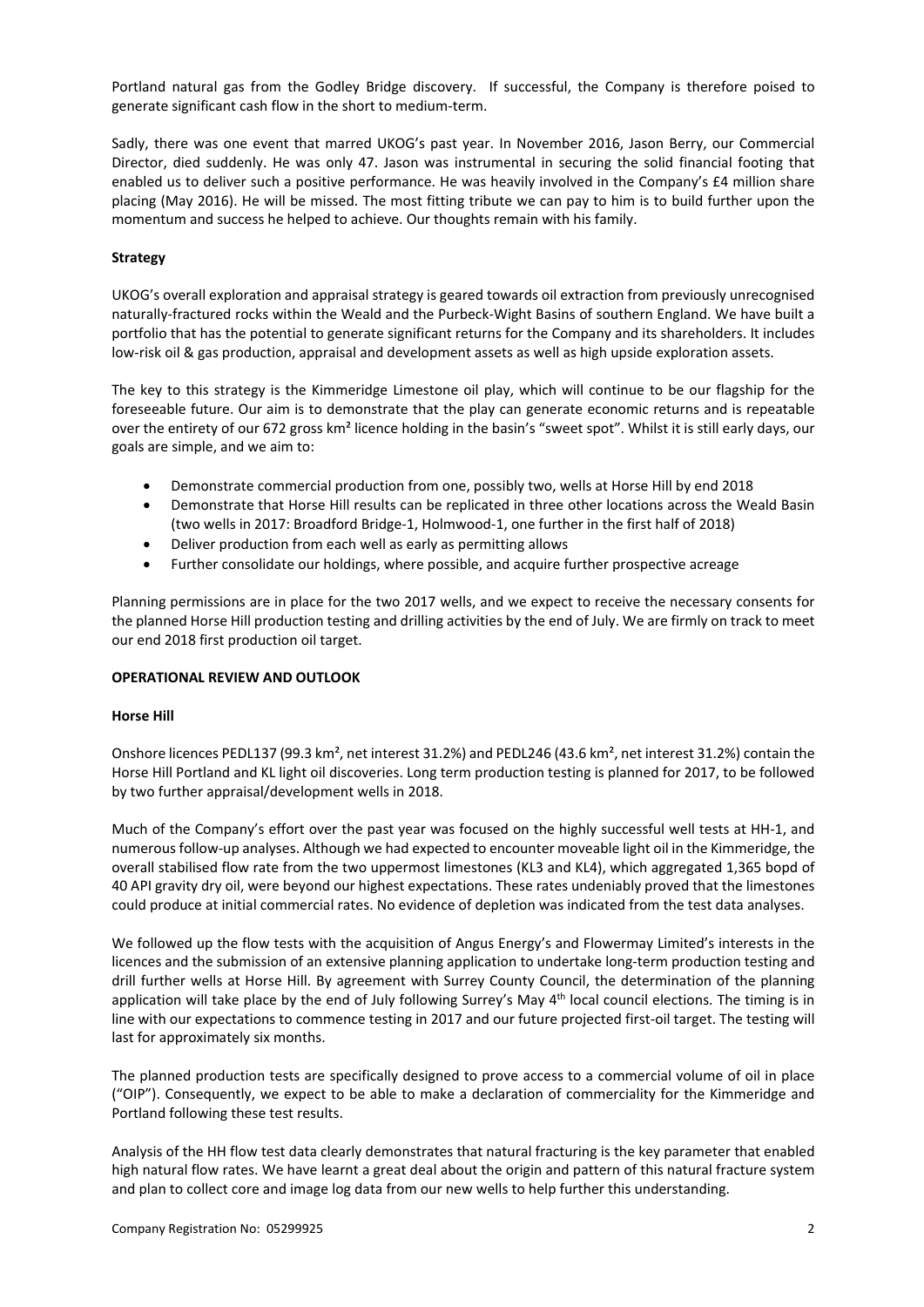Portland natural gas from the Godley Bridge discovery. If successful, the Company is therefore poised to generate significant cash flow in the short to medium-term.

Sadly, there was one event that marred UKOG's past year. In November 2016, Jason Berry, our Commercial Director, died suddenly. He was only 47. Jason was instrumental in securing the solid financial footing that enabled us to deliver such a positive performance. He was heavily involved in the Company's £4 million share placing (May 2016). He will be missed. The most fitting tribute we can pay to him is to build further upon the momentum and success he helped to achieve. Our thoughts remain with his family.

**Strategy**

UKOG's overall exploration and appraisal strategy is geared towards oil extraction from previously unrecognised naturally-fractured rocks within the Weald and the Purbeck-Wight Basins of southern England. We have built a portfolio that has the potential to generate significant returns for the Company and its shareholders. It includes low-risk oil & gas production, appraisal and development assets as well as high upside exploration assets.

The key to this strategy is the Kimmeridge Limestone oil play, which will continue to be our flagship for the foreseeable future. Our aim is to demonstrate that the play can generate economic returns and is repeatable over the entirety of our 672 gross km² licence holding in the basin's "sweet spot". Whilst it is still early days, our goals are simple, and we aim to:

- Demonstrate commercial production from one, possibly two, wells at Horse Hill by end 2018
- Demonstrate that Horse Hill results can be replicated in three other locations across the Weald Basin (two wells in 2017: Broadford Bridge-1, Holmwood-1, one further in the first half of 2018)
- Deliver production from each well as early as permitting allows
- Further consolidate our holdings, where possible, and acquire further prospective acreage

Planning permissions are in place for the two 2017 wells, and we expect to receive the necessary consents for the planned Horse Hill production testing and drilling activities by the end of July. We are firmly on track to meet our end 2018 first production oil target.

**OPERATIONAL REVIEW AND OUTLOOK**

**Horse Hill**

Onshore licences PEDL137 (99.3 km², net interest 31.2%) and PEDL246 (43.6 km², net interest 31.2%) contain the Horse Hill Portland and KL light oil discoveries. Long term production testing is planned for 2017, to be followed by two further appraisal/development wells in 2018.

Much of the Company's effort over the past year was focused on the highly successful well tests at HH-1, and numerous follow-up analyses. Although we had expected to encounter moveable light oil in the Kimmeridge, the overall stabilised flow rate from the two uppermost limestones (KL3 and KL4), which aggregated 1,365 bopd of 40 API gravity dry oil, were beyond our highest expectations. These rates undeniably proved that the limestones could produce at initial commercial rates. No evidence of depletion was indicated from the test data analyses.

We followed up the flow tests with the acquisition of Angus Energy's and Flowermay Limited's interests in the licences and the submission of an extensive planning application to undertake long-term production testing and drill further wells at Horse Hill. By agreement with Surrey County Council, the determination of the planning application will take place by the end of July following Surrey's May 4th local council elections. The timing is in line with our expectations to commence testing in 2017 and our future projected first-oil target. The testing will last for approximately six months.

The planned production tests are specifically designed to prove access to a commercial volume of oil in place ("OIP"). Consequently, we expect to be able to make a declaration of commerciality for the Kimmeridge and Portland following these test results.

Analysis of the HH flow test data clearly demonstrates that natural fracturing is the key parameter that enabled high natural flow rates. We have learnt a great deal about the origin and pattern of this natural fracture system and plan to collect core and image log data from our new wells to help further this understanding.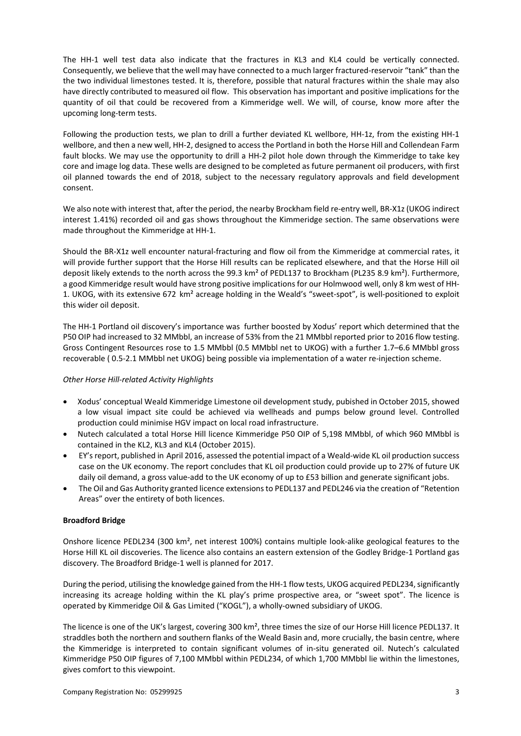The HH-1 well test data also indicate that the fractures in KL3 and KL4 could be vertically connected. Consequently, we believe that the well may have connected to a much larger fractured-reservoir "tank" than the the two individual limestones tested. It is, therefore, possible that natural fractures within the shale may also have directly contributed to measured oil flow. This observation has important and positive implications for the quantity of oil that could be recovered from a Kimmeridge well. We will, of course, know more after the upcoming long-term tests.

Following the production tests, we plan to drill a further deviated KL wellbore, HH-1z, from the existing HH-1 wellbore, and then a new well, HH-2, designed to access the Portland in both the Horse Hill and Collendean Farm fault blocks. We may use the opportunity to drill a HH-2 pilot hole down through the Kimmeridge to take key core and image log data. These wells are designed to be completed as future permanent oil producers, with first oil planned towards the end of 2018, subject to the necessary regulatory approvals and field development consent.

We also note with interest that, after the period, the nearby Brockham field re-entry well, BR-X1z (UKOG indirect interest 1.41%) recorded oil and gas shows throughout the Kimmeridge section. The same observations were made throughout the Kimmeridge at HH-1.

Should the BR-X1z well encounter natural-fracturing and flow oil from the Kimmeridge at commercial rates, it will provide further support that the Horse Hill results can be replicated elsewhere, and that the Horse Hill oil deposit likely extends to the north across the 99.3 km² of PEDL137 to Brockham (PL235 8.9 km²). Furthermore, a good Kimmeridge result would have strong positive implications for our Holmwood well, only 8 km west of HH-1. UKOG, with its extensive 672 km² acreage holding in the Weald's "sweet-spot", is well-positioned to exploit this wider oil deposit.

The HH-1 Portland oil discovery's importance was further boosted by Xodus' report which determined that the P50 OIP had increased to 32 MMbbl, an increase of 53% from the 21 MMbbl reported prior to 2016 flow testing. Gross Contingent Resources rose to 1.5 MMbbl (0.5 MMbbl net to UKOG) with a further 1.7–6.6 MMbbl gross recoverable ( 0.5-2.1 MMbbl net UKOG) being possible via implementation of a water re-injection scheme.

*Other Horse Hill-related Activity Highlights*

- Xodus' conceptual Weald Kimmeridge Limestone oil development study, pubished in October 2015, showed a low visual impact site could be achieved via wellheads and pumps below ground level. Controlled production could minimise HGV impact on local road infrastructure.
- Nutech calculated a total Horse Hill licence Kimmeridge P50 OIP of 5,198 MMbbl, of which 960 MMbbl is contained in the KL2, KL3 and KL4 (October 2015).
- EY's report, published in April 2016, assessed the potential impact of a Weald-wide KL oil production success case on the UK economy. The report concludes that KL oil production could provide up to 27% of future UK daily oil demand, a gross value-add to the UK economy of up to £53 billion and generate significant jobs.
- The Oil and Gas Authority granted licence extensions to PEDL137 and PEDL246 via the creation of "Retention Areas" over the entirety of both licences.

**Broadford Bridge**

Onshore licence PEDL234 (300 km², net interest 100%) contains multiple look-alike geological features to the Horse Hill KL oil discoveries. The licence also contains an eastern extension of the Godley Bridge-1 Portland gas discovery. The Broadford Bridge-1 well is planned for 2017.

During the period, utilising the knowledge gained from the HH-1 flow tests, UKOG acquired PEDL234, significantly increasing its acreage holding within the KL play's prime prospective area, or "sweet spot". The licence is operated by Kimmeridge Oil & Gas Limited ("KOGL"), a wholly-owned subsidiary of UKOG.

The licence is one of the UK's largest, covering 300 km², three times the size of our Horse Hill licence PEDL137. It straddles both the northern and southern flanks of the Weald Basin and, more crucially, the basin centre, where the Kimmeridge is interpreted to contain significant volumes of in-situ generated oil. Nutech's calculated Kimmeridge P50 OIP figures of 7,100 MMbbl within PEDL234, of which 1,700 MMbbl lie within the limestones, gives comfort to this viewpoint.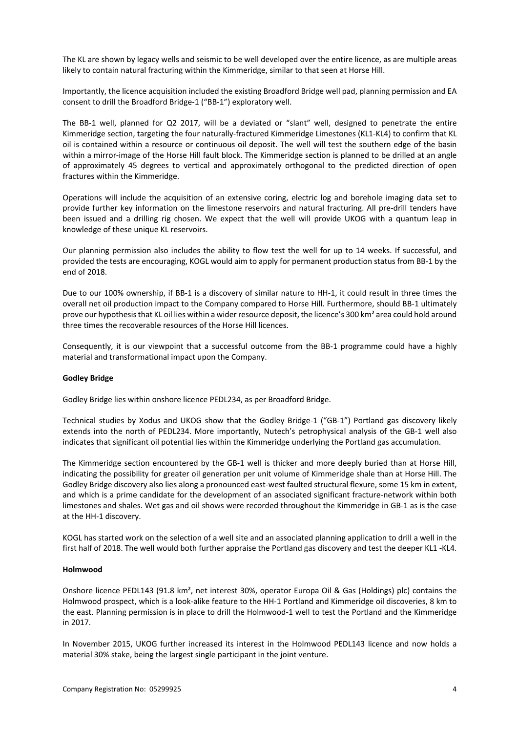The KL are shown by legacy wells and seismic to be well developed over the entire licence, as are multiple areas likely to contain natural fracturing within the Kimmeridge, similar to that seen at Horse Hill.

Importantly, the licence acquisition included the existing Broadford Bridge well pad, planning permission and EA consent to drill the Broadford Bridge-1 ("BB-1") exploratory well.

The BB-1 well, planned for Q2 2017, will be a deviated or "slant" well, designed to penetrate the entire Kimmeridge section, targeting the four naturally-fractured Kimmeridge Limestones (KL1-KL4) to confirm that KL oil is contained within a resource or continuous oil deposit. The well will test the southern edge of the basin within a mirror-image of the Horse Hill fault block. The Kimmeridge section is planned to be drilled at an angle of approximately 45 degrees to vertical and approximately orthogonal to the predicted direction of open fractures within the Kimmeridge.

Operations will include the acquisition of an extensive coring, electric log and borehole imaging data set to provide further key information on the limestone reservoirs and natural fracturing. All pre-drill tenders have been issued and a drilling rig chosen. We expect that the well will provide UKOG with a quantum leap in knowledge of these unique KL reservoirs.

Our planning permission also includes the ability to flow test the well for up to 14 weeks. If successful, and provided the tests are encouraging, KOGL would aim to apply for permanent production status from BB-1 by the end of 2018.

Due to our 100% ownership, if BB-1 is a discovery of similar nature to HH-1, it could result in three times the overall net oil production impact to the Company compared to Horse Hill. Furthermore, should BB-1 ultimately prove our hypothesis that KL oil lies within a wider resource deposit, the licence's 300 km² area could hold around three times the recoverable resources of the Horse Hill licences.

Consequently, it is our viewpoint that a successful outcome from the BB-1 programme could have a highly material and transformational impact upon the Company.

**Godley Bridge**

Godley Bridge lies within onshore licence PEDL234, as per Broadford Bridge.

Technical studies by Xodus and UKOG show that the Godley Bridge-1 ("GB-1") Portland gas discovery likely extends into the north of PEDL234. More importantly, Nutech's petrophysical analysis of the GB-1 well also indicates that significant oil potential lies within the Kimmeridge underlying the Portland gas accumulation.

The Kimmeridge section encountered by the GB-1 well is thicker and more deeply buried than at Horse Hill, indicating the possibility for greater oil generation per unit volume of Kimmeridge shale than at Horse Hill. The Godley Bridge discovery also lies along a pronounced east-west faulted structural flexure, some 15 km in extent, and which is a prime candidate for the development of an associated significant fracture-network within both limestones and shales. Wet gas and oil shows were recorded throughout the Kimmeridge in GB-1 as is the case at the HH-1 discovery.

KOGL has started work on the selection of a well site and an associated planning application to drill a well in the first half of 2018. The well would both further appraise the Portland gas discovery and test the deeper KL1 -KL4.

**Holmwood**

Onshore licence PEDL143 (91.8 km², net interest 30%, operator Europa Oil & Gas (Holdings) plc) contains the Holmwood prospect, which is a look-alike feature to the HH-1 Portland and Kimmeridge oil discoveries, 8 km to the east. Planning permission is in place to drill the Holmwood-1 well to test the Portland and the Kimmeridge in 2017.

In November 2015, UKOG further increased its interest in the Holmwood PEDL143 licence and now holds a material 30% stake, being the largest single participant in the joint venture.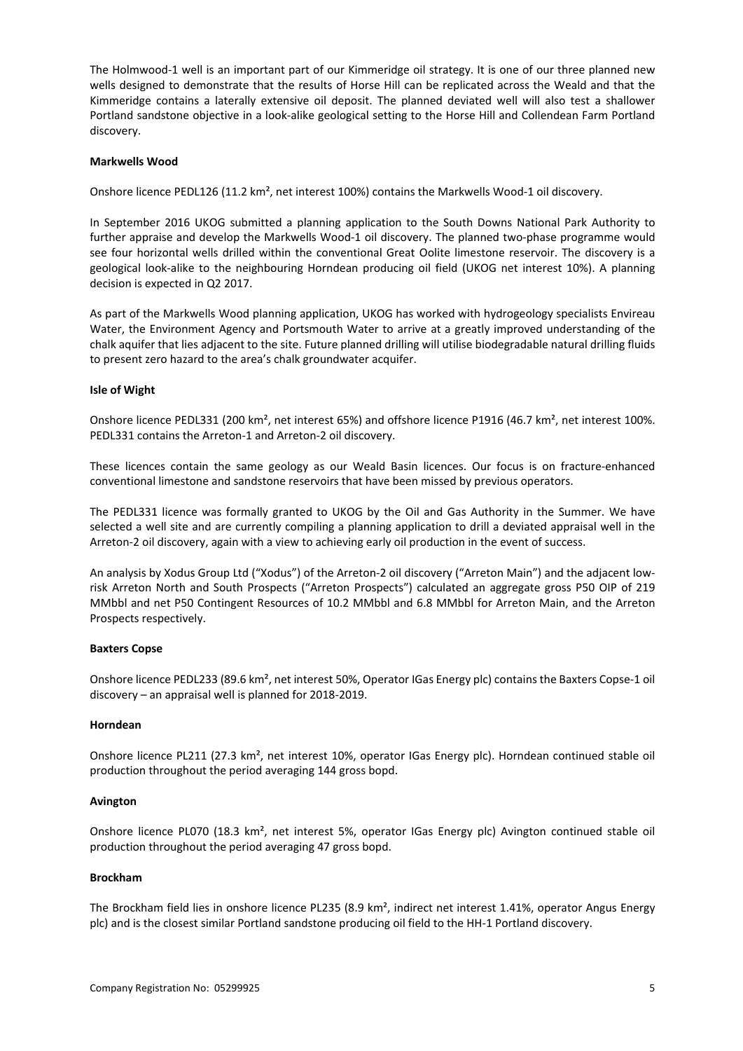The Holmwood-1 well is an important part of our Kimmeridge oil strategy. It is one of our three planned new wells designed to demonstrate that the results of Horse Hill can be replicated across the Weald and that the Kimmeridge contains a laterally extensive oil deposit. The planned deviated well will also test a shallower Portland sandstone objective in a look-alike geological setting to the Horse Hill and Collendean Farm Portland discovery.

**Markwells Wood**

Onshore licence PEDL126 (11.2 km², net interest 100%) contains the Markwells Wood-1 oil discovery.

In September 2016 UKOG submitted a planning application to the South Downs National Park Authority to further appraise and develop the Markwells Wood-1 oil discovery. The planned two-phase programme would see four horizontal wells drilled within the conventional Great Oolite limestone reservoir. The discovery is a geological look-alike to the neighbouring Horndean producing oil field (UKOG net interest 10%). A planning decision is expected in Q2 2017.

As part of the Markwells Wood planning application, UKOG has worked with hydrogeology specialists Envireau Water, the Environment Agency and Portsmouth Water to arrive at a greatly improved understanding of the chalk aquifer that lies adjacent to the site. Future planned drilling will utilise biodegradable natural drilling fluids to present zero hazard to the area's chalk groundwater acquifer.

**Isle of Wight**

Onshore licence PEDL331 (200 km², net interest 65%) and offshore licence P1916 (46.7 km², net interest 100%. PEDL331 contains the Arreton-1 and Arreton-2 oil discovery.

These licences contain the same geology as our Weald Basin licences. Our focus is on fracture-enhanced conventional limestone and sandstone reservoirs that have been missed by previous operators.

The PEDL331 licence was formally granted to UKOG by the Oil and Gas Authority in the Summer. We have selected a well site and are currently compiling a planning application to drill a deviated appraisal well in the Arreton-2 oil discovery, again with a view to achieving early oil production in the event of success.

An analysis by Xodus Group Ltd ("Xodus") of the Arreton-2 oil discovery ("Arreton Main") and the adjacent low-risk Arreton North and South Prospects ("Arreton Prospects") calculated an aggregate gross P50 OIP of 219 MMbbl and net P50 Contingent Resources of 10.2 MMbbl and 6.8 MMbbl for Arreton Main, and the Arreton Prospects respectively.

**Baxters Copse**

Onshore licence PEDL233 (89.6 km², net interest 50%, Operator IGas Energy plc) contains the Baxters Copse-1 oil discovery – an appraisal well is planned for 2018-2019.

**Horndean**

Onshore licence PL211 (27.3 km², net interest 10%, operator IGas Energy plc). Horndean continued stable oil production throughout the period averaging 144 gross bopd.

**Avington**

Onshore licence PL070 (18.3 km², net interest 5%, operator IGas Energy plc) Avington continued stable oil production throughout the period averaging 47 gross bopd.

**Brockham**

The Brockham field lies in onshore licence PL235 (8.9 km², indirect net interest 1.41%, operator Angus Energy plc) and is the closest similar Portland sandstone producing oil field to the HH-1 Portland discovery.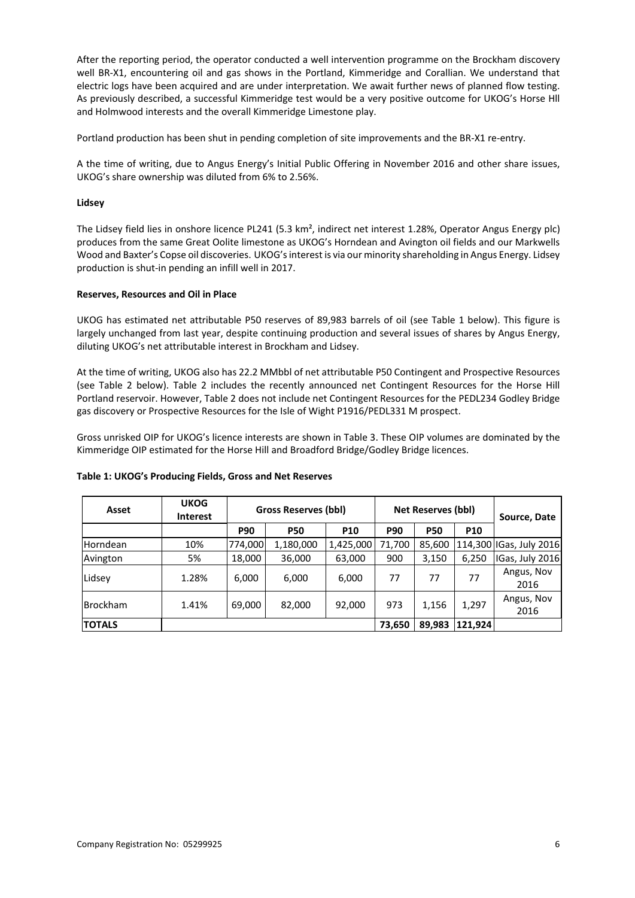After the reporting period, the operator conducted a well intervention programme on the Brockham discovery well BR-X1, encountering oil and gas shows in the Portland, Kimmeridge and Corallian. We understand that electric logs have been acquired and are under interpretation. We await further news of planned flow testing. As previously described, a successful Kimmeridge test would be a very positive outcome for UKOG's Horse Hll and Holmwood interests and the overall Kimmeridge Limestone play.

Portland production has been shut in pending completion of site improvements and the BR-X1 re-entry.

A the time of writing, due to Angus Energy's Initial Public Offering in November 2016 and other share issues, UKOG's share ownership was diluted from 6% to 2.56%.

**Lidsey**

The Lidsey field lies in onshore licence PL241 (5.3 km², indirect net interest 1.28%, Operator Angus Energy plc) produces from the same Great Oolite limestone as UKOG's Horndean and Avington oil fields and our Markwells Wood and Baxter's Copse oil discoveries. UKOG's interest is via our minority shareholding in Angus Energy. Lidsey production is shut-in pending an infill well in 2017.

**Reserves, Resources and Oil in Place**

UKOG has estimated net attributable P50 reserves of 89,983 barrels of oil (see Table 1 below). This figure is largely unchanged from last year, despite continuing production and several issues of shares by Angus Energy, diluting UKOG's net attributable interest in Brockham and Lidsey.

At the time of writing, UKOG also has 22.2 MMbbl of net attributable P50 Contingent and Prospective Resources (see Table 2 below). Table 2 includes the recently announced net Contingent Resources for the Horse Hill Portland reservoir. However, Table 2 does not include net Contingent Resources for the PEDL234 Godley Bridge gas discovery or Prospective Resources for the Isle of Wight P1916/PEDL331 M prospect.

Gross unrisked OIP for UKOG's licence interests are shown in Table 3. These OIP volumes are dominated by the Kimmeridge OIP estimated for the Horse Hill and Broadford Bridge/Godley Bridge licences.

**Table 1: UKOG's Producing Fields, Gross and Net Reserves**

| Asset | UKOG Interest | Gross Reserves (bbl) | | | Net Reserves (bbl) | | | Source, Date |
|---|---|---|---|---|---|---|---|---|
| | | P90 | P50 | P10 | P90 | P50 | P10 | |
| Horndean | 10% | 774,000 | 1,180,000 | 1,425,000 | 71,700 | 85,600 | 114,300 | IGas, July 2016 |
| Avington | 5% | 18,000 | 36,000 | 63,000 | 900 | 3,150 | 6,250 | IGas, July 2016 |
| Lidsey | 1.28% | 6,000 | 6,000 | 6,000 | 77 | 77 | 77 | Angus, Nov 2016 |
| Brockham | 1.41% | 69,000 | 82,000 | 92,000 | 973 | 1,156 | 1,297 | Angus, Nov 2016 |
| **TOTALS** | | | | | **73,650** | **89,983** | **121,924** | |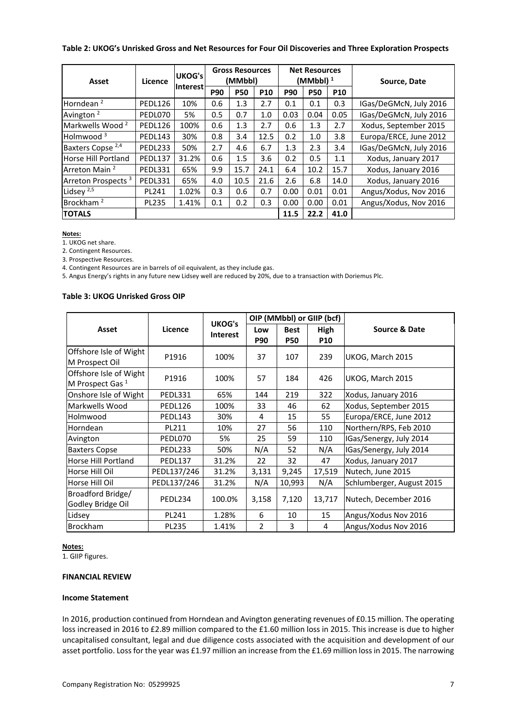**Table 2: UKOG's Unrisked Gross and Net Resources for Four Oil Discoveries and Three Exploration Prospects**

| Asset | Licence | UKOG's Interest | Gross Resources (MMbbl) | | | Net Resources (MMbbl) [1] | | | Source, Date |
|---|---|---|---|---|---|---|---|---|---|
| | | | P90 | P50 | P10 | P90 | P50 | P10 | |
| Horndean [2] | PEDL126 | 10% | 0.6 | 1.3 | 2.7 | 0.1 | 0.1 | 0.3 | IGas/DeGMcN, July 2016 |
| Avington [2] | PEDL070 | 5% | 0.5 | 0.7 | 1.0 | 0.03 | 0.04 | 0.05 | IGas/DeGMcN, July 2016 |
| Markwells Wood [2] | PEDL126 | 100% | 0.6 | 1.3 | 2.7 | 0.6 | 1.3 | 2.7 | Xodus, September 2015 |
| Holmwood [3] | PEDL143 | 30% | 0.8 | 3.4 | 12.5 | 0.2 | 1.0 | 3.8 | Europa/ERCE, June 2012 |
| Baxters Copse [2,4] | PEDL233 | 50% | 2.7 | 4.6 | 6.7 | 1.3 | 2.3 | 3.4 | IGas/DeGMcN, July 2016 |
| Horse Hill Portland | PEDL137 | 31.2% | 0.6 | 1.5 | 3.6 | 0.2 | 0.5 | 1.1 | Xodus, January 2017 |
| Arreton Main [2] | PEDL331 | 65% | 9.9 | 15.7 | 24.1 | 6.4 | 10.2 | 15.7 | Xodus, January 2016 |
| Arreton Prospects [3] | PEDL331 | 65% | 4.0 | 10.5 | 21.6 | 2.6 | 6.8 | 14.0 | Xodus, January 2016 |
| Lidsey [2,5] | PL241 | 1.02% | 0.3 | 0.6 | 0.7 | 0.00 | 0.01 | 0.01 | Angus/Xodus, Nov 2016 |
| Brockham [2] | PL235 | 1.41% | 0.1 | 0.2 | 0.3 | 0.00 | 0.00 | 0.01 | Angus/Xodus, Nov 2016 |
| **TOTALS** | | | | | | 11.5 | 22.2 | 41.0 | |

**Notes:**

1. UKOG net share.
2. Contingent Resources.
3. Prospective Resources.
4. Contingent Resources are in barrels of oil equivalent, as they include gas.
5. Angus Energy's rights in any future new Lidsey well are reduced by 20%, due to a transaction with Doriemus Plc.

**Table 3: UKOG Unrisked Gross OIP**

| Asset | Licence | UKOG's Interest | OIP (MMbbl) or GIIP (bcf) | | | Source & Date |
|---|---|---|---|---|---|---|
| | | | Low P90 | Best P50 | High P10 | |
| Offshore Isle of Wight M Prospect Oil | P1916 | 100% | 37 | 107 | 239 | UKOG, March 2015 |
| Offshore Isle of Wight M Prospect Gas [1] | P1916 | 100% | 57 | 184 | 426 | UKOG, March 2015 |
| Onshore Isle of Wight | PEDL331 | 65% | 144 | 219 | 322 | Xodus, January 2016 |
| Markwells Wood | PEDL126 | 100% | 33 | 46 | 62 | Xodus, September 2015 |
| Holmwood | PEDL143 | 30% | 4 | 15 | 55 | Europa/ERCE, June 2012 |
| Horndean | PL211 | 10% | 27 | 56 | 110 | Northern/RPS, Feb 2010 |
| Avington | PEDL070 | 5% | 25 | 59 | 110 | IGas/Senergy, July 2014 |
| Baxters Copse | PEDL233 | 50% | N/A | 52 | N/A | IGas/Senergy, July 2014 |
| Horse Hill Portland | PEDL137 | 31.2% | 22 | 32 | 47 | Xodus, January 2017 |
| Horse Hill Oil | PEDL137/246 | 31.2% | 3,131 | 9,245 | 17,519 | Nutech, June 2015 |
| Horse Hill Oil | PEDL137/246 | 31.2% | N/A | 10,993 | N/A | Schlumberger, August 2015 |
| Broadford Bridge/ Godley Bridge Oil | PEDL234 | 100.0% | 3,158 | 7,120 | 13,717 | Nutech, December 2016 |
| Lidsey | PL241 | 1.28% | 6 | 10 | 15 | Angus/Xodus Nov 2016 |
| Brockham | PL235 | 1.41% | 2 | 3 | 4 | Angus/Xodus Nov 2016 |

**Notes:**

1. GIIP figures.

**FINANCIAL REVIEW**

**Income Statement**

In 2016, production continued from Horndean and Avington generating revenues of £0.15 million. The operating loss increased in 2016 to £2.89 million compared to the £1.60 million loss in 2015. This increase is due to higher uncapitalised consultant, legal and due diligence costs associated with the acquisition and development of our asset portfolio. Loss for the year was £1.97 million an increase from the £1.69 million loss in 2015. The narrowing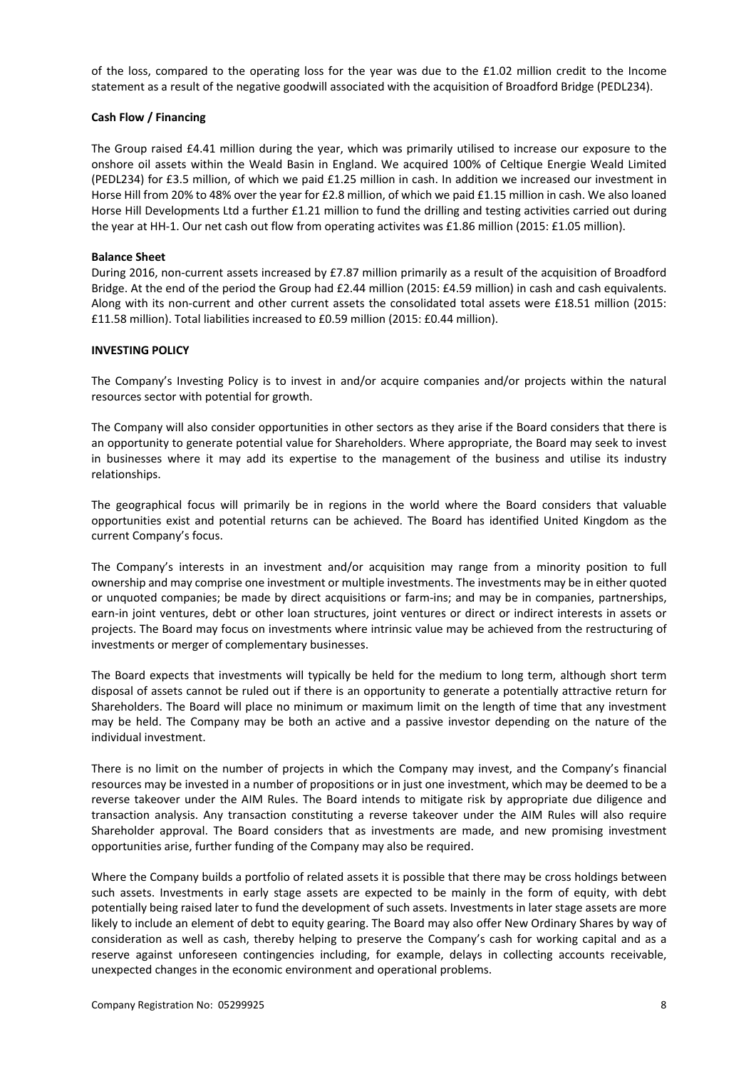of the loss, compared to the operating loss for the year was due to the £1.02 million credit to the Income statement as a result of the negative goodwill associated with the acquisition of Broadford Bridge (PEDL234).

**Cash Flow / Financing**

The Group raised £4.41 million during the year, which was primarily utilised to increase our exposure to the onshore oil assets within the Weald Basin in England. We acquired 100% of Celtique Energie Weald Limited (PEDL234) for £3.5 million, of which we paid £1.25 million in cash. In addition we increased our investment in Horse Hill from 20% to 48% over the year for £2.8 million, of which we paid £1.15 million in cash. We also loaned Horse Hill Developments Ltd a further £1.21 million to fund the drilling and testing activities carried out during the year at HH-1. Our net cash out flow from operating activites was £1.86 million (2015: £1.05 million).

**Balance Sheet**

During 2016, non-current assets increased by £7.87 million primarily as a result of the acquisition of Broadford Bridge. At the end of the period the Group had £2.44 million (2015: £4.59 million) in cash and cash equivalents. Along with its non-current and other current assets the consolidated total assets were £18.51 million (2015: £11.58 million). Total liabilities increased to £0.59 million (2015: £0.44 million).

**INVESTING POLICY**

The Company's Investing Policy is to invest in and/or acquire companies and/or projects within the natural resources sector with potential for growth.

The Company will also consider opportunities in other sectors as they arise if the Board considers that there is an opportunity to generate potential value for Shareholders. Where appropriate, the Board may seek to invest in businesses where it may add its expertise to the management of the business and utilise its industry relationships.

The geographical focus will primarily be in regions in the world where the Board considers that valuable opportunities exist and potential returns can be achieved. The Board has identified United Kingdom as the current Company's focus.

The Company's interests in an investment and/or acquisition may range from a minority position to full ownership and may comprise one investment or multiple investments. The investments may be in either quoted or unquoted companies; be made by direct acquisitions or farm-ins; and may be in companies, partnerships, earn-in joint ventures, debt or other loan structures, joint ventures or direct or indirect interests in assets or projects. The Board may focus on investments where intrinsic value may be achieved from the restructuring of investments or merger of complementary businesses.

The Board expects that investments will typically be held for the medium to long term, although short term disposal of assets cannot be ruled out if there is an opportunity to generate a potentially attractive return for Shareholders. The Board will place no minimum or maximum limit on the length of time that any investment may be held. The Company may be both an active and a passive investor depending on the nature of the individual investment.

There is no limit on the number of projects in which the Company may invest, and the Company's financial resources may be invested in a number of propositions or in just one investment, which may be deemed to be a reverse takeover under the AIM Rules. The Board intends to mitigate risk by appropriate due diligence and transaction analysis. Any transaction constituting a reverse takeover under the AIM Rules will also require Shareholder approval. The Board considers that as investments are made, and new promising investment opportunities arise, further funding of the Company may also be required.

Where the Company builds a portfolio of related assets it is possible that there may be cross holdings between such assets. Investments in early stage assets are expected to be mainly in the form of equity, with debt potentially being raised later to fund the development of such assets. Investments in later stage assets are more likely to include an element of debt to equity gearing. The Board may also offer New Ordinary Shares by way of consideration as well as cash, thereby helping to preserve the Company's cash for working capital and as a reserve against unforeseen contingencies including, for example, delays in collecting accounts receivable, unexpected changes in the economic environment and operational problems.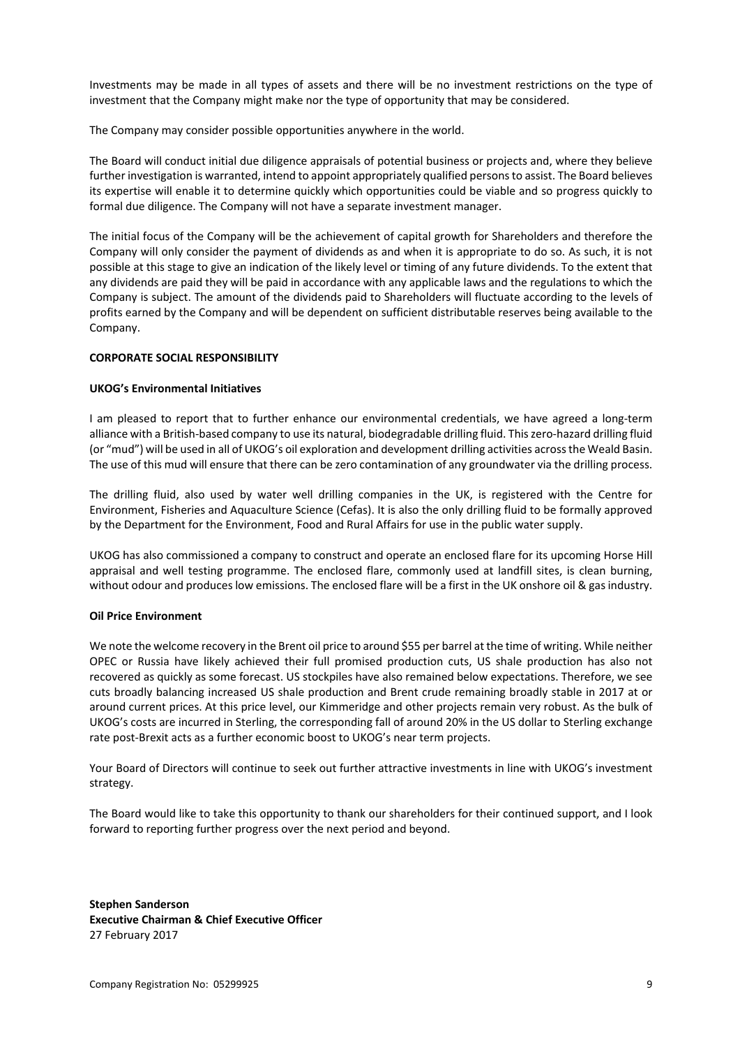Investments may be made in all types of assets and there will be no investment restrictions on the type of investment that the Company might make nor the type of opportunity that may be considered.

The Company may consider possible opportunities anywhere in the world.

The Board will conduct initial due diligence appraisals of potential business or projects and, where they believe further investigation is warranted, intend to appoint appropriately qualified persons to assist. The Board believes its expertise will enable it to determine quickly which opportunities could be viable and so progress quickly to formal due diligence. The Company will not have a separate investment manager.

The initial focus of the Company will be the achievement of capital growth for Shareholders and therefore the Company will only consider the payment of dividends as and when it is appropriate to do so. As such, it is not possible at this stage to give an indication of the likely level or timing of any future dividends. To the extent that any dividends are paid they will be paid in accordance with any applicable laws and the regulations to which the Company is subject. The amount of the dividends paid to Shareholders will fluctuate according to the levels of profits earned by the Company and will be dependent on sufficient distributable reserves being available to the Company.

**CORPORATE SOCIAL RESPONSIBILITY**

**UKOG's Environmental Initiatives**

I am pleased to report that to further enhance our environmental credentials, we have agreed a long-term alliance with a British-based company to use its natural, biodegradable drilling fluid. This zero-hazard drilling fluid (or "mud") will be used in all of UKOG's oil exploration and development drilling activities across the Weald Basin. The use of this mud will ensure that there can be zero contamination of any groundwater via the drilling process.

The drilling fluid, also used by water well drilling companies in the UK, is registered with the Centre for Environment, Fisheries and Aquaculture Science (Cefas). It is also the only drilling fluid to be formally approved by the Department for the Environment, Food and Rural Affairs for use in the public water supply.

UKOG has also commissioned a company to construct and operate an enclosed flare for its upcoming Horse Hill appraisal and well testing programme. The enclosed flare, commonly used at landfill sites, is clean burning, without odour and produces low emissions. The enclosed flare will be a first in the UK onshore oil & gas industry.

**Oil Price Environment**

We note the welcome recovery in the Brent oil price to around $55 per barrel at the time of writing. While neither OPEC or Russia have likely achieved their full promised production cuts, US shale production has also not recovered as quickly as some forecast. US stockpiles have also remained below expectations. Therefore, we see cuts broadly balancing increased US shale production and Brent crude remaining broadly stable in 2017 at or around current prices. At this price level, our Kimmeridge and other projects remain very robust. As the bulk of UKOG's costs are incurred in Sterling, the corresponding fall of around 20% in the US dollar to Sterling exchange rate post-Brexit acts as a further economic boost to UKOG's near term projects.

Your Board of Directors will continue to seek out further attractive investments in line with UKOG's investment strategy.

The Board would like to take this opportunity to thank our shareholders for their continued support, and I look forward to reporting further progress over the next period and beyond.

**Stephen Sanderson**
**Executive Chairman & Chief Executive Officer**
27 February 2017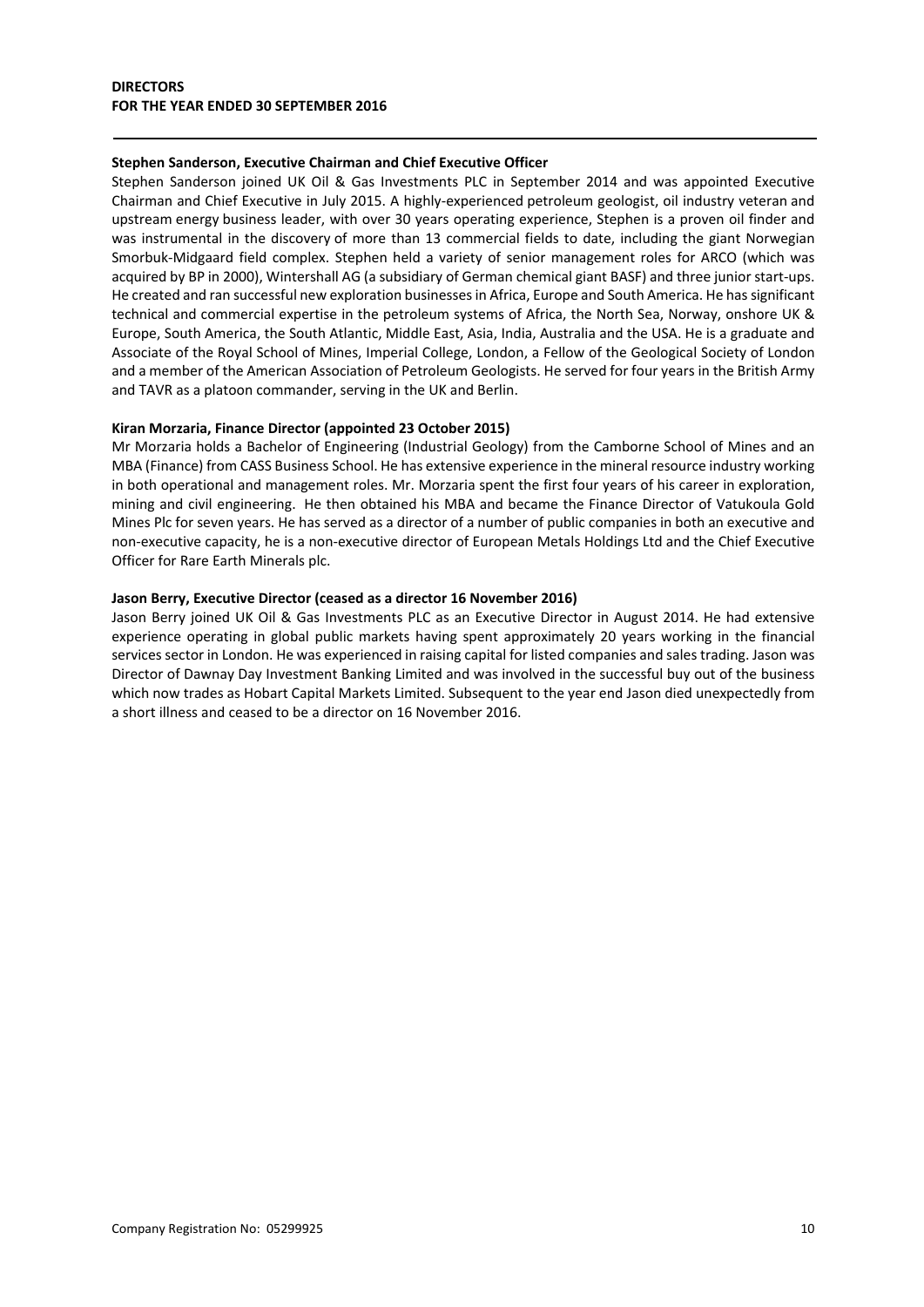**DIRECTORS**
**FOR THE YEAR ENDED 30 SEPTEMBER 2016**

**Stephen Sanderson, Executive Chairman and Chief Executive Officer**

Stephen Sanderson joined UK Oil & Gas Investments PLC in September 2014 and was appointed Executive Chairman and Chief Executive in July 2015. A highly-experienced petroleum geologist, oil industry veteran and upstream energy business leader, with over 30 years operating experience, Stephen is a proven oil finder and was instrumental in the discovery of more than 13 commercial fields to date, including the giant Norwegian Smorbuk-Midgaard field complex. Stephen held a variety of senior management roles for ARCO (which was acquired by BP in 2000), Wintershall AG (a subsidiary of German chemical giant BASF) and three junior start-ups. He created and ran successful new exploration businesses in Africa, Europe and South America. He has significant technical and commercial expertise in the petroleum systems of Africa, the North Sea, Norway, onshore UK & Europe, South America, the South Atlantic, Middle East, Asia, India, Australia and the USA. He is a graduate and Associate of the Royal School of Mines, Imperial College, London, a Fellow of the Geological Society of London and a member of the American Association of Petroleum Geologists. He served for four years in the British Army and TAVR as a platoon commander, serving in the UK and Berlin.

**Kiran Morzaria, Finance Director (appointed 23 October 2015)**

Mr Morzaria holds a Bachelor of Engineering (Industrial Geology) from the Camborne School of Mines and an MBA (Finance) from CASS Business School. He has extensive experience in the mineral resource industry working in both operational and management roles. Mr. Morzaria spent the first four years of his career in exploration, mining and civil engineering. He then obtained his MBA and became the Finance Director of Vatukoula Gold Mines Plc for seven years. He has served as a director of a number of public companies in both an executive and non-executive capacity, he is a non-executive director of European Metals Holdings Ltd and the Chief Executive Officer for Rare Earth Minerals plc.

**Jason Berry, Executive Director (ceased as a director 16 November 2016)**

Jason Berry joined UK Oil & Gas Investments PLC as an Executive Director in August 2014. He had extensive experience operating in global public markets having spent approximately 20 years working in the financial services sector in London. He was experienced in raising capital for listed companies and sales trading. Jason was Director of Dawnay Day Investment Banking Limited and was involved in the successful buy out of the business which now trades as Hobart Capital Markets Limited. Subsequent to the year end Jason died unexpectedly from a short illness and ceased to be a director on 16 November 2016.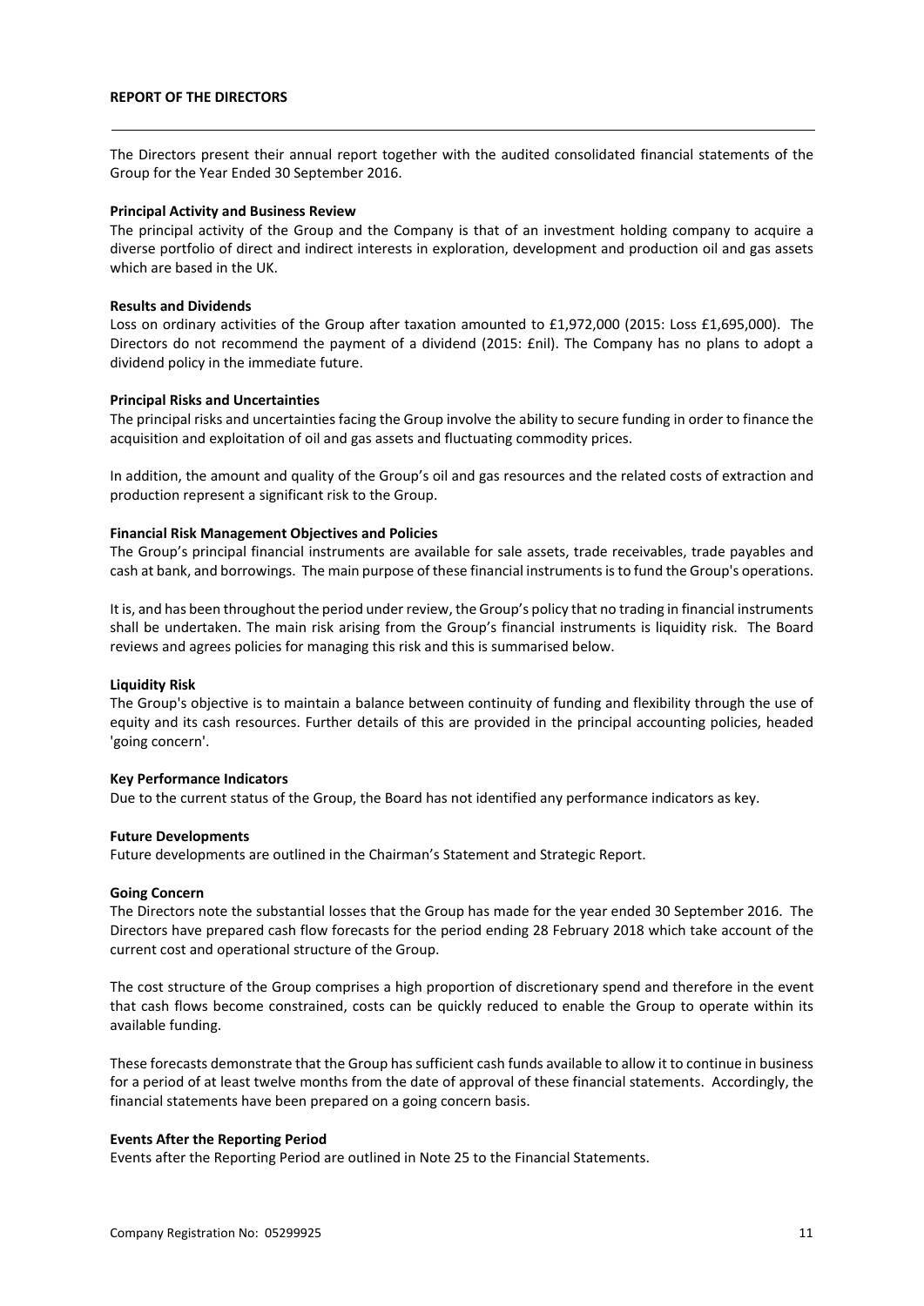# REPORT OF THE DIRECTORS

The Directors present their annual report together with the audited consolidated financial statements of the Group for the Year Ended 30 September 2016.

**Principal Activity and Business Review**

The principal activity of the Group and the Company is that of an investment holding company to acquire a diverse portfolio of direct and indirect interests in exploration, development and production oil and gas assets which are based in the UK.

**Results and Dividends**

Loss on ordinary activities of the Group after taxation amounted to £1,972,000 (2015: Loss £1,695,000). The Directors do not recommend the payment of a dividend (2015: £nil). The Company has no plans to adopt a dividend policy in the immediate future.

**Principal Risks and Uncertainties**

The principal risks and uncertainties facing the Group involve the ability to secure funding in order to finance the acquisition and exploitation of oil and gas assets and fluctuating commodity prices.

In addition, the amount and quality of the Group's oil and gas resources and the related costs of extraction and production represent a significant risk to the Group.

**Financial Risk Management Objectives and Policies**

The Group's principal financial instruments are available for sale assets, trade receivables, trade payables and cash at bank, and borrowings. The main purpose of these financial instruments is to fund the Group's operations.

It is, and has been throughout the period under review, the Group's policy that no trading in financial instruments shall be undertaken. The main risk arising from the Group's financial instruments is liquidity risk. The Board reviews and agrees policies for managing this risk and this is summarised below.

**Liquidity Risk**

The Group's objective is to maintain a balance between continuity of funding and flexibility through the use of equity and its cash resources. Further details of this are provided in the principal accounting policies, headed 'going concern'.

**Key Performance Indicators**

Due to the current status of the Group, the Board has not identified any performance indicators as key.

**Future Developments**

Future developments are outlined in the Chairman's Statement and Strategic Report.

**Going Concern**

The Directors note the substantial losses that the Group has made for the year ended 30 September 2016. The Directors have prepared cash flow forecasts for the period ending 28 February 2018 which take account of the current cost and operational structure of the Group.

The cost structure of the Group comprises a high proportion of discretionary spend and therefore in the event that cash flows become constrained, costs can be quickly reduced to enable the Group to operate within its available funding.

These forecasts demonstrate that the Group has sufficient cash funds available to allow it to continue in business for a period of at least twelve months from the date of approval of these financial statements. Accordingly, the financial statements have been prepared on a going concern basis.

**Events After the Reporting Period**

Events after the Reporting Period are outlined in Note 25 to the Financial Statements.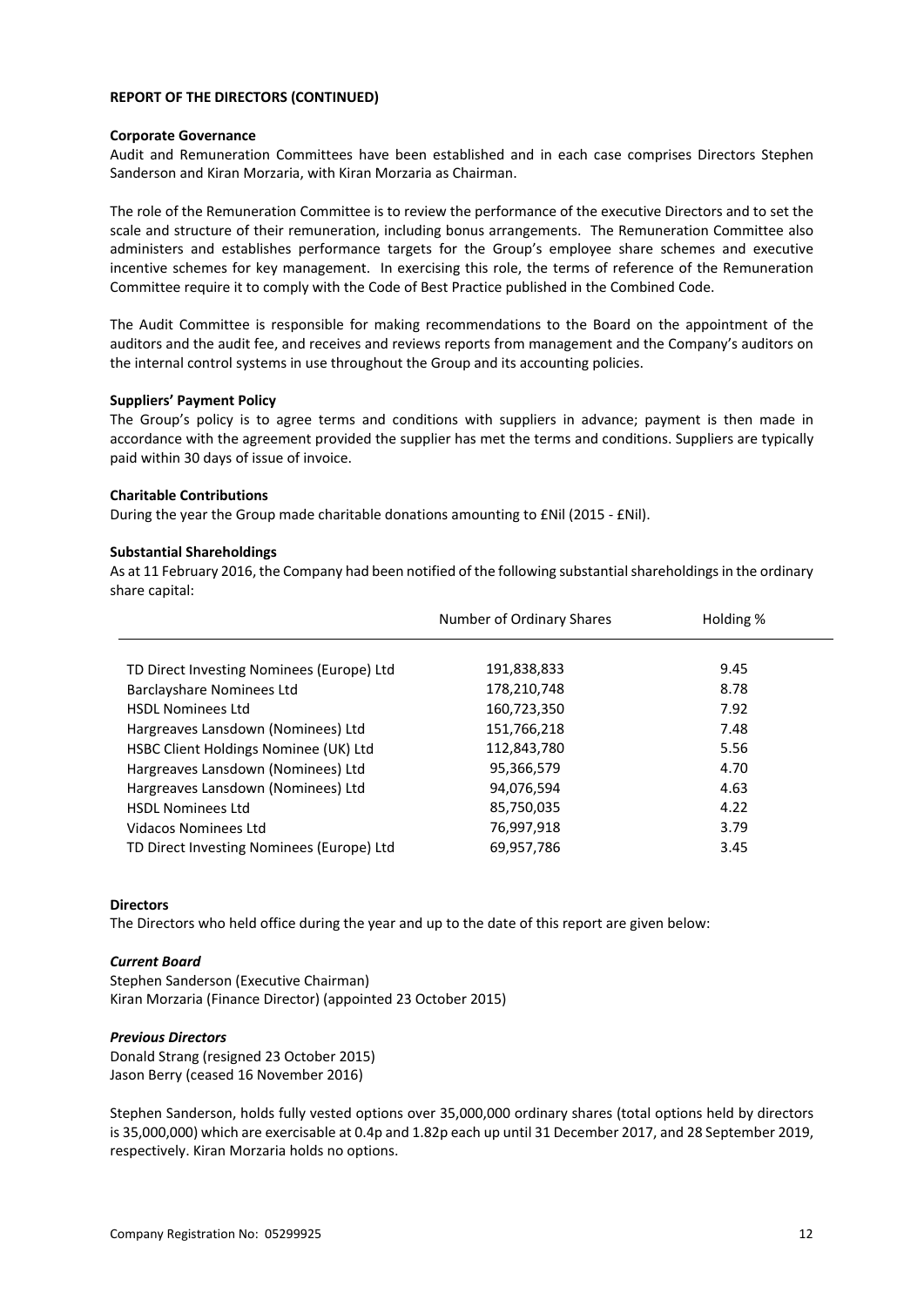**REPORT OF THE DIRECTORS (CONTINUED)**

**Corporate Governance**

Audit and Remuneration Committees have been established and in each case comprises Directors Stephen Sanderson and Kiran Morzaria, with Kiran Morzaria as Chairman.

The role of the Remuneration Committee is to review the performance of the executive Directors and to set the scale and structure of their remuneration, including bonus arrangements. The Remuneration Committee also administers and establishes performance targets for the Group's employee share schemes and executive incentive schemes for key management. In exercising this role, the terms of reference of the Remuneration Committee require it to comply with the Code of Best Practice published in the Combined Code.

The Audit Committee is responsible for making recommendations to the Board on the appointment of the auditors and the audit fee, and receives and reviews reports from management and the Company's auditors on the internal control systems in use throughout the Group and its accounting policies.

**Suppliers' Payment Policy**

The Group's policy is to agree terms and conditions with suppliers in advance; payment is then made in accordance with the agreement provided the supplier has met the terms and conditions. Suppliers are typically paid within 30 days of issue of invoice.

**Charitable Contributions**

During the year the Group made charitable donations amounting to £Nil (2015 - £Nil).

**Substantial Shareholdings**

As at 11 February 2016, the Company had been notified of the following substantial shareholdings in the ordinary share capital:

| | Number of Ordinary Shares | Holding % |
|---|---|---|
| TD Direct Investing Nominees (Europe) Ltd | 191,838,833 | 9.45 |
| Barclayshare Nominees Ltd | 178,210,748 | 8.78 |
| HSDL Nominees Ltd | 160,723,350 | 7.92 |
| Hargreaves Lansdown (Nominees) Ltd | 151,766,218 | 7.48 |
| HSBC Client Holdings Nominee (UK) Ltd | 112,843,780 | 5.56 |
| Hargreaves Lansdown (Nominees) Ltd | 95,366,579 | 4.70 |
| Hargreaves Lansdown (Nominees) Ltd | 94,076,594 | 4.63 |
| HSDL Nominees Ltd | 85,750,035 | 4.22 |
| Vidacos Nominees Ltd | 76,997,918 | 3.79 |
| TD Direct Investing Nominees (Europe) Ltd | 69,957,786 | 3.45 |

**Directors**

The Directors who held office during the year and up to the date of this report are given below:

***Current Board***

Stephen Sanderson (Executive Chairman)
Kiran Morzaria (Finance Director) (appointed 23 October 2015)

***Previous Directors***

Donald Strang (resigned 23 October 2015)
Jason Berry (ceased 16 November 2016)

Stephen Sanderson, holds fully vested options over 35,000,000 ordinary shares (total options held by directors is 35,000,000) which are exercisable at 0.4p and 1.82p each up until 31 December 2017, and 28 September 2019, respectively. Kiran Morzaria holds no options.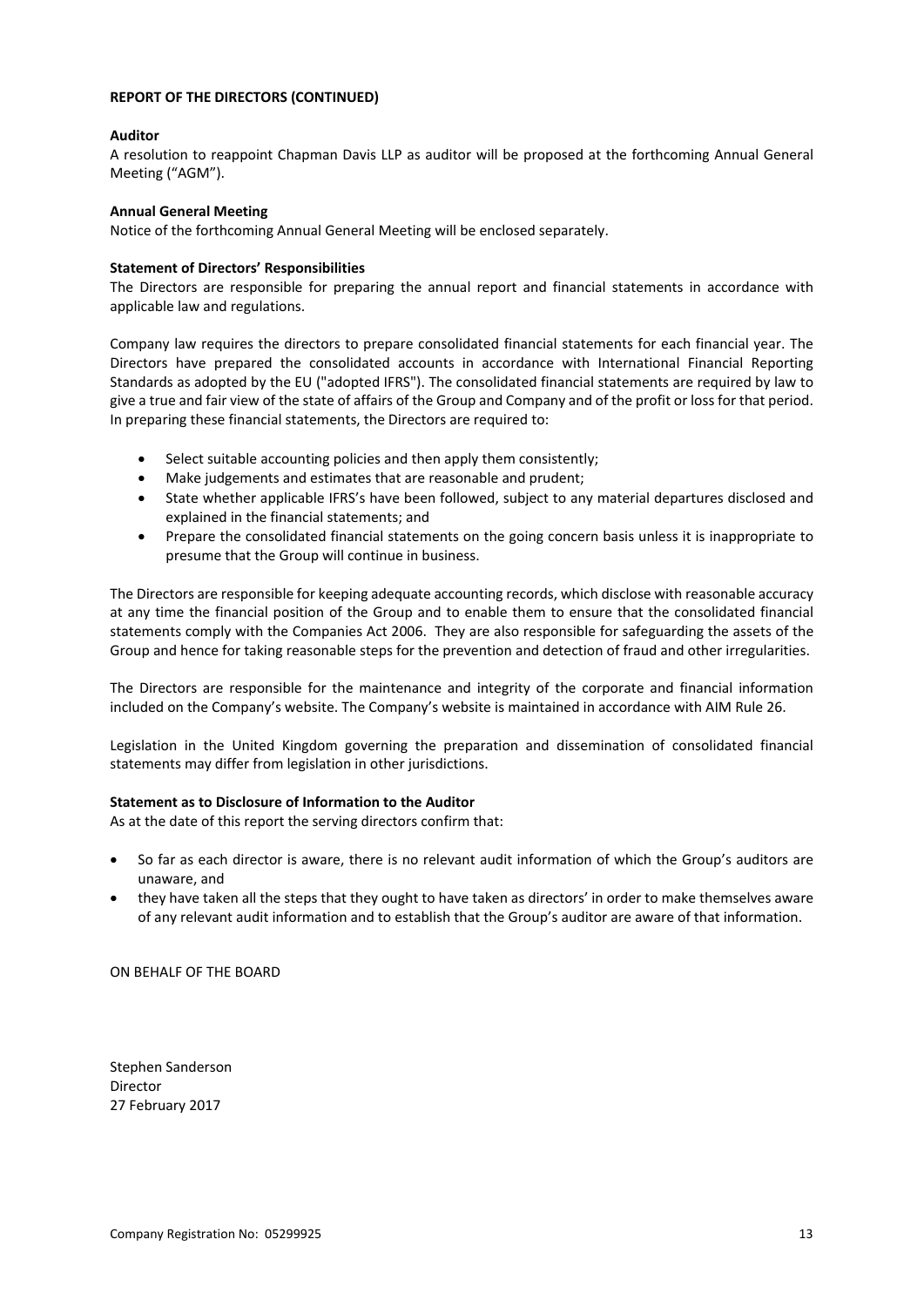**REPORT OF THE DIRECTORS (CONTINUED)**

**Auditor**

A resolution to reappoint Chapman Davis LLP as auditor will be proposed at the forthcoming Annual General Meeting ("AGM").

**Annual General Meeting**

Notice of the forthcoming Annual General Meeting will be enclosed separately.

**Statement of Directors' Responsibilities**

The Directors are responsible for preparing the annual report and financial statements in accordance with applicable law and regulations.

Company law requires the directors to prepare consolidated financial statements for each financial year. The Directors have prepared the consolidated accounts in accordance with International Financial Reporting Standards as adopted by the EU ("adopted IFRS"). The consolidated financial statements are required by law to give a true and fair view of the state of affairs of the Group and Company and of the profit or loss for that period. In preparing these financial statements, the Directors are required to:

- Select suitable accounting policies and then apply them consistently;
- Make judgements and estimates that are reasonable and prudent;
- State whether applicable IFRS's have been followed, subject to any material departures disclosed and explained in the financial statements; and
- Prepare the consolidated financial statements on the going concern basis unless it is inappropriate to presume that the Group will continue in business.

The Directors are responsible for keeping adequate accounting records, which disclose with reasonable accuracy at any time the financial position of the Group and to enable them to ensure that the consolidated financial statements comply with the Companies Act 2006. They are also responsible for safeguarding the assets of the Group and hence for taking reasonable steps for the prevention and detection of fraud and other irregularities.

The Directors are responsible for the maintenance and integrity of the corporate and financial information included on the Company's website. The Company's website is maintained in accordance with AIM Rule 26.

Legislation in the United Kingdom governing the preparation and dissemination of consolidated financial statements may differ from legislation in other jurisdictions.

**Statement as to Disclosure of Information to the Auditor**

As at the date of this report the serving directors confirm that:

- So far as each director is aware, there is no relevant audit information of which the Group's auditors are unaware, and
- they have taken all the steps that they ought to have taken as directors' in order to make themselves aware of any relevant audit information and to establish that the Group's auditor are aware of that information.

ON BEHALF OF THE BOARD

Stephen Sanderson
Director
27 February 2017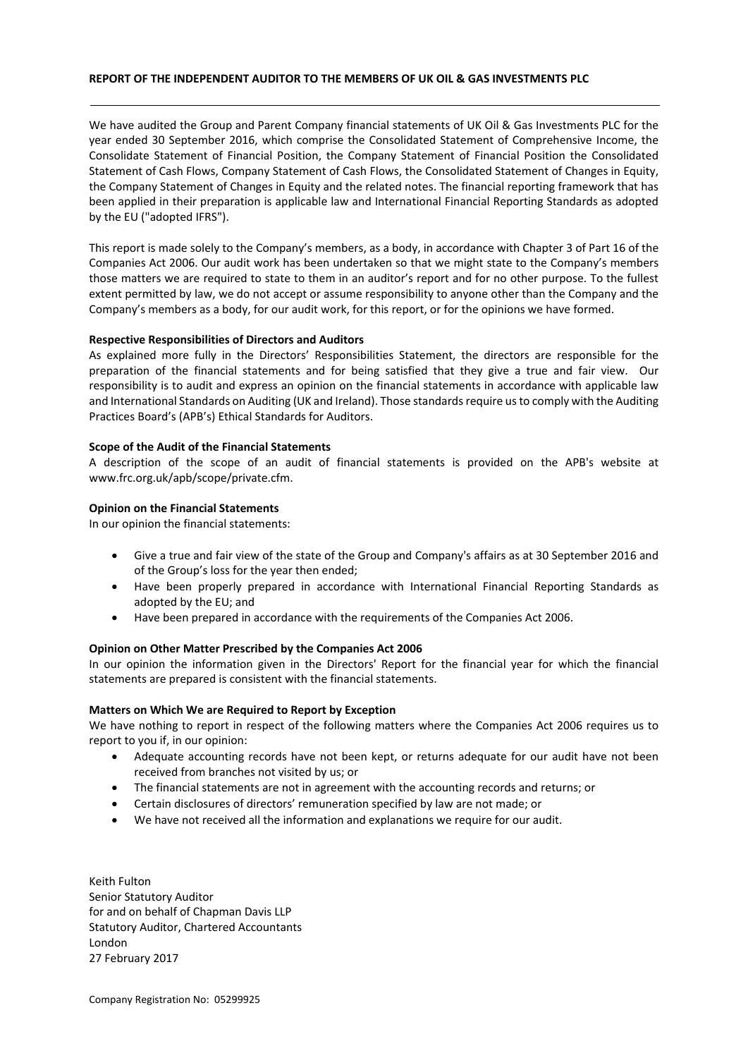## REPORT OF THE INDEPENDENT AUDITOR TO THE MEMBERS OF UK OIL & GAS INVESTMENTS PLC

We have audited the Group and Parent Company financial statements of UK Oil & Gas Investments PLC for the year ended 30 September 2016, which comprise the Consolidated Statement of Comprehensive Income, the Consolidate Statement of Financial Position, the Company Statement of Financial Position the Consolidated Statement of Cash Flows, Company Statement of Cash Flows, the Consolidated Statement of Changes in Equity, the Company Statement of Changes in Equity and the related notes. The financial reporting framework that has been applied in their preparation is applicable law and International Financial Reporting Standards as adopted by the EU ("adopted IFRS").

This report is made solely to the Company's members, as a body, in accordance with Chapter 3 of Part 16 of the Companies Act 2006. Our audit work has been undertaken so that we might state to the Company's members those matters we are required to state to them in an auditor's report and for no other purpose. To the fullest extent permitted by law, we do not accept or assume responsibility to anyone other than the Company and the Company's members as a body, for our audit work, for this report, or for the opinions we have formed.

**Respective Responsibilities of Directors and Auditors**

As explained more fully in the Directors' Responsibilities Statement, the directors are responsible for the preparation of the financial statements and for being satisfied that they give a true and fair view. Our responsibility is to audit and express an opinion on the financial statements in accordance with applicable law and International Standards on Auditing (UK and Ireland). Those standards require us to comply with the Auditing Practices Board's (APB's) Ethical Standards for Auditors.

**Scope of the Audit of the Financial Statements**

A description of the scope of an audit of financial statements is provided on the APB's website at www.frc.org.uk/apb/scope/private.cfm.

**Opinion on the Financial Statements**

In our opinion the financial statements:

- Give a true and fair view of the state of the Group and Company's affairs as at 30 September 2016 and of the Group's loss for the year then ended;
- Have been properly prepared in accordance with International Financial Reporting Standards as adopted by the EU; and
- Have been prepared in accordance with the requirements of the Companies Act 2006.

**Opinion on Other Matter Prescribed by the Companies Act 2006**

In our opinion the information given in the Directors' Report for the financial year for which the financial statements are prepared is consistent with the financial statements.

**Matters on Which We are Required to Report by Exception**

We have nothing to report in respect of the following matters where the Companies Act 2006 requires us to report to you if, in our opinion:

- Adequate accounting records have not been kept, or returns adequate for our audit have not been received from branches not visited by us; or
- The financial statements are not in agreement with the accounting records and returns; or
- Certain disclosures of directors' remuneration specified by law are not made; or
- We have not received all the information and explanations we require for our audit.

Keith Fulton
Senior Statutory Auditor
for and on behalf of Chapman Davis LLP
Statutory Auditor, Chartered Accountants
London
27 February 2017

Company Registration No: 05299925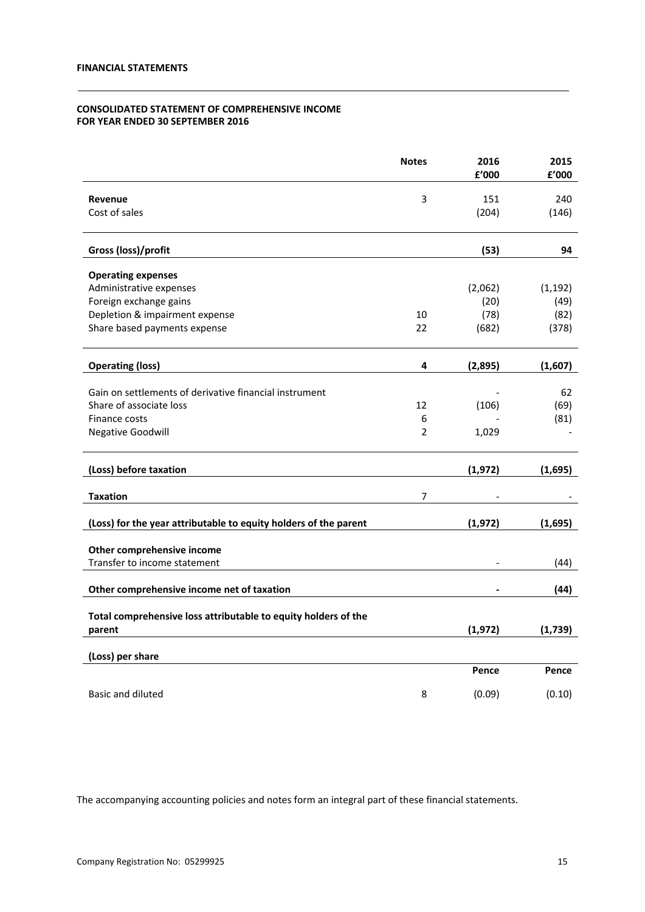**FINANCIAL STATEMENTS**

**CONSOLIDATED STATEMENT OF COMPREHENSIVE INCOME**
**FOR YEAR ENDED 30 SEPTEMBER 2016**

| | Notes | 2016 £'000 | 2015 £'000 |
|---|---|---|---|
| **Revenue** | 3 | 151 | 240 |
| Cost of sales | | (204) | (146) |
| **Gross (loss)/profit** | | **(53)** | **94** |
| **Operating expenses** | | | |
| Administrative expenses | | (2,062) | (1,192) |
| Foreign exchange gains | | (20) | (49) |
| Depletion & impairment expense | 10 | (78) | (82) |
| Share based payments expense | 22 | (682) | (378) |
| **Operating (loss)** | **4** | **(2,895)** | **(1,607)** |
| Gain on settlements of derivative financial instrument | | - | 62 |
| Share of associate loss | 12 | (106) | (69) |
| Finance costs | 6 | - | (81) |
| Negative Goodwill | 2 | 1,029 | - |
| **(Loss) before taxation** | | **(1,972)** | **(1,695)** |
| **Taxation** | 7 | - | - |
| **(Loss) for the year attributable to equity holders of the parent** | | **(1,972)** | **(1,695)** |
| **Other comprehensive income** | | | |
| Transfer to income statement | | - | (44) |
| **Other comprehensive income net of taxation** | | **-** | **(44)** |
| **Total comprehensive loss attributable to equity holders of the parent** | | **(1,972)** | **(1,739)** |
| **(Loss) per share** | | | |
| | | **Pence** | **Pence** |
| Basic and diluted | 8 | (0.09) | (0.10) |

The accompanying accounting policies and notes form an integral part of these financial statements.

Company Registration No: 05299925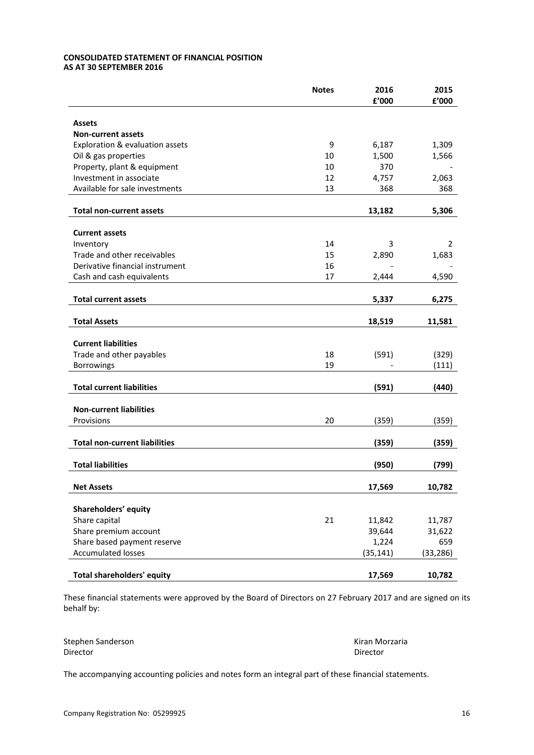**CONSOLIDATED STATEMENT OF FINANCIAL POSITION**
**AS AT 30 SEPTEMBER 2016**

| | Notes | 2016<br>£'000 | 2015<br>£'000 |
|---|---|---|---|
| **Assets** | | | |
| **Non-current assets** | | | |
| Exploration & evaluation assets | 9 | 6,187 | 1,309 |
| Oil & gas properties | 10 | 1,500 | 1,566 |
| Property, plant & equipment | 10 | 370 | - |
| Investment in associate | 12 | 4,757 | 2,063 |
| Available for sale investments | 13 | 368 | 368 |
| **Total non-current assets** | | **13,182** | **5,306** |
| **Current assets** | | | |
| Inventory | 14 | 3 | 2 |
| Trade and other receivables | 15 | 2,890 | 1,683 |
| Derivative financial instrument | 16 | - | - |
| Cash and cash equivalents | 17 | 2,444 | 4,590 |
| **Total current assets** | | **5,337** | **6,275** |
| **Total Assets** | | **18,519** | **11,581** |
| **Current liabilities** | | | |
| Trade and other payables | 18 | (591) | (329) |
| Borrowings | 19 | - | (111) |
| **Total current liabilities** | | **(591)** | **(440)** |
| **Non-current liabilities** | | | |
| Provisions | 20 | (359) | (359) |
| **Total non-current liabilities** | | **(359)** | **(359)** |
| **Total liabilities** | | **(950)** | **(799)** |
| **Net Assets** | | **17,569** | **10,782** |
| **Shareholders' equity** | | | |
| Share capital | 21 | 11,842 | 11,787 |
| Share premium account | | 39,644 | 31,622 |
| Share based payment reserve | | 1,224 | 659 |
| Accumulated losses | | (35,141) | (33,286) |
| **Total shareholders' equity** | | **17,569** | **10,782** |

These financial statements were approved by the Board of Directors on 27 February 2017 and are signed on its behalf by:

Stephen Sanderson
Director

Kiran Morzaria
Director

The accompanying accounting policies and notes form an integral part of these financial statements.

Company Registration No: 05299925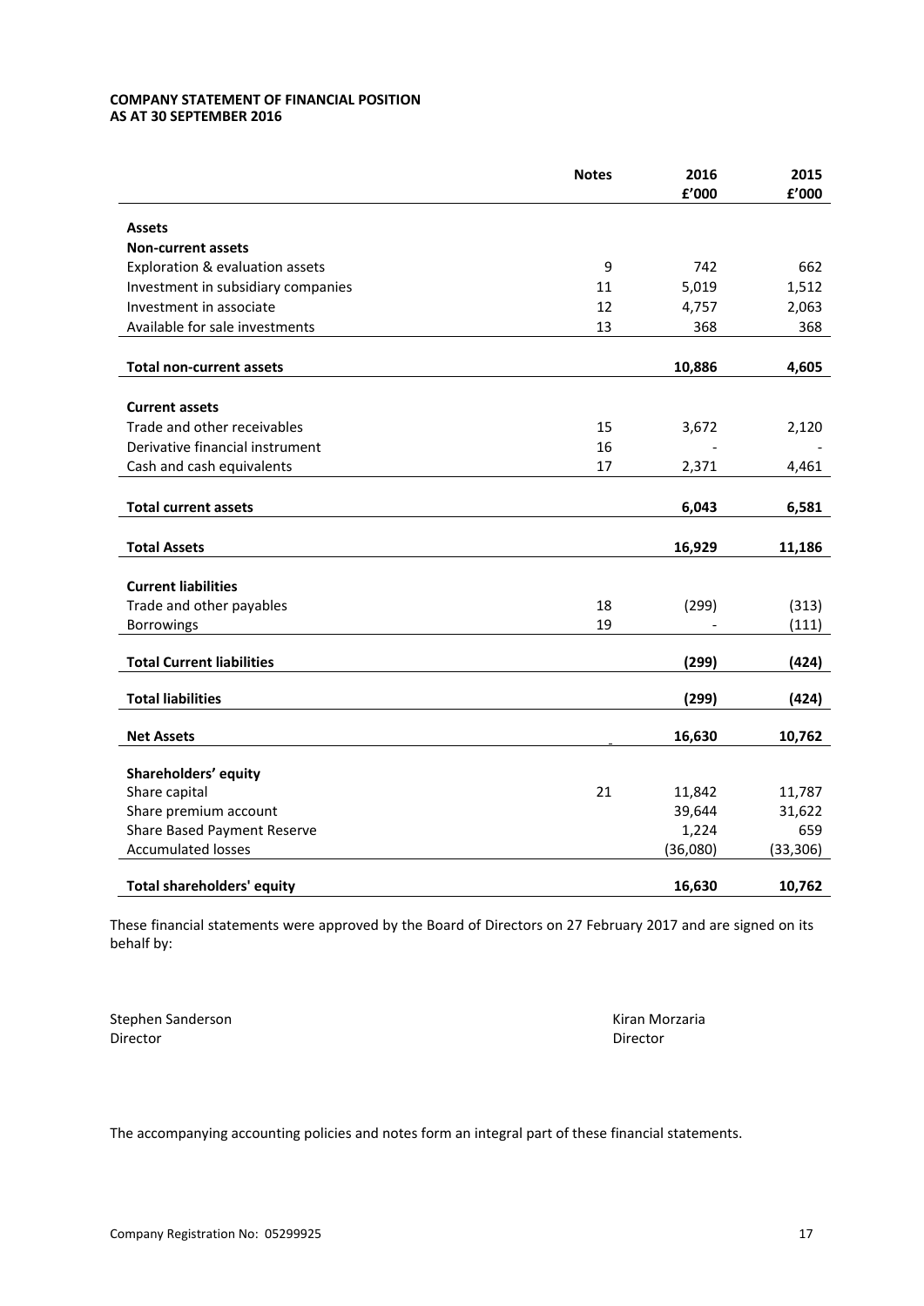**COMPANY STATEMENT OF FINANCIAL POSITION**
**AS AT 30 SEPTEMBER 2016**

| | Notes | 2016 £'000 | 2015 £'000 |
|---|---|---|---|
| **Assets** | | | |
| **Non-current assets** | | | |
| Exploration & evaluation assets | 9 | 742 | 662 |
| Investment in subsidiary companies | 11 | 5,019 | 1,512 |
| Investment in associate | 12 | 4,757 | 2,063 |
| Available for sale investments | 13 | 368 | 368 |
| **Total non-current assets** | | **10,886** | **4,605** |
| **Current assets** | | | |
| Trade and other receivables | 15 | 3,672 | 2,120 |
| Derivative financial instrument | 16 | - | - |
| Cash and cash equivalents | 17 | 2,371 | 4,461 |
| **Total current assets** | | **6,043** | **6,581** |
| **Total Assets** | | **16,929** | **11,186** |
| **Current liabilities** | | | |
| Trade and other payables | 18 | (299) | (313) |
| Borrowings | 19 | - | (111) |
| **Total Current liabilities** | | **(299)** | **(424)** |
| **Total liabilities** | | **(299)** | **(424)** |
| **Net Assets** | | **16,630** | **10,762** |
| **Shareholders' equity** | | | |
| Share capital | 21 | 11,842 | 11,787 |
| Share premium account | | 39,644 | 31,622 |
| Share Based Payment Reserve | | 1,224 | 659 |
| Accumulated losses | | (36,080) | (33,306) |
| **Total shareholders' equity** | | **16,630** | **10,762** |

These financial statements were approved by the Board of Directors on 27 February 2017 and are signed on its behalf by:

Stephen Sanderson
Director

Kiran Morzaria
Director

The accompanying accounting policies and notes form an integral part of these financial statements.

Company Registration No: 05299925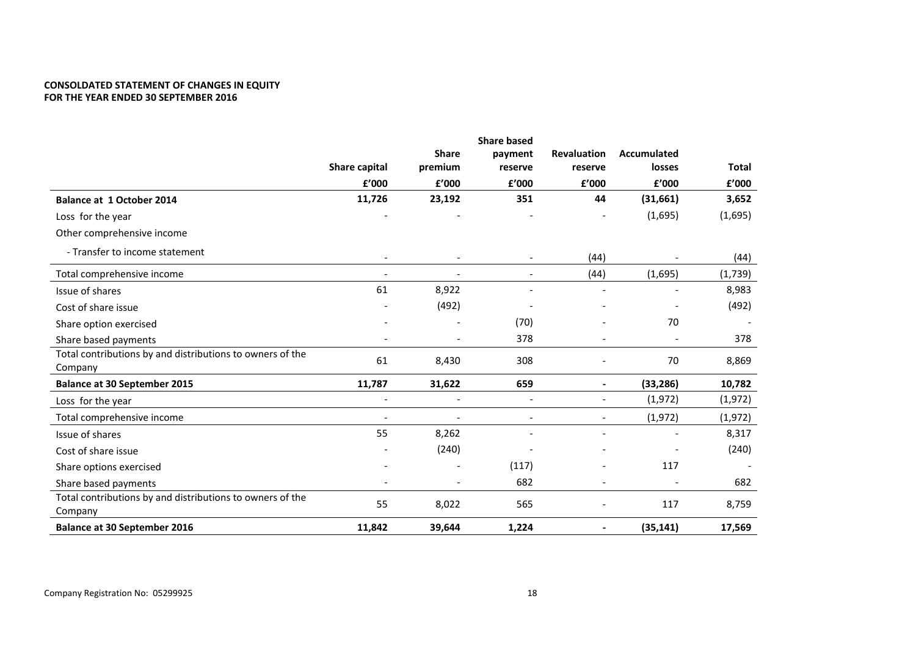**CONSOLDATED STATEMENT OF CHANGES IN EQUITY**
**FOR THE YEAR ENDED 30 SEPTEMBER 2016**

| | Share capital | Share premium | Share based payment reserve | Revaluation reserve | Accumulated losses | Total |
|---|---|---|---|---|---|---|
| | £'000 | £'000 | £'000 | £'000 | £'000 | £'000 |
| **Balance at 1 October 2014** | **11,726** | **23,192** | **351** | **44** | **(31,661)** | **3,652** |
| Loss for the year | - | - | - | - | (1,695) | (1,695) |
| Other comprehensive income | | | | | | |
| - Transfer to income statement | - | - | - | (44) | - | (44) |
| Total comprehensive income | - | - | - | (44) | (1,695) | (1,739) |
| Issue of shares | 61 | 8,922 | - | - | - | 8,983 |
| Cost of share issue | - | (492) | - | - | - | (492) |
| Share option exercised | - | - | (70) | - | 70 | - |
| Share based payments | - | - | 378 | - | - | 378 |
| Total contributions by and distributions to owners of the Company | 61 | 8,430 | 308 | - | 70 | 8,869 |
| **Balance at 30 September 2015** | **11,787** | **31,622** | **659** | **-** | **(33,286)** | **10,782** |
| Loss for the year | - | - | - | - | (1,972) | (1,972) |
| Total comprehensive income | - | - | - | - | (1,972) | (1,972) |
| Issue of shares | 55 | 8,262 | - | - | - | 8,317 |
| Cost of share issue | - | (240) | - | - | - | (240) |
| Share options exercised | - | - | (117) | - | 117 | - |
| Share based payments | - | - | 682 | - | - | 682 |
| Total contributions by and distributions to owners of the Company | 55 | 8,022 | 565 | - | 117 | 8,759 |
| **Balance at 30 September 2016** | **11,842** | **39,644** | **1,224** | **-** | **(35,141)** | **17,569** |

Company Registration No: 05299925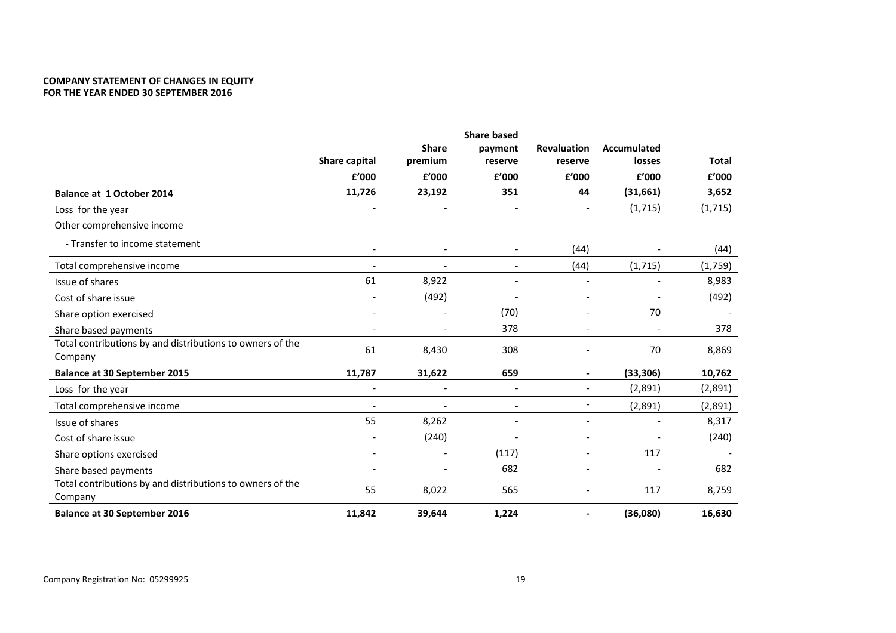**COMPANY STATEMENT OF CHANGES IN EQUITY**
**FOR THE YEAR ENDED 30 SEPTEMBER 2016**

| | Share capital | Share premium | Share based payment reserve | Revaluation reserve | Accumulated losses | Total |
|---|---|---|---|---|---|---|
| | £'000 | £'000 | £'000 | £'000 | £'000 | £'000 |
| **Balance at 1 October 2014** | **11,726** | **23,192** | **351** | **44** | **(31,661)** | **3,652** |
| Loss for the year | - | - | - | - | (1,715) | (1,715) |
| Other comprehensive income | | | | | | |
| - Transfer to income statement | - | - | - | (44) | - | (44) |
| Total comprehensive income | - | - | - | (44) | (1,715) | (1,759) |
| Issue of shares | 61 | 8,922 | - | - | - | 8,983 |
| Cost of share issue | - | (492) | - | - | - | (492) |
| Share option exercised | - | - | (70) | - | 70 | - |
| Share based payments | - | - | 378 | - | - | 378 |
| Total contributions by and distributions to owners of the Company | 61 | 8,430 | 308 | - | 70 | 8,869 |
| **Balance at 30 September 2015** | **11,787** | **31,622** | **659** | **-** | **(33,306)** | **10,762** |
| Loss for the year | - | - | - | - | (2,891) | (2,891) |
| Total comprehensive income | - | - | - | - | (2,891) | (2,891) |
| Issue of shares | 55 | 8,262 | - | - | - | 8,317 |
| Cost of share issue | - | (240) | - | - | - | (240) |
| Share options exercised | - | - | (117) | - | 117 | - |
| Share based payments | - | - | 682 | - | - | 682 |
| Total contributions by and distributions to owners of the Company | 55 | 8,022 | 565 | - | 117 | 8,759 |
| **Balance at 30 September 2016** | **11,842** | **39,644** | **1,224** | **-** | **(36,080)** | **16,630** |

Company Registration No: 05299925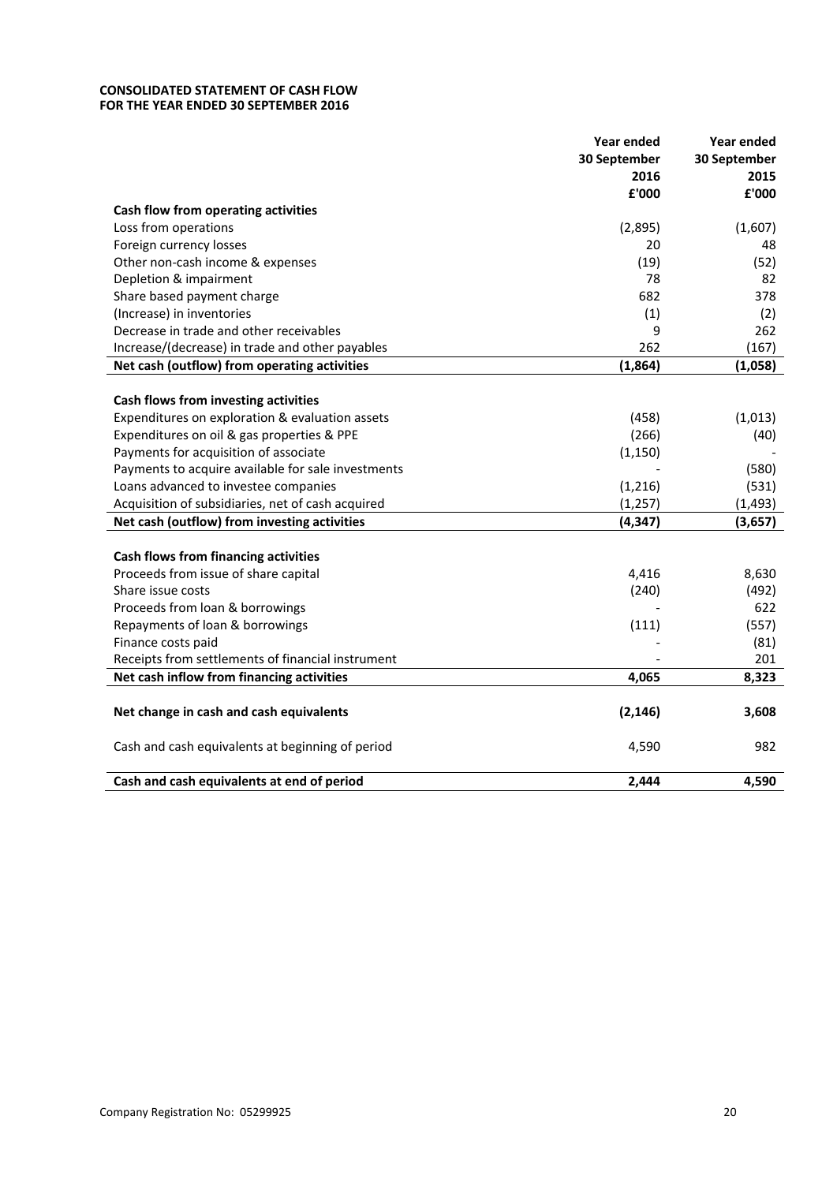**CONSOLIDATED STATEMENT OF CASH FLOW**
**FOR THE YEAR ENDED 30 SEPTEMBER 2016**

| | Year ended 30 September 2016 £'000 | Year ended 30 September 2015 £'000 |
|---|---|---|
| **Cash flow from operating activities** | | |
| Loss from operations | (2,895) | (1,607) |
| Foreign currency losses | 20 | 48 |
| Other non-cash income & expenses | (19) | (52) |
| Depletion & impairment | 78 | 82 |
| Share based payment charge | 682 | 378 |
| (Increase) in inventories | (1) | (2) |
| Decrease in trade and other receivables | 9 | 262 |
| Increase/(decrease) in trade and other payables | 262 | (167) |
| **Net cash (outflow) from operating activities** | **(1,864)** | **(1,058)** |
| | | |
| **Cash flows from investing activities** | | |
| Expenditures on exploration & evaluation assets | (458) | (1,013) |
| Expenditures on oil & gas properties & PPE | (266) | (40) |
| Payments for acquisition of associate | (1,150) | - |
| Payments to acquire available for sale investments | - | (580) |
| Loans advanced to investee companies | (1,216) | (531) |
| Acquisition of subsidiaries, net of cash acquired | (1,257) | (1,493) |
| **Net cash (outflow) from investing activities** | **(4,347)** | **(3,657)** |
| | | |
| **Cash flows from financing activities** | | |
| Proceeds from issue of share capital | 4,416 | 8,630 |
| Share issue costs | (240) | (492) |
| Proceeds from loan & borrowings | - | 622 |
| Repayments of loan & borrowings | (111) | (557) |
| Finance costs paid | - | (81) |
| Receipts from settlements of financial instrument | - | 201 |
| **Net cash inflow from financing activities** | **4,065** | **8,323** |
| | | |
| **Net change in cash and cash equivalents** | **(2,146)** | **3,608** |
| | | |
| Cash and cash equivalents at beginning of period | 4,590 | 982 |
| | | |
| **Cash and cash equivalents at end of period** | **2,444** | **4,590** |

Company Registration No: 05299925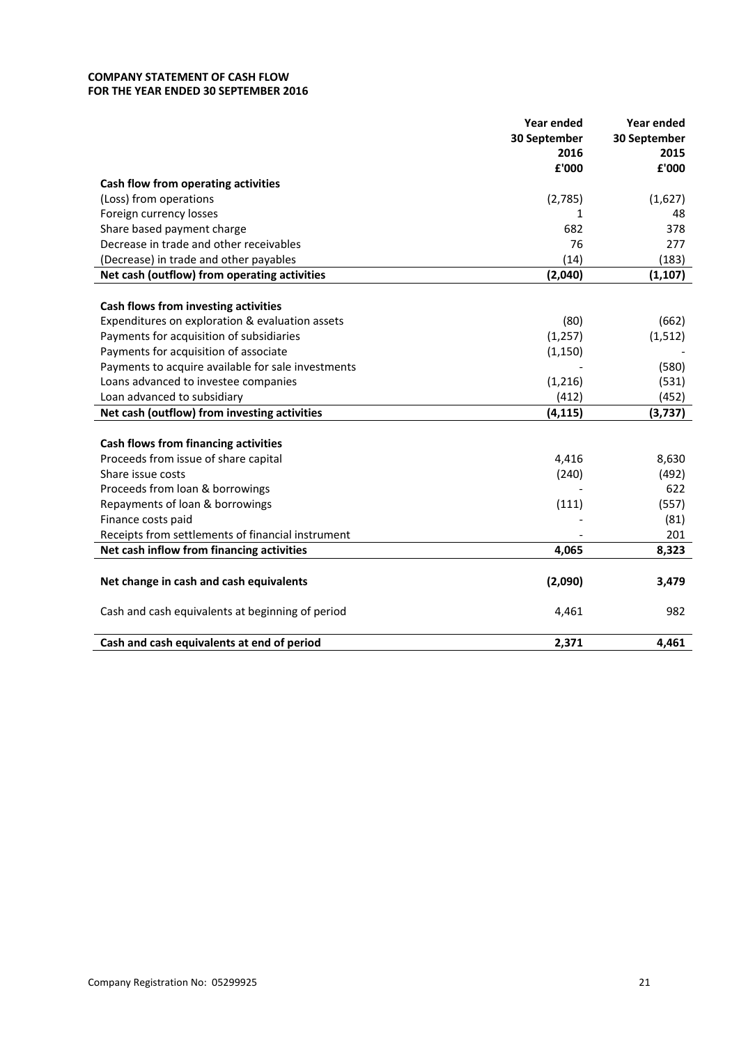**COMPANY STATEMENT OF CASH FLOW**
**FOR THE YEAR ENDED 30 SEPTEMBER 2016**

| | Year ended 30 September 2016 £'000 | Year ended 30 September 2015 £'000 |
|---|---|---|
| **Cash flow from operating activities** | | |
| (Loss) from operations | (2,785) | (1,627) |
| Foreign currency losses | 1 | 48 |
| Share based payment charge | 682 | 378 |
| Decrease in trade and other receivables | 76 | 277 |
| (Decrease) in trade and other payables | (14) | (183) |
| **Net cash (outflow) from operating activities** | **(2,040)** | **(1,107)** |
| | | |
| **Cash flows from investing activities** | | |
| Expenditures on exploration & evaluation assets | (80) | (662) |
| Payments for acquisition of subsidiaries | (1,257) | (1,512) |
| Payments for acquisition of associate | (1,150) | - |
| Payments to acquire available for sale investments | - | (580) |
| Loans advanced to investee companies | (1,216) | (531) |
| Loan advanced to subsidiary | (412) | (452) |
| **Net cash (outflow) from investing activities** | **(4,115)** | **(3,737)** |
| | | |
| **Cash flows from financing activities** | | |
| Proceeds from issue of share capital | 4,416 | 8,630 |
| Share issue costs | (240) | (492) |
| Proceeds from loan & borrowings | - | 622 |
| Repayments of loan & borrowings | (111) | (557) |
| Finance costs paid | - | (81) |
| Receipts from settlements of financial instrument | - | 201 |
| **Net cash inflow from financing activities** | **4,065** | **8,323** |
| | | |
| **Net change in cash and cash equivalents** | **(2,090)** | **3,479** |
| | | |
| Cash and cash equivalents at beginning of period | 4,461 | 982 |
| | | |
| **Cash and cash equivalents at end of period** | **2,371** | **4,461** |

Company Registration No: 05299925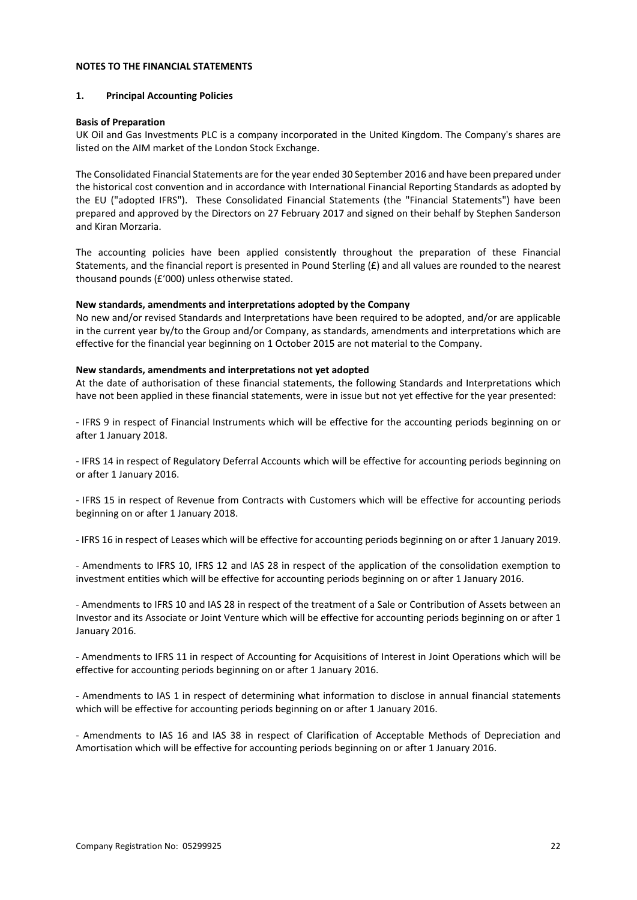## NOTES TO THE FINANCIAL STATEMENTS

### 1. Principal Accounting Policies

**Basis of Preparation**

UK Oil and Gas Investments PLC is a company incorporated in the United Kingdom. The Company's shares are listed on the AIM market of the London Stock Exchange.

The Consolidated Financial Statements are for the year ended 30 September 2016 and have been prepared under the historical cost convention and in accordance with International Financial Reporting Standards as adopted by the EU ("adopted IFRS"). These Consolidated Financial Statements (the "Financial Statements") have been prepared and approved by the Directors on 27 February 2017 and signed on their behalf by Stephen Sanderson and Kiran Morzaria.

The accounting policies have been applied consistently throughout the preparation of these Financial Statements, and the financial report is presented in Pound Sterling (£) and all values are rounded to the nearest thousand pounds (£'000) unless otherwise stated.

**New standards, amendments and interpretations adopted by the Company**

No new and/or revised Standards and Interpretations have been required to be adopted, and/or are applicable in the current year by/to the Group and/or Company, as standards, amendments and interpretations which are effective for the financial year beginning on 1 October 2015 are not material to the Company.

**New standards, amendments and interpretations not yet adopted**

At the date of authorisation of these financial statements, the following Standards and Interpretations which have not been applied in these financial statements, were in issue but not yet effective for the year presented:

- IFRS 9 in respect of Financial Instruments which will be effective for the accounting periods beginning on or after 1 January 2018.

- IFRS 14 in respect of Regulatory Deferral Accounts which will be effective for accounting periods beginning on or after 1 January 2016.

- IFRS 15 in respect of Revenue from Contracts with Customers which will be effective for accounting periods beginning on or after 1 January 2018.

- IFRS 16 in respect of Leases which will be effective for accounting periods beginning on or after 1 January 2019.

- Amendments to IFRS 10, IFRS 12 and IAS 28 in respect of the application of the consolidation exemption to investment entities which will be effective for accounting periods beginning on or after 1 January 2016.

- Amendments to IFRS 10 and IAS 28 in respect of the treatment of a Sale or Contribution of Assets between an Investor and its Associate or Joint Venture which will be effective for accounting periods beginning on or after 1 January 2016.

- Amendments to IFRS 11 in respect of Accounting for Acquisitions of Interest in Joint Operations which will be effective for accounting periods beginning on or after 1 January 2016.

- Amendments to IAS 1 in respect of determining what information to disclose in annual financial statements which will be effective for accounting periods beginning on or after 1 January 2016.

- Amendments to IAS 16 and IAS 38 in respect of Clarification of Acceptable Methods of Depreciation and Amortisation which will be effective for accounting periods beginning on or after 1 January 2016.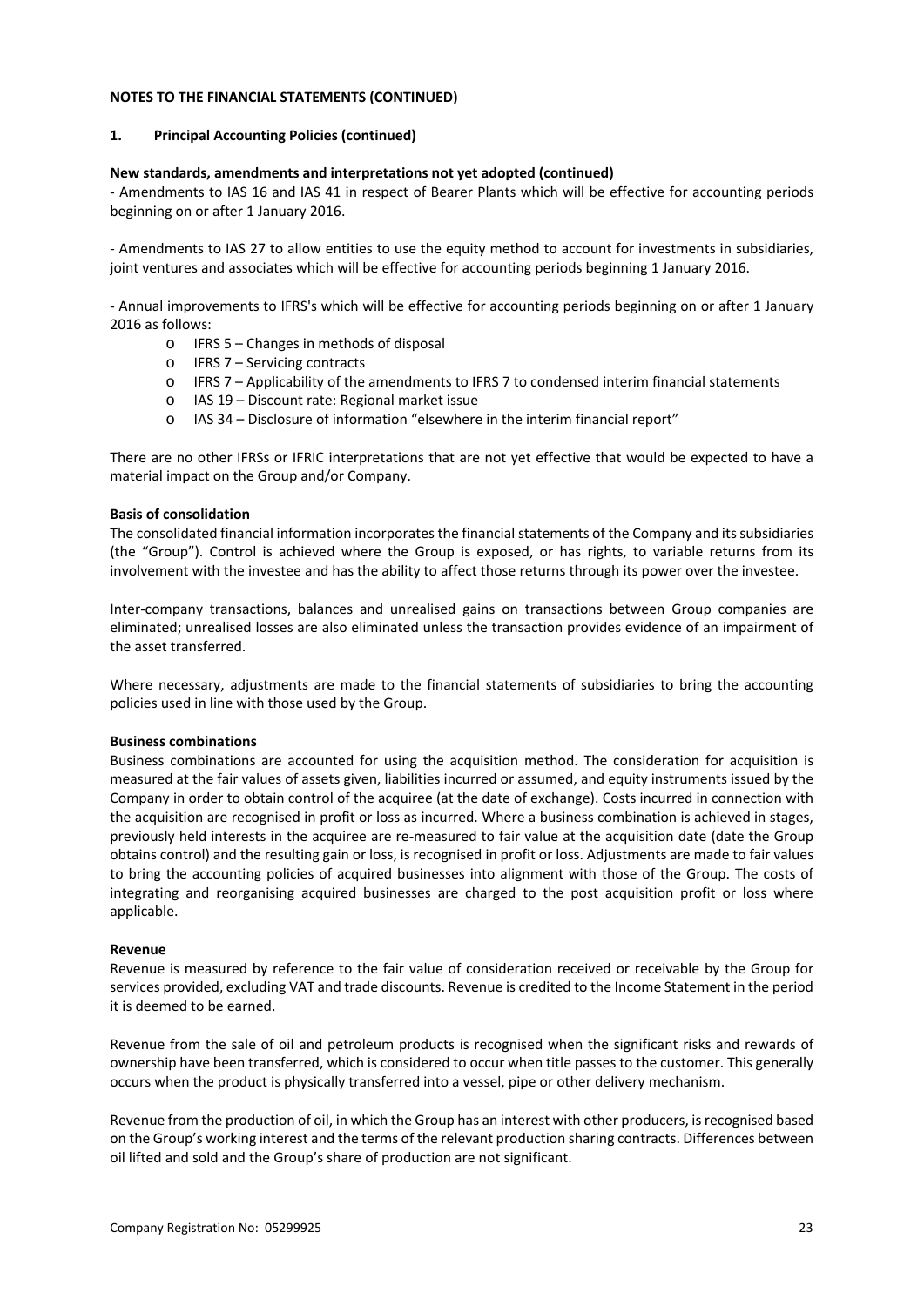**NOTES TO THE FINANCIAL STATEMENTS (CONTINUED)**

**1. Principal Accounting Policies (continued)**

**New standards, amendments and interpretations not yet adopted (continued)**

- Amendments to IAS 16 and IAS 41 in respect of Bearer Plants which will be effective for accounting periods beginning on or after 1 January 2016.

- Amendments to IAS 27 to allow entities to use the equity method to account for investments in subsidiaries, joint ventures and associates which will be effective for accounting periods beginning 1 January 2016.

- Annual improvements to IFRS's which will be effective for accounting periods beginning on or after 1 January 2016 as follows:
    - IFRS 5 – Changes in methods of disposal
    - IFRS 7 – Servicing contracts
    - IFRS 7 – Applicability of the amendments to IFRS 7 to condensed interim financial statements
    - IAS 19 – Discount rate: Regional market issue
    - IAS 34 – Disclosure of information "elsewhere in the interim financial report"

There are no other IFRSs or IFRIC interpretations that are not yet effective that would be expected to have a material impact on the Group and/or Company.

**Basis of consolidation**

The consolidated financial information incorporates the financial statements of the Company and its subsidiaries (the "Group"). Control is achieved where the Group is exposed, or has rights, to variable returns from its involvement with the investee and has the ability to affect those returns through its power over the investee.

Inter-company transactions, balances and unrealised gains on transactions between Group companies are eliminated; unrealised losses are also eliminated unless the transaction provides evidence of an impairment of the asset transferred.

Where necessary, adjustments are made to the financial statements of subsidiaries to bring the accounting policies used in line with those used by the Group.

**Business combinations**

Business combinations are accounted for using the acquisition method. The consideration for acquisition is measured at the fair values of assets given, liabilities incurred or assumed, and equity instruments issued by the Company in order to obtain control of the acquiree (at the date of exchange). Costs incurred in connection with the acquisition are recognised in profit or loss as incurred. Where a business combination is achieved in stages, previously held interests in the acquiree are re-measured to fair value at the acquisition date (date the Group obtains control) and the resulting gain or loss, is recognised in profit or loss. Adjustments are made to fair values to bring the accounting policies of acquired businesses into alignment with those of the Group. The costs of integrating and reorganising acquired businesses are charged to the post acquisition profit or loss where applicable.

**Revenue**

Revenue is measured by reference to the fair value of consideration received or receivable by the Group for services provided, excluding VAT and trade discounts. Revenue is credited to the Income Statement in the period it is deemed to be earned.

Revenue from the sale of oil and petroleum products is recognised when the significant risks and rewards of ownership have been transferred, which is considered to occur when title passes to the customer. This generally occurs when the product is physically transferred into a vessel, pipe or other delivery mechanism.

Revenue from the production of oil, in which the Group has an interest with other producers, is recognised based on the Group's working interest and the terms of the relevant production sharing contracts. Differences between oil lifted and sold and the Group's share of production are not significant.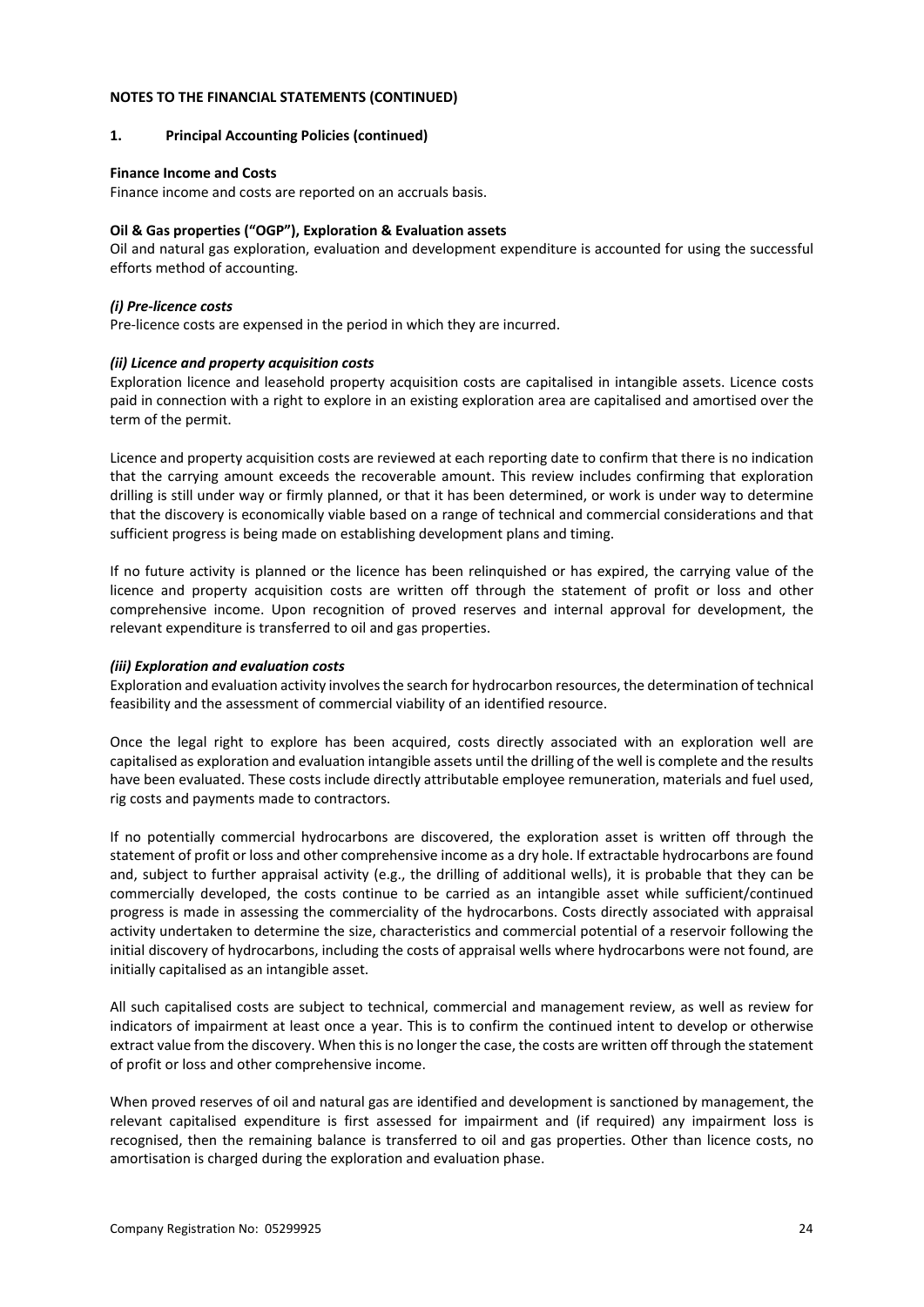**NOTES TO THE FINANCIAL STATEMENTS (CONTINUED)**

**1. Principal Accounting Policies (continued)**

**Finance Income and Costs**

Finance income and costs are reported on an accruals basis.

**Oil & Gas properties ("OGP"), Exploration & Evaluation assets**

Oil and natural gas exploration, evaluation and development expenditure is accounted for using the successful efforts method of accounting.

***(i) Pre-licence costs***

Pre-licence costs are expensed in the period in which they are incurred.

***(ii) Licence and property acquisition costs***

Exploration licence and leasehold property acquisition costs are capitalised in intangible assets. Licence costs paid in connection with a right to explore in an existing exploration area are capitalised and amortised over the term of the permit.

Licence and property acquisition costs are reviewed at each reporting date to confirm that there is no indication that the carrying amount exceeds the recoverable amount. This review includes confirming that exploration drilling is still under way or firmly planned, or that it has been determined, or work is under way to determine that the discovery is economically viable based on a range of technical and commercial considerations and that sufficient progress is being made on establishing development plans and timing.

If no future activity is planned or the licence has been relinquished or has expired, the carrying value of the licence and property acquisition costs are written off through the statement of profit or loss and other comprehensive income. Upon recognition of proved reserves and internal approval for development, the relevant expenditure is transferred to oil and gas properties.

***(iii) Exploration and evaluation costs***

Exploration and evaluation activity involves the search for hydrocarbon resources, the determination of technical feasibility and the assessment of commercial viability of an identified resource.

Once the legal right to explore has been acquired, costs directly associated with an exploration well are capitalised as exploration and evaluation intangible assets until the drilling of the well is complete and the results have been evaluated. These costs include directly attributable employee remuneration, materials and fuel used, rig costs and payments made to contractors.

If no potentially commercial hydrocarbons are discovered, the exploration asset is written off through the statement of profit or loss and other comprehensive income as a dry hole. If extractable hydrocarbons are found and, subject to further appraisal activity (e.g., the drilling of additional wells), it is probable that they can be commercially developed, the costs continue to be carried as an intangible asset while sufficient/continued progress is made in assessing the commerciality of the hydrocarbons. Costs directly associated with appraisal activity undertaken to determine the size, characteristics and commercial potential of a reservoir following the initial discovery of hydrocarbons, including the costs of appraisal wells where hydrocarbons were not found, are initially capitalised as an intangible asset.

All such capitalised costs are subject to technical, commercial and management review, as well as review for indicators of impairment at least once a year. This is to confirm the continued intent to develop or otherwise extract value from the discovery. When this is no longer the case, the costs are written off through the statement of profit or loss and other comprehensive income.

When proved reserves of oil and natural gas are identified and development is sanctioned by management, the relevant capitalised expenditure is first assessed for impairment and (if required) any impairment loss is recognised, then the remaining balance is transferred to oil and gas properties. Other than licence costs, no amortisation is charged during the exploration and evaluation phase.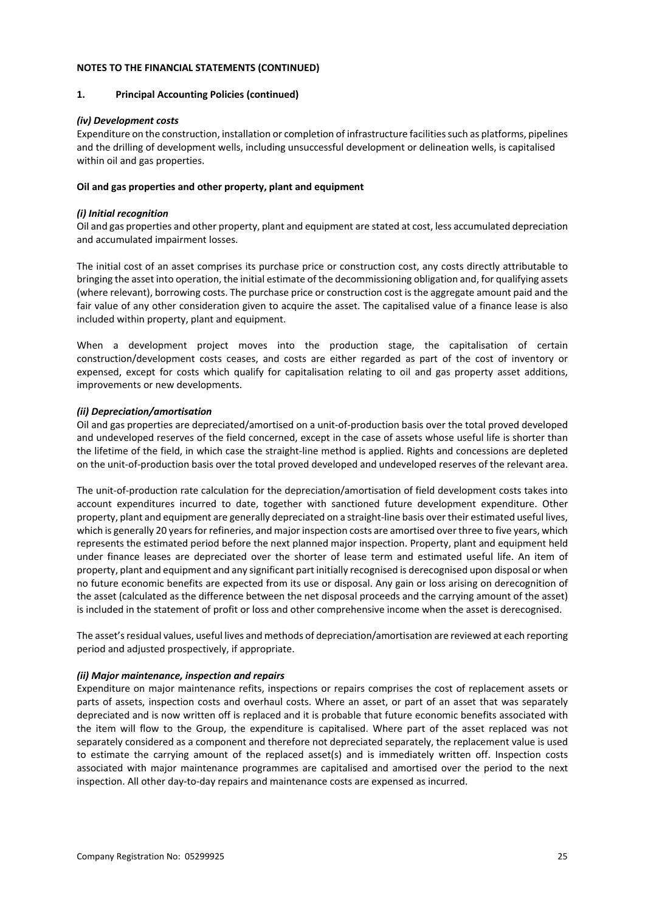**NOTES TO THE FINANCIAL STATEMENTS (CONTINUED)**

**1. Principal Accounting Policies (continued)**

***(iv) Development costs***

Expenditure on the construction, installation or completion of infrastructure facilities such as platforms, pipelines and the drilling of development wells, including unsuccessful development or delineation wells, is capitalised within oil and gas properties.

**Oil and gas properties and other property, plant and equipment**

***(i) Initial recognition***

Oil and gas properties and other property, plant and equipment are stated at cost, less accumulated depreciation and accumulated impairment losses.

The initial cost of an asset comprises its purchase price or construction cost, any costs directly attributable to bringing the asset into operation, the initial estimate of the decommissioning obligation and, for qualifying assets (where relevant), borrowing costs. The purchase price or construction cost is the aggregate amount paid and the fair value of any other consideration given to acquire the asset. The capitalised value of a finance lease is also included within property, plant and equipment.

When a development project moves into the production stage, the capitalisation of certain construction/development costs ceases, and costs are either regarded as part of the cost of inventory or expensed, except for costs which qualify for capitalisation relating to oil and gas property asset additions, improvements or new developments.

***(ii) Depreciation/amortisation***

Oil and gas properties are depreciated/amortised on a unit-of-production basis over the total proved developed and undeveloped reserves of the field concerned, except in the case of assets whose useful life is shorter than the lifetime of the field, in which case the straight-line method is applied. Rights and concessions are depleted on the unit-of-production basis over the total proved developed and undeveloped reserves of the relevant area.

The unit-of-production rate calculation for the depreciation/amortisation of field development costs takes into account expenditures incurred to date, together with sanctioned future development expenditure. Other property, plant and equipment are generally depreciated on a straight-line basis over their estimated useful lives, which is generally 20 years for refineries, and major inspection costs are amortised over three to five years, which represents the estimated period before the next planned major inspection. Property, plant and equipment held under finance leases are depreciated over the shorter of lease term and estimated useful life. An item of property, plant and equipment and any significant part initially recognised is derecognised upon disposal or when no future economic benefits are expected from its use or disposal. Any gain or loss arising on derecognition of the asset (calculated as the difference between the net disposal proceeds and the carrying amount of the asset) is included in the statement of profit or loss and other comprehensive income when the asset is derecognised.

The asset's residual values, useful lives and methods of depreciation/amortisation are reviewed at each reporting period and adjusted prospectively, if appropriate.

***(ii) Major maintenance, inspection and repairs***

Expenditure on major maintenance refits, inspections or repairs comprises the cost of replacement assets or parts of assets, inspection costs and overhaul costs. Where an asset, or part of an asset that was separately depreciated and is now written off is replaced and it is probable that future economic benefits associated with the item will flow to the Group, the expenditure is capitalised. Where part of the asset replaced was not separately considered as a component and therefore not depreciated separately, the replacement value is used to estimate the carrying amount of the replaced asset(s) and is immediately written off. Inspection costs associated with major maintenance programmes are capitalised and amortised over the period to the next inspection. All other day-to-day repairs and maintenance costs are expensed as incurred.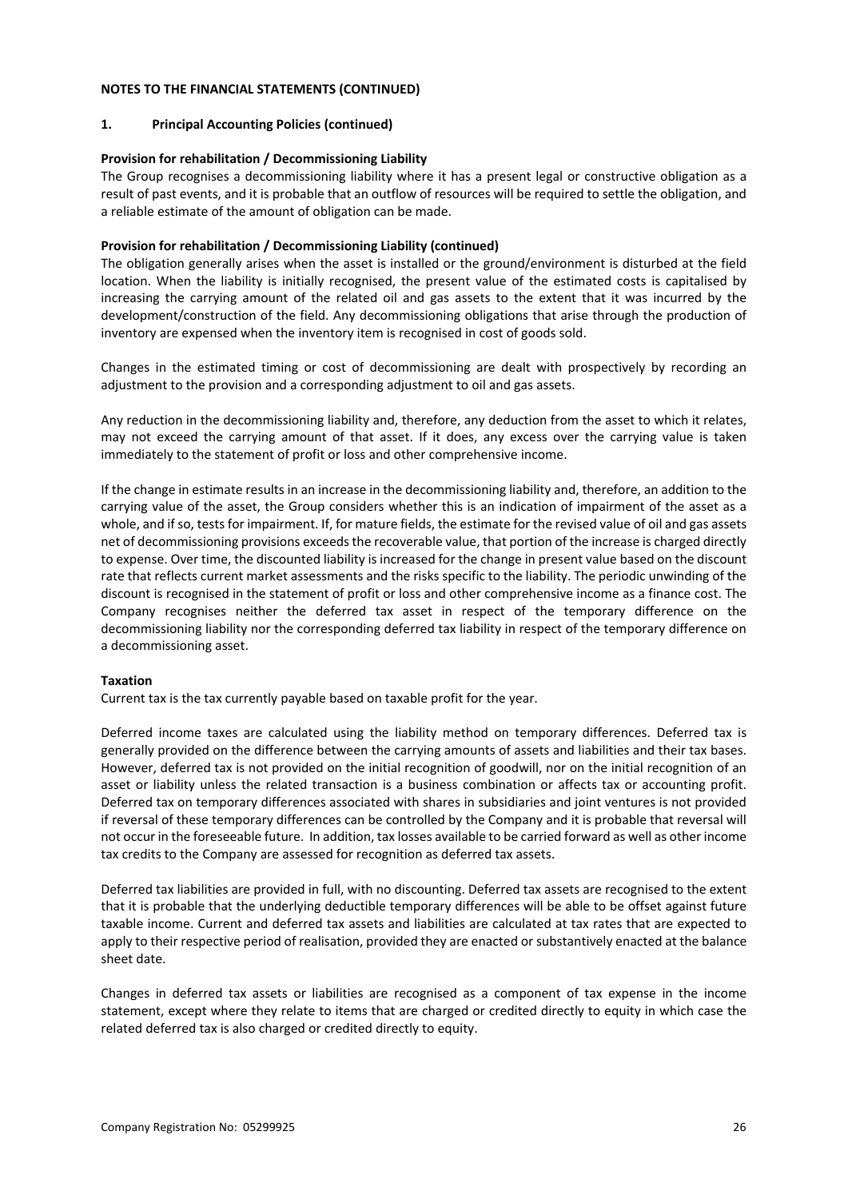**NOTES TO THE FINANCIAL STATEMENTS (CONTINUED)**

**1. Principal Accounting Policies (continued)**

**Provision for rehabilitation / Decommissioning Liability**

The Group recognises a decommissioning liability where it has a present legal or constructive obligation as a result of past events, and it is probable that an outflow of resources will be required to settle the obligation, and a reliable estimate of the amount of obligation can be made.

**Provision for rehabilitation / Decommissioning Liability (continued)**

The obligation generally arises when the asset is installed or the ground/environment is disturbed at the field location. When the liability is initially recognised, the present value of the estimated costs is capitalised by increasing the carrying amount of the related oil and gas assets to the extent that it was incurred by the development/construction of the field. Any decommissioning obligations that arise through the production of inventory are expensed when the inventory item is recognised in cost of goods sold.

Changes in the estimated timing or cost of decommissioning are dealt with prospectively by recording an adjustment to the provision and a corresponding adjustment to oil and gas assets.

Any reduction in the decommissioning liability and, therefore, any deduction from the asset to which it relates, may not exceed the carrying amount of that asset. If it does, any excess over the carrying value is taken immediately to the statement of profit or loss and other comprehensive income.

If the change in estimate results in an increase in the decommissioning liability and, therefore, an addition to the carrying value of the asset, the Group considers whether this is an indication of impairment of the asset as a whole, and if so, tests for impairment. If, for mature fields, the estimate for the revised value of oil and gas assets net of decommissioning provisions exceeds the recoverable value, that portion of the increase is charged directly to expense. Over time, the discounted liability is increased for the change in present value based on the discount rate that reflects current market assessments and the risks specific to the liability. The periodic unwinding of the discount is recognised in the statement of profit or loss and other comprehensive income as a finance cost. The Company recognises neither the deferred tax asset in respect of the temporary difference on the decommissioning liability nor the corresponding deferred tax liability in respect of the temporary difference on a decommissioning asset.

**Taxation**

Current tax is the tax currently payable based on taxable profit for the year.

Deferred income taxes are calculated using the liability method on temporary differences. Deferred tax is generally provided on the difference between the carrying amounts of assets and liabilities and their tax bases. However, deferred tax is not provided on the initial recognition of goodwill, nor on the initial recognition of an asset or liability unless the related transaction is a business combination or affects tax or accounting profit. Deferred tax on temporary differences associated with shares in subsidiaries and joint ventures is not provided if reversal of these temporary differences can be controlled by the Company and it is probable that reversal will not occur in the foreseeable future. In addition, tax losses available to be carried forward as well as other income tax credits to the Company are assessed for recognition as deferred tax assets.

Deferred tax liabilities are provided in full, with no discounting. Deferred tax assets are recognised to the extent that it is probable that the underlying deductible temporary differences will be able to be offset against future taxable income. Current and deferred tax assets and liabilities are calculated at tax rates that are expected to apply to their respective period of realisation, provided they are enacted or substantively enacted at the balance sheet date.

Changes in deferred tax assets or liabilities are recognised as a component of tax expense in the income statement, except where they relate to items that are charged or credited directly to equity in which case the related deferred tax is also charged or credited directly to equity.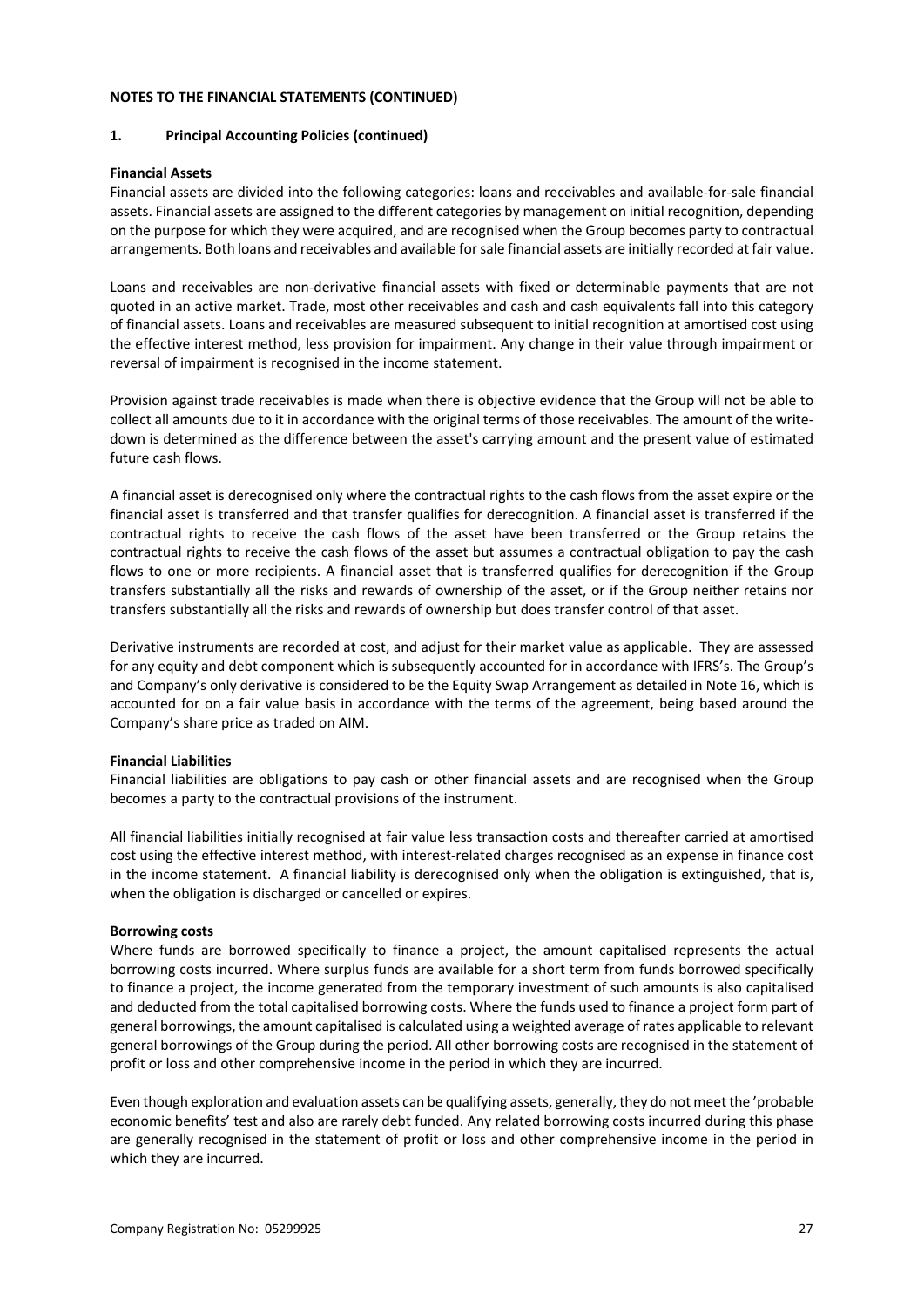**NOTES TO THE FINANCIAL STATEMENTS (CONTINUED)**

**1. Principal Accounting Policies (continued)**

**Financial Assets**

Financial assets are divided into the following categories: loans and receivables and available-for-sale financial assets. Financial assets are assigned to the different categories by management on initial recognition, depending on the purpose for which they were acquired, and are recognised when the Group becomes party to contractual arrangements. Both loans and receivables and available for sale financial assets are initially recorded at fair value.

Loans and receivables are non-derivative financial assets with fixed or determinable payments that are not quoted in an active market. Trade, most other receivables and cash and cash equivalents fall into this category of financial assets. Loans and receivables are measured subsequent to initial recognition at amortised cost using the effective interest method, less provision for impairment. Any change in their value through impairment or reversal of impairment is recognised in the income statement.

Provision against trade receivables is made when there is objective evidence that the Group will not be able to collect all amounts due to it in accordance with the original terms of those receivables. The amount of the write-down is determined as the difference between the asset's carrying amount and the present value of estimated future cash flows.

A financial asset is derecognised only where the contractual rights to the cash flows from the asset expire or the financial asset is transferred and that transfer qualifies for derecognition. A financial asset is transferred if the contractual rights to receive the cash flows of the asset have been transferred or the Group retains the contractual rights to receive the cash flows of the asset but assumes a contractual obligation to pay the cash flows to one or more recipients. A financial asset that is transferred qualifies for derecognition if the Group transfers substantially all the risks and rewards of ownership of the asset, or if the Group neither retains nor transfers substantially all the risks and rewards of ownership but does transfer control of that asset.

Derivative instruments are recorded at cost, and adjust for their market value as applicable. They are assessed for any equity and debt component which is subsequently accounted for in accordance with IFRS's. The Group's and Company's only derivative is considered to be the Equity Swap Arrangement as detailed in Note 16, which is accounted for on a fair value basis in accordance with the terms of the agreement, being based around the Company's share price as traded on AIM.

**Financial Liabilities**

Financial liabilities are obligations to pay cash or other financial assets and are recognised when the Group becomes a party to the contractual provisions of the instrument.

All financial liabilities initially recognised at fair value less transaction costs and thereafter carried at amortised cost using the effective interest method, with interest-related charges recognised as an expense in finance cost in the income statement. A financial liability is derecognised only when the obligation is extinguished, that is, when the obligation is discharged or cancelled or expires.

**Borrowing costs**

Where funds are borrowed specifically to finance a project, the amount capitalised represents the actual borrowing costs incurred. Where surplus funds are available for a short term from funds borrowed specifically to finance a project, the income generated from the temporary investment of such amounts is also capitalised and deducted from the total capitalised borrowing costs. Where the funds used to finance a project form part of general borrowings, the amount capitalised is calculated using a weighted average of rates applicable to relevant general borrowings of the Group during the period. All other borrowing costs are recognised in the statement of profit or loss and other comprehensive income in the period in which they are incurred.

Even though exploration and evaluation assets can be qualifying assets, generally, they do not meet the 'probable economic benefits' test and also are rarely debt funded. Any related borrowing costs incurred during this phase are generally recognised in the statement of profit or loss and other comprehensive income in the period in which they are incurred.

Company Registration No: 05299925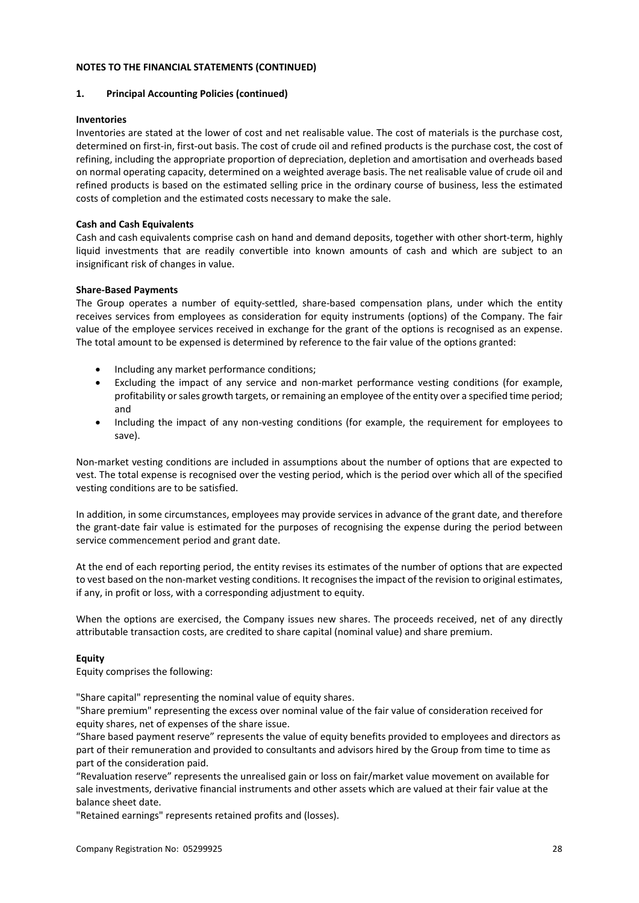**NOTES TO THE FINANCIAL STATEMENTS (CONTINUED)**

**1. Principal Accounting Policies (continued)**

**Inventories**

Inventories are stated at the lower of cost and net realisable value. The cost of materials is the purchase cost, determined on first-in, first-out basis. The cost of crude oil and refined products is the purchase cost, the cost of refining, including the appropriate proportion of depreciation, depletion and amortisation and overheads based on normal operating capacity, determined on a weighted average basis. The net realisable value of crude oil and refined products is based on the estimated selling price in the ordinary course of business, less the estimated costs of completion and the estimated costs necessary to make the sale.

**Cash and Cash Equivalents**

Cash and cash equivalents comprise cash on hand and demand deposits, together with other short-term, highly liquid investments that are readily convertible into known amounts of cash and which are subject to an insignificant risk of changes in value.

**Share-Based Payments**

The Group operates a number of equity-settled, share-based compensation plans, under which the entity receives services from employees as consideration for equity instruments (options) of the Company. The fair value of the employee services received in exchange for the grant of the options is recognised as an expense. The total amount to be expensed is determined by reference to the fair value of the options granted:

- Including any market performance conditions;
- Excluding the impact of any service and non-market performance vesting conditions (for example, profitability or sales growth targets, or remaining an employee of the entity over a specified time period; and
- Including the impact of any non-vesting conditions (for example, the requirement for employees to save).

Non-market vesting conditions are included in assumptions about the number of options that are expected to vest. The total expense is recognised over the vesting period, which is the period over which all of the specified vesting conditions are to be satisfied.

In addition, in some circumstances, employees may provide services in advance of the grant date, and therefore the grant-date fair value is estimated for the purposes of recognising the expense during the period between service commencement period and grant date.

At the end of each reporting period, the entity revises its estimates of the number of options that are expected to vest based on the non-market vesting conditions. It recognises the impact of the revision to original estimates, if any, in profit or loss, with a corresponding adjustment to equity.

When the options are exercised, the Company issues new shares. The proceeds received, net of any directly attributable transaction costs, are credited to share capital (nominal value) and share premium.

**Equity**

Equity comprises the following:

"Share capital" representing the nominal value of equity shares.

"Share premium" representing the excess over nominal value of the fair value of consideration received for equity shares, net of expenses of the share issue.

"Share based payment reserve" represents the value of equity benefits provided to employees and directors as part of their remuneration and provided to consultants and advisors hired by the Group from time to time as part of the consideration paid.

"Revaluation reserve" represents the unrealised gain or loss on fair/market value movement on available for sale investments, derivative financial instruments and other assets which are valued at their fair value at the balance sheet date.

"Retained earnings" represents retained profits and (losses).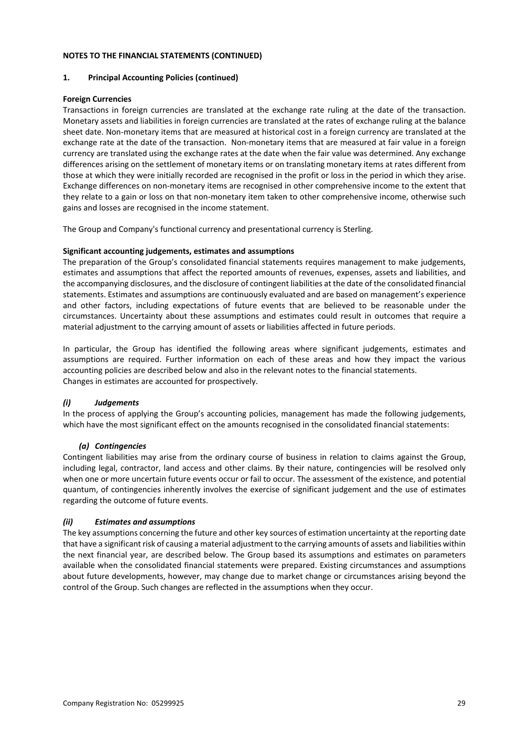**NOTES TO THE FINANCIAL STATEMENTS (CONTINUED)**

**1. Principal Accounting Policies (continued)**

**Foreign Currencies**

Transactions in foreign currencies are translated at the exchange rate ruling at the date of the transaction. Monetary assets and liabilities in foreign currencies are translated at the rates of exchange ruling at the balance sheet date. Non-monetary items that are measured at historical cost in a foreign currency are translated at the exchange rate at the date of the transaction. Non-monetary items that are measured at fair value in a foreign currency are translated using the exchange rates at the date when the fair value was determined. Any exchange differences arising on the settlement of monetary items or on translating monetary items at rates different from those at which they were initially recorded are recognised in the profit or loss in the period in which they arise. Exchange differences on non-monetary items are recognised in other comprehensive income to the extent that they relate to a gain or loss on that non-monetary item taken to other comprehensive income, otherwise such gains and losses are recognised in the income statement.

The Group and Company's functional currency and presentational currency is Sterling.

**Significant accounting judgements, estimates and assumptions**

The preparation of the Group's consolidated financial statements requires management to make judgements, estimates and assumptions that affect the reported amounts of revenues, expenses, assets and liabilities, and the accompanying disclosures, and the disclosure of contingent liabilities at the date of the consolidated financial statements. Estimates and assumptions are continuously evaluated and are based on management's experience and other factors, including expectations of future events that are believed to be reasonable under the circumstances. Uncertainty about these assumptions and estimates could result in outcomes that require a material adjustment to the carrying amount of assets or liabilities affected in future periods.

In particular, the Group has identified the following areas where significant judgements, estimates and assumptions are required. Further information on each of these areas and how they impact the various accounting policies are described below and also in the relevant notes to the financial statements. Changes in estimates are accounted for prospectively.

***(i) Judgements***

In the process of applying the Group's accounting policies, management has made the following judgements, which have the most significant effect on the amounts recognised in the consolidated financial statements:

***(a) Contingencies***

Contingent liabilities may arise from the ordinary course of business in relation to claims against the Group, including legal, contractor, land access and other claims. By their nature, contingencies will be resolved only when one or more uncertain future events occur or fail to occur. The assessment of the existence, and potential quantum, of contingencies inherently involves the exercise of significant judgement and the use of estimates regarding the outcome of future events.

***(ii) Estimates and assumptions***

The key assumptions concerning the future and other key sources of estimation uncertainty at the reporting date that have a significant risk of causing a material adjustment to the carrying amounts of assets and liabilities within the next financial year, are described below. The Group based its assumptions and estimates on parameters available when the consolidated financial statements were prepared. Existing circumstances and assumptions about future developments, however, may change due to market change or circumstances arising beyond the control of the Group. Such changes are reflected in the assumptions when they occur.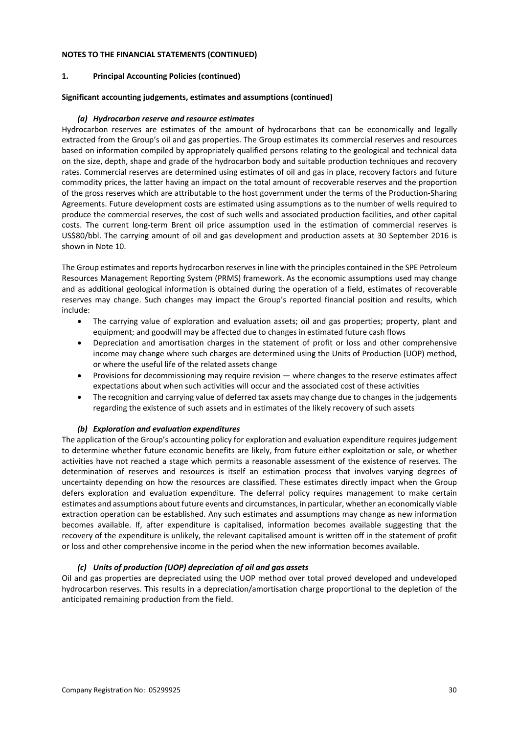**NOTES TO THE FINANCIAL STATEMENTS (CONTINUED)**

**1. Principal Accounting Policies (continued)**

**Significant accounting judgements, estimates and assumptions (continued)**

***(a) Hydrocarbon reserve and resource estimates***

Hydrocarbon reserves are estimates of the amount of hydrocarbons that can be economically and legally extracted from the Group's oil and gas properties. The Group estimates its commercial reserves and resources based on information compiled by appropriately qualified persons relating to the geological and technical data on the size, depth, shape and grade of the hydrocarbon body and suitable production techniques and recovery rates. Commercial reserves are determined using estimates of oil and gas in place, recovery factors and future commodity prices, the latter having an impact on the total amount of recoverable reserves and the proportion of the gross reserves which are attributable to the host government under the terms of the Production-Sharing Agreements. Future development costs are estimated using assumptions as to the number of wells required to produce the commercial reserves, the cost of such wells and associated production facilities, and other capital costs. The current long-term Brent oil price assumption used in the estimation of commercial reserves is US$80/bbl. The carrying amount of oil and gas development and production assets at 30 September 2016 is shown in Note 10.

The Group estimates and reports hydrocarbon reserves in line with the principles contained in the SPE Petroleum Resources Management Reporting System (PRMS) framework. As the economic assumptions used may change and as additional geological information is obtained during the operation of a field, estimates of recoverable reserves may change. Such changes may impact the Group's reported financial position and results, which include:

- The carrying value of exploration and evaluation assets; oil and gas properties; property, plant and equipment; and goodwill may be affected due to changes in estimated future cash flows
- Depreciation and amortisation charges in the statement of profit or loss and other comprehensive income may change where such charges are determined using the Units of Production (UOP) method, or where the useful life of the related assets change
- Provisions for decommissioning may require revision — where changes to the reserve estimates affect expectations about when such activities will occur and the associated cost of these activities
- The recognition and carrying value of deferred tax assets may change due to changes in the judgements regarding the existence of such assets and in estimates of the likely recovery of such assets

***(b) Exploration and evaluation expenditures***

The application of the Group's accounting policy for exploration and evaluation expenditure requires judgement to determine whether future economic benefits are likely, from future either exploitation or sale, or whether activities have not reached a stage which permits a reasonable assessment of the existence of reserves. The determination of reserves and resources is itself an estimation process that involves varying degrees of uncertainty depending on how the resources are classified. These estimates directly impact when the Group defers exploration and evaluation expenditure. The deferral policy requires management to make certain estimates and assumptions about future events and circumstances, in particular, whether an economically viable extraction operation can be established. Any such estimates and assumptions may change as new information becomes available. If, after expenditure is capitalised, information becomes available suggesting that the recovery of the expenditure is unlikely, the relevant capitalised amount is written off in the statement of profit or loss and other comprehensive income in the period when the new information becomes available.

***(c) Units of production (UOP) depreciation of oil and gas assets***

Oil and gas properties are depreciated using the UOP method over total proved developed and undeveloped hydrocarbon reserves. This results in a depreciation/amortisation charge proportional to the depletion of the anticipated remaining production from the field.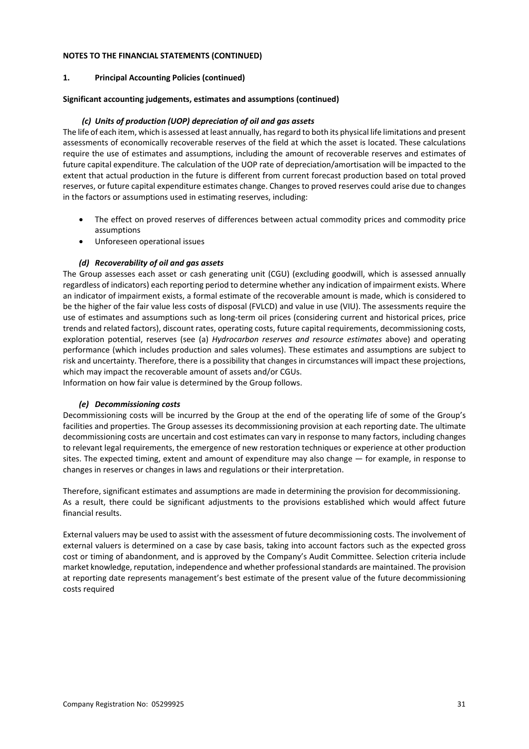**NOTES TO THE FINANCIAL STATEMENTS (CONTINUED)**

**1. Principal Accounting Policies (continued)**

**Significant accounting judgements, estimates and assumptions (continued)**

***(c) Units of production (UOP) depreciation of oil and gas assets***

The life of each item, which is assessed at least annually, has regard to both its physical life limitations and present assessments of economically recoverable reserves of the field at which the asset is located. These calculations require the use of estimates and assumptions, including the amount of recoverable reserves and estimates of future capital expenditure. The calculation of the UOP rate of depreciation/amortisation will be impacted to the extent that actual production in the future is different from current forecast production based on total proved reserves, or future capital expenditure estimates change. Changes to proved reserves could arise due to changes in the factors or assumptions used in estimating reserves, including:

- The effect on proved reserves of differences between actual commodity prices and commodity price assumptions
- Unforeseen operational issues

***(d) Recoverability of oil and gas assets***

The Group assesses each asset or cash generating unit (CGU) (excluding goodwill, which is assessed annually regardless of indicators) each reporting period to determine whether any indication of impairment exists. Where an indicator of impairment exists, a formal estimate of the recoverable amount is made, which is considered to be the higher of the fair value less costs of disposal (FVLCD) and value in use (VIU). The assessments require the use of estimates and assumptions such as long-term oil prices (considering current and historical prices, price trends and related factors), discount rates, operating costs, future capital requirements, decommissioning costs, exploration potential, reserves (see (a) *Hydrocarbon reserves and resource estimates* above) and operating performance (which includes production and sales volumes). These estimates and assumptions are subject to risk and uncertainty. Therefore, there is a possibility that changes in circumstances will impact these projections, which may impact the recoverable amount of assets and/or CGUs.
Information on how fair value is determined by the Group follows.

***(e) Decommissioning costs***

Decommissioning costs will be incurred by the Group at the end of the operating life of some of the Group's facilities and properties. The Group assesses its decommissioning provision at each reporting date. The ultimate decommissioning costs are uncertain and cost estimates can vary in response to many factors, including changes to relevant legal requirements, the emergence of new restoration techniques or experience at other production sites. The expected timing, extent and amount of expenditure may also change — for example, in response to changes in reserves or changes in laws and regulations or their interpretation.

Therefore, significant estimates and assumptions are made in determining the provision for decommissioning.
As a result, there could be significant adjustments to the provisions established which would affect future financial results.

External valuers may be used to assist with the assessment of future decommissioning costs. The involvement of external valuers is determined on a case by case basis, taking into account factors such as the expected gross cost or timing of abandonment, and is approved by the Company's Audit Committee. Selection criteria include market knowledge, reputation, independence and whether professional standards are maintained. The provision at reporting date represents management's best estimate of the present value of the future decommissioning costs required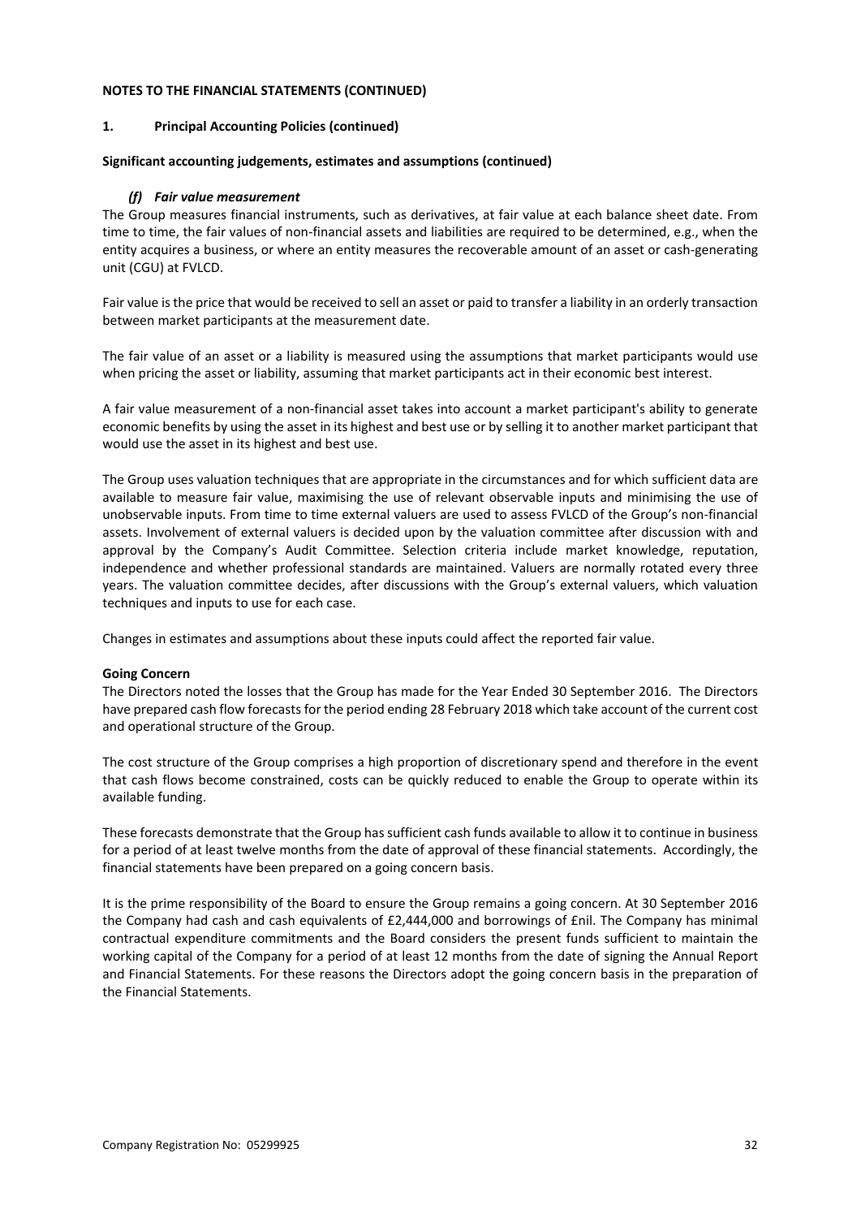**NOTES TO THE FINANCIAL STATEMENTS (CONTINUED)**

**1. Principal Accounting Policies (continued)**

**Significant accounting judgements, estimates and assumptions (continued)**

***(f) Fair value measurement***

The Group measures financial instruments, such as derivatives, at fair value at each balance sheet date. From time to time, the fair values of non-financial assets and liabilities are required to be determined, e.g., when the entity acquires a business, or where an entity measures the recoverable amount of an asset or cash-generating unit (CGU) at FVLCD.

Fair value is the price that would be received to sell an asset or paid to transfer a liability in an orderly transaction between market participants at the measurement date.

The fair value of an asset or a liability is measured using the assumptions that market participants would use when pricing the asset or liability, assuming that market participants act in their economic best interest.

A fair value measurement of a non-financial asset takes into account a market participant's ability to generate economic benefits by using the asset in its highest and best use or by selling it to another market participant that would use the asset in its highest and best use.

The Group uses valuation techniques that are appropriate in the circumstances and for which sufficient data are available to measure fair value, maximising the use of relevant observable inputs and minimising the use of unobservable inputs. From time to time external valuers are used to assess FVLCD of the Group's non-financial assets. Involvement of external valuers is decided upon by the valuation committee after discussion with and approval by the Company's Audit Committee. Selection criteria include market knowledge, reputation, independence and whether professional standards are maintained. Valuers are normally rotated every three years. The valuation committee decides, after discussions with the Group's external valuers, which valuation techniques and inputs to use for each case.

Changes in estimates and assumptions about these inputs could affect the reported fair value.

**Going Concern**

The Directors noted the losses that the Group has made for the Year Ended 30 September 2016. The Directors have prepared cash flow forecasts for the period ending 28 February 2018 which take account of the current cost and operational structure of the Group.

The cost structure of the Group comprises a high proportion of discretionary spend and therefore in the event that cash flows become constrained, costs can be quickly reduced to enable the Group to operate within its available funding.

These forecasts demonstrate that the Group has sufficient cash funds available to allow it to continue in business for a period of at least twelve months from the date of approval of these financial statements. Accordingly, the financial statements have been prepared on a going concern basis.

It is the prime responsibility of the Board to ensure the Group remains a going concern. At 30 September 2016 the Company had cash and cash equivalents of £2,444,000 and borrowings of £nil. The Company has minimal contractual expenditure commitments and the Board considers the present funds sufficient to maintain the working capital of the Company for a period of at least 12 months from the date of signing the Annual Report and Financial Statements. For these reasons the Directors adopt the going concern basis in the preparation of the Financial Statements.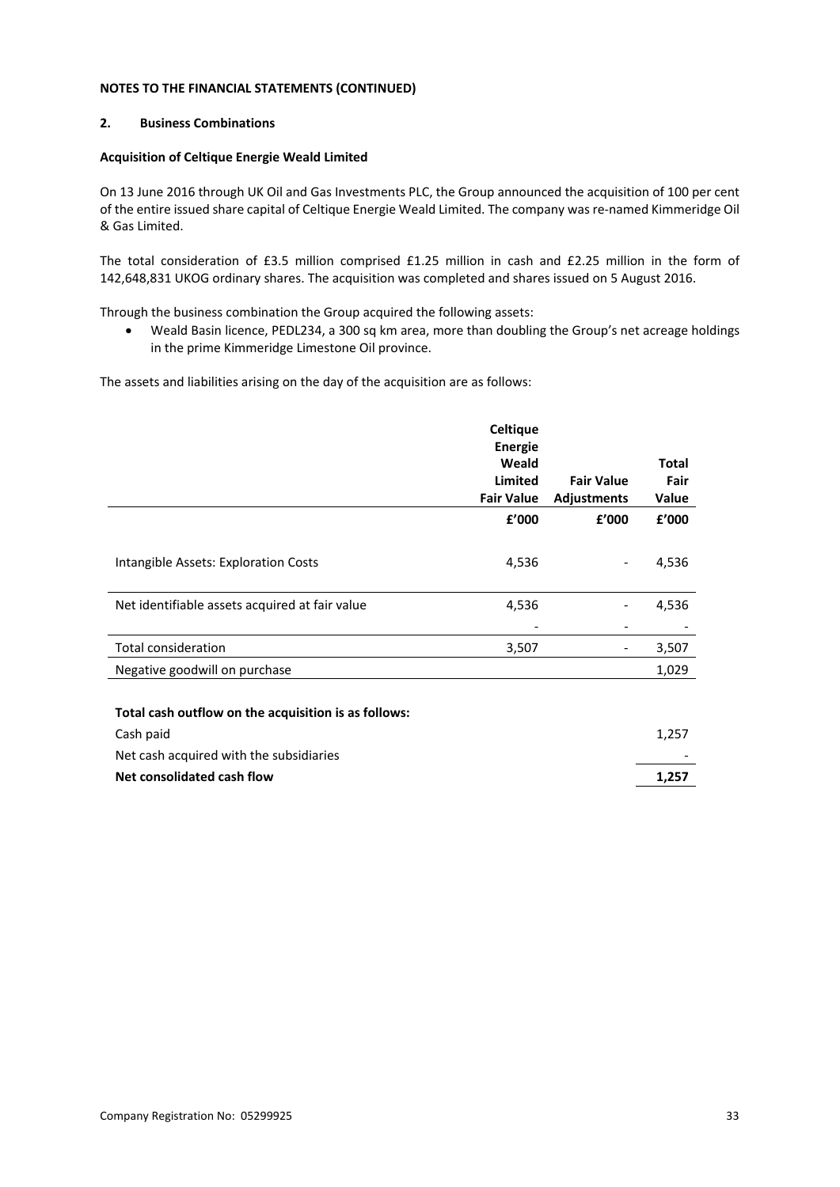**NOTES TO THE FINANCIAL STATEMENTS (CONTINUED)**

## 2. Business Combinations

### Acquisition of Celtique Energie Weald Limited

On 13 June 2016 through UK Oil and Gas Investments PLC, the Group announced the acquisition of 100 per cent of the entire issued share capital of Celtique Energie Weald Limited. The company was re-named Kimmeridge Oil & Gas Limited.

The total consideration of £3.5 million comprised £1.25 million in cash and £2.25 million in the form of 142,648,831 UKOG ordinary shares. The acquisition was completed and shares issued on 5 August 2016.

Through the business combination the Group acquired the following assets:

- Weald Basin licence, PEDL234, a 300 sq km area, more than doubling the Group's net acreage holdings in the prime Kimmeridge Limestone Oil province.

The assets and liabilities arising on the day of the acquisition are as follows:

| | Celtique Energie Weald Limited Fair Value | Fair Value Adjustments | Total Fair Value |
|---|---|---|---|
| | £'000 | £'000 | £'000 |
| Intangible Assets: Exploration Costs | 4,536 | - | 4,536 |
| Net identifiable assets acquired at fair value | 4,536 | - | 4,536 |
| | - | - | - |
| Total consideration | 3,507 | - | 3,507 |
| Negative goodwill on purchase | | | 1,029 |

| **Total cash outflow on the acquisition is as follows:** | |
|---|---|
| Cash paid | 1,257 |
| Net cash acquired with the subsidiaries | - |
| **Net consolidated cash flow** | **1,257** |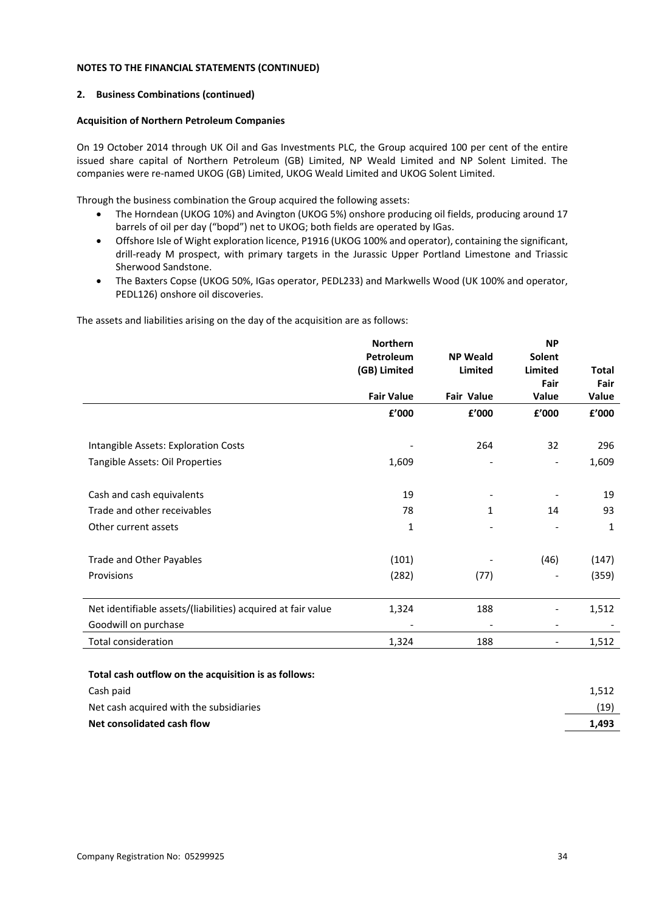**NOTES TO THE FINANCIAL STATEMENTS (CONTINUED)**

**2. Business Combinations (continued)**

**Acquisition of Northern Petroleum Companies**

On 19 October 2014 through UK Oil and Gas Investments PLC, the Group acquired 100 per cent of the entire issued share capital of Northern Petroleum (GB) Limited, NP Weald Limited and NP Solent Limited. The companies were re-named UKOG (GB) Limited, UKOG Weald Limited and UKOG Solent Limited.

Through the business combination the Group acquired the following assets:

- The Horndean (UKOG 10%) and Avington (UKOG 5%) onshore producing oil fields, producing around 17 barrels of oil per day ("bopd") net to UKOG; both fields are operated by IGas.
- Offshore Isle of Wight exploration licence, P1916 (UKOG 100% and operator), containing the significant, drill-ready M prospect, with primary targets in the Jurassic Upper Portland Limestone and Triassic Sherwood Sandstone.
- The Baxters Copse (UKOG 50%, IGas operator, PEDL233) and Markwells Wood (UK 100% and operator, PEDL126) onshore oil discoveries.

The assets and liabilities arising on the day of the acquisition are as follows:

| | Northern Petroleum (GB) Limited | NP Weald Limited | NP Solent Limited | Total |
|---|---|---|---|---|
| | Fair Value | Fair Value | Fair Value | Fair Value |
| | £'000 | £'000 | £'000 | £'000 |
| Intangible Assets: Exploration Costs | - | 264 | 32 | 296 |
| Tangible Assets: Oil Properties | 1,609 | - | - | 1,609 |
| Cash and cash equivalents | 19 | - | - | 19 |
| Trade and other receivables | 78 | 1 | 14 | 93 |
| Other current assets | 1 | - | - | 1 |
| Trade and Other Payables | (101) | - | (46) | (147) |
| Provisions | (282) | (77) | - | (359) |
| Net identifiable assets/(liabilities) acquired at fair value | 1,324 | 188 | - | 1,512 |
| Goodwill on purchase | - | - | - | - |
| Total consideration | 1,324 | 188 | - | 1,512 |

**Total cash outflow on the acquisition is as follows:**

| | |
|---|---|
| Cash paid | 1,512 |
| Net cash acquired with the subsidiaries | (19) |
| **Net consolidated cash flow** | **1,493** |

Company Registration No: 05299925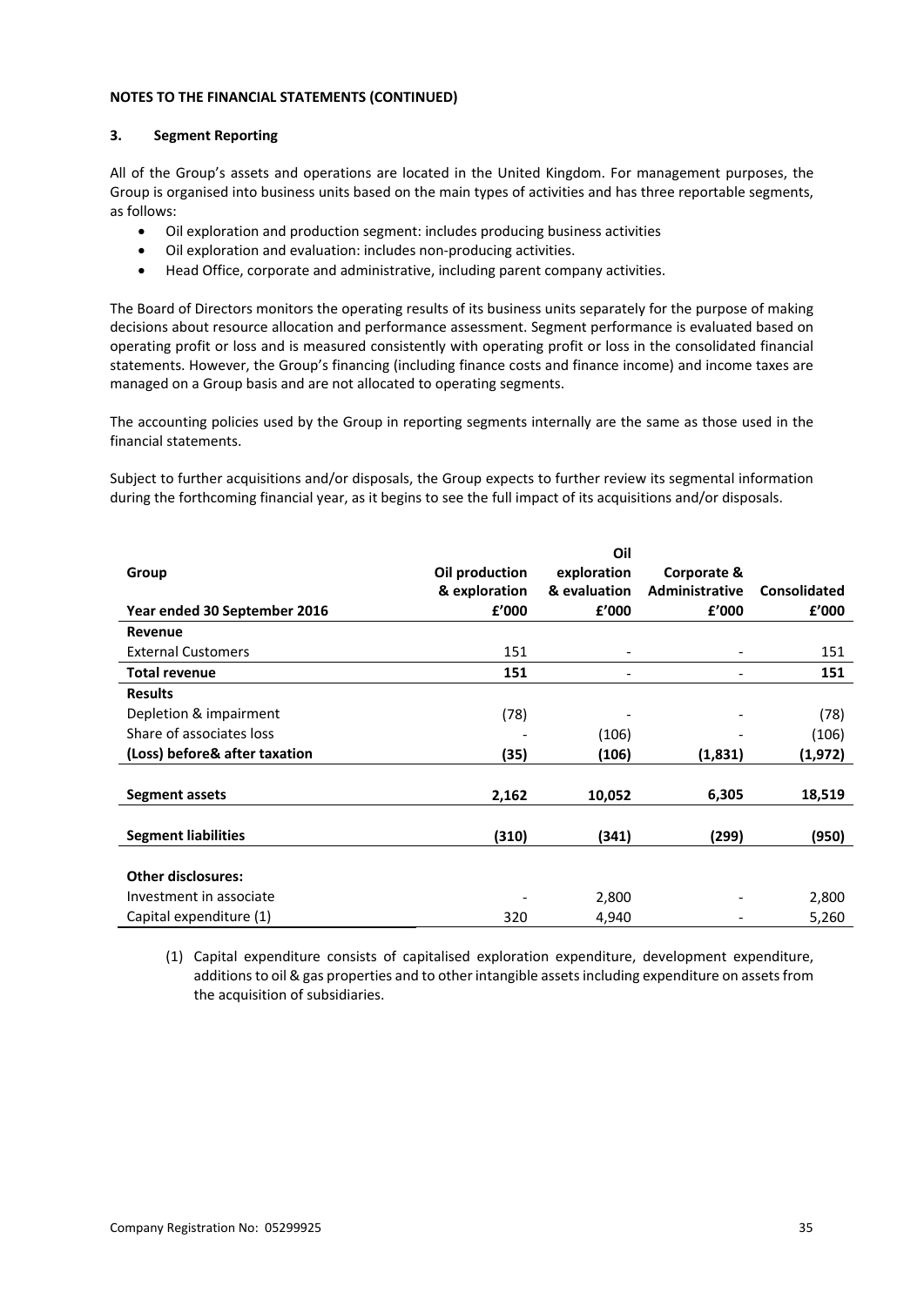**NOTES TO THE FINANCIAL STATEMENTS (CONTINUED)**

## 3. Segment Reporting

All of the Group's assets and operations are located in the United Kingdom. For management purposes, the Group is organised into business units based on the main types of activities and has three reportable segments, as follows:

- Oil exploration and production segment: includes producing business activities
- Oil exploration and evaluation: includes non-producing activities.
- Head Office, corporate and administrative, including parent company activities.

The Board of Directors monitors the operating results of its business units separately for the purpose of making decisions about resource allocation and performance assessment. Segment performance is evaluated based on operating profit or loss and is measured consistently with operating profit or loss in the consolidated financial statements. However, the Group's financing (including finance costs and finance income) and income taxes are managed on a Group basis and are not allocated to operating segments.

The accounting policies used by the Group in reporting segments internally are the same as those used in the financial statements.

Subject to further acquisitions and/or disposals, the Group expects to further review its segmental information during the forthcoming financial year, as it begins to see the full impact of its acquisitions and/or disposals.

| Group | Oil production & exploration | Oil exploration & evaluation | Corporate & Administrative | Consolidated |
|---|---|---|---|---|
| **Year ended 30 September 2016** | **£'000** | **£'000** | **£'000** | **£'000** |
| **Revenue** | | | | |
| External Customers | 151 | - | - | 151 |
| **Total revenue** | **151** | - | - | **151** |
| **Results** | | | | |
| Depletion & impairment | (78) | - | - | (78) |
| Share of associates loss | - | (106) | - | (106) |
| **(Loss) before& after taxation** | **(35)** | **(106)** | **(1,831)** | **(1,972)** |
| **Segment assets** | **2,162** | **10,052** | **6,305** | **18,519** |
| **Segment liabilities** | **(310)** | **(341)** | **(299)** | **(950)** |
| **Other disclosures:** | | | | |
| Investment in associate | - | 2,800 | - | 2,800 |
| Capital expenditure (1) | 320 | 4,940 | - | 5,260 |

(1) Capital expenditure consists of capitalised exploration expenditure, development expenditure, additions to oil & gas properties and to other intangible assets including expenditure on assets from the acquisition of subsidiaries.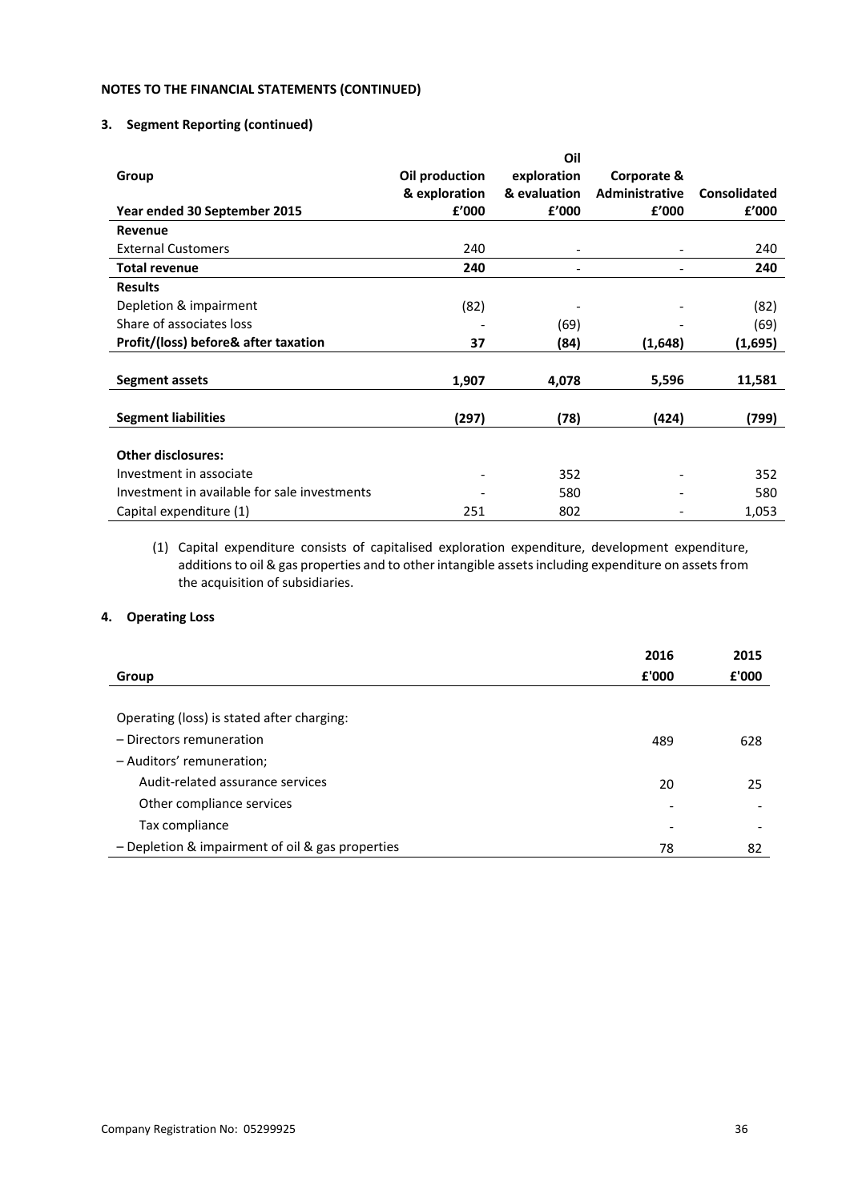**NOTES TO THE FINANCIAL STATEMENTS (CONTINUED)**

**3. Segment Reporting (continued)**

| Group<br>Year ended 30 September 2015 | Oil production & exploration<br>£'000 | Oil exploration & evaluation<br>£'000 | Corporate & Administrative<br>£'000 | Consolidated<br>£'000 |
|---|---|---|---|---|
| **Revenue** | | | | |
| External Customers | 240 | - | - | 240 |
| **Total revenue** | **240** | - | - | **240** |
| **Results** | | | | |
| Depletion & impairment | (82) | - | - | (82) |
| Share of associates loss | - | (69) | - | (69) |
| **Profit/(loss) before& after taxation** | **37** | **(84)** | **(1,648)** | **(1,695)** |
| **Segment assets** | **1,907** | **4,078** | **5,596** | **11,581** |
| **Segment liabilities** | **(297)** | **(78)** | **(424)** | **(799)** |
| **Other disclosures:** | | | | |
| Investment in associate | - | 352 | - | 352 |
| Investment in available for sale investments | - | 580 | - | 580 |
| Capital expenditure (1) | 251 | 802 | - | 1,053 |

(1) Capital expenditure consists of capitalised exploration expenditure, development expenditure, additions to oil & gas properties and to other intangible assets including expenditure on assets from the acquisition of subsidiaries.

**4. Operating Loss**

| Group | 2016<br>£'000 | 2015<br>£'000 |
|---|---|---|
| Operating (loss) is stated after charging: | | |
| – Directors remuneration | 489 | 628 |
| – Auditors' remuneration; | | |
| Audit-related assurance services | 20 | 25 |
| Other compliance services | - | - |
| Tax compliance | - | - |
| – Depletion & impairment of oil & gas properties | 78 | 82 |

Company Registration No: 05299925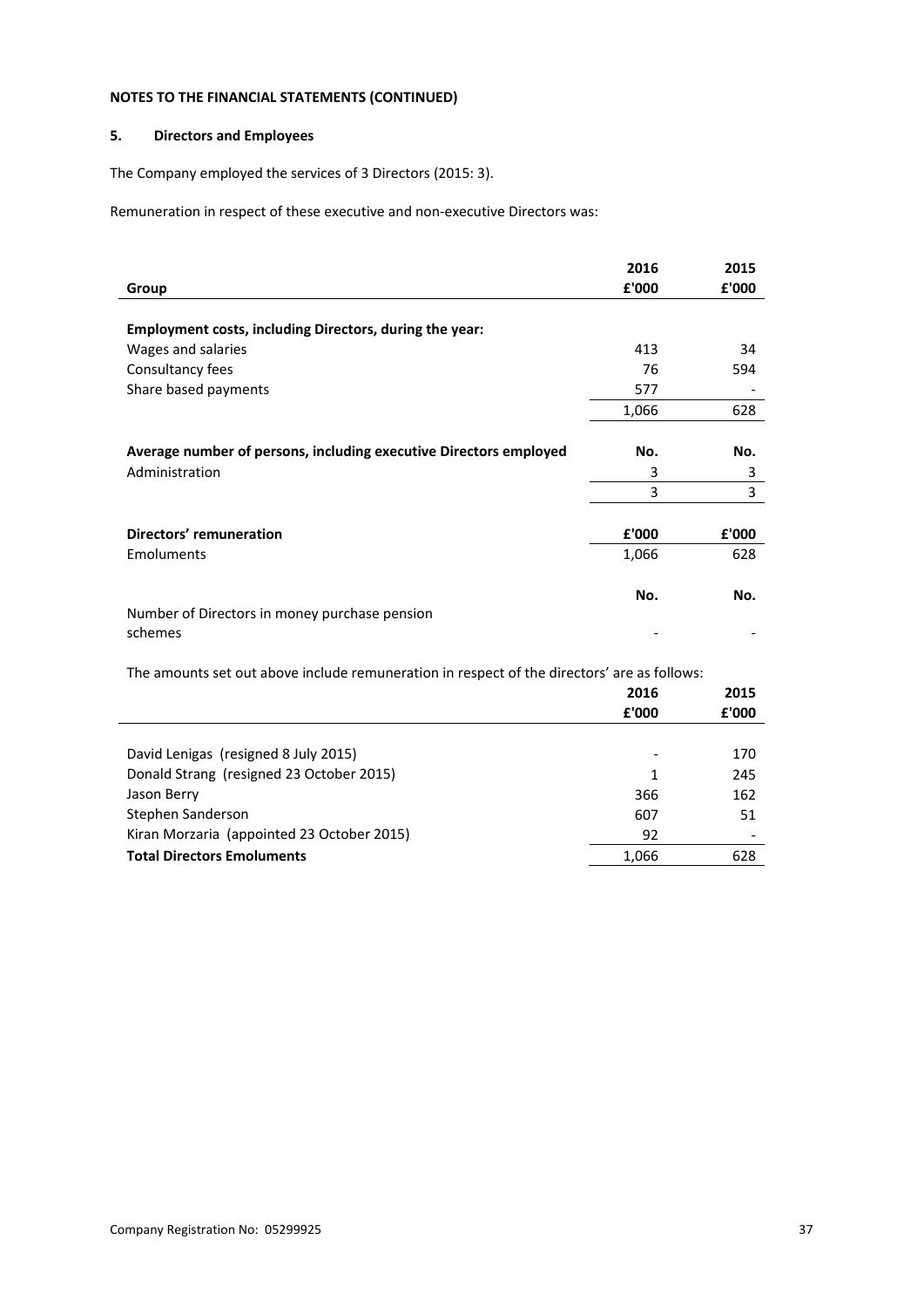**NOTES TO THE FINANCIAL STATEMENTS (CONTINUED)**

## 5. Directors and Employees

The Company employed the services of 3 Directors (2015: 3).

Remuneration in respect of these executive and non-executive Directors was:

| Group | 2016 £'000 | 2015 £'000 |
|---|---|---|
| **Employment costs, including Directors, during the year:** | | |
| Wages and salaries | 413 | 34 |
| Consultancy fees | 76 | 594 |
| Share based payments | 577 | - |
| | 1,066 | 628 |
| **Average number of persons, including executive Directors employed** | **No.** | **No.** |
| Administration | 3 | 3 |
| | 3 | 3 |
| **Directors' remuneration** | **£'000** | **£'000** |
| Emoluments | 1,066 | 628 |
| | **No.** | **No.** |
| Number of Directors in money purchase pension schemes | - | - |

The amounts set out above include remuneration in respect of the directors' are as follows:

| | 2016 £'000 | 2015 £'000 |
|---|---|---|
| David Lenigas (resigned 8 July 2015) | - | 170 |
| Donald Strang (resigned 23 October 2015) | 1 | 245 |
| Jason Berry | 366 | 162 |
| Stephen Sanderson | 607 | 51 |
| Kiran Morzaria (appointed 23 October 2015) | 92 | - |
| **Total Directors Emoluments** | 1,066 | 628 |

Company Registration No: 05299925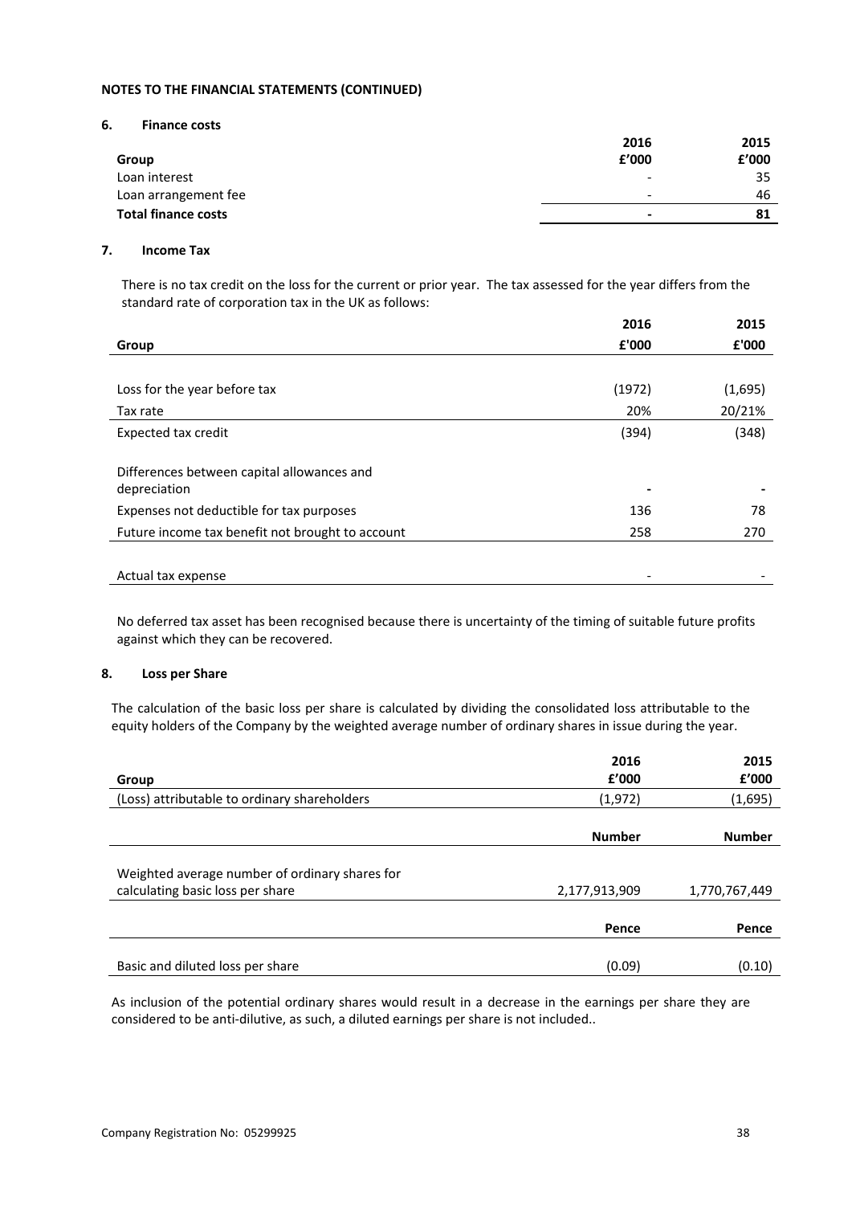**NOTES TO THE FINANCIAL STATEMENTS (CONTINUED)**

**6. Finance costs**

| Group | 2016<br>£'000 | 2015<br>£'000 |
|---|---|---|
| Loan interest | - | 35 |
| Loan arrangement fee | - | 46 |
| **Total finance costs** | **-** | **81** |

**7. Income Tax**

There is no tax credit on the loss for the current or prior year. The tax assessed for the year differs from the standard rate of corporation tax in the UK as follows:

| Group | 2016<br>£'000 | 2015<br>£'000 |
|---|---|---|
| Loss for the year before tax | (1972) | (1,695) |
| Tax rate | 20% | 20/21% |
| Expected tax credit | (394) | (348) |
| Differences between capital allowances and depreciation | - | - |
| Expenses not deductible for tax purposes | 136 | 78 |
| Future income tax benefit not brought to account | 258 | 270 |
| Actual tax expense | - | - |

No deferred tax asset has been recognised because there is uncertainty of the timing of suitable future profits against which they can be recovered.

**8. Loss per Share**

The calculation of the basic loss per share is calculated by dividing the consolidated loss attributable to the equity holders of the Company by the weighted average number of ordinary shares in issue during the year.

| Group | 2016<br>£'000 | 2015<br>£'000 |
|---|---|---|
| (Loss) attributable to ordinary shareholders | (1,972) | (1,695) |
| | **Number** | **Number** |
| Weighted average number of ordinary shares for calculating basic loss per share | 2,177,913,909 | 1,770,767,449 |
| | **Pence** | **Pence** |
| Basic and diluted loss per share | (0.09) | (0.10) |

As inclusion of the potential ordinary shares would result in a decrease in the earnings per share they are considered to be anti-dilutive, as such, a diluted earnings per share is not included..

Company Registration No: 05299925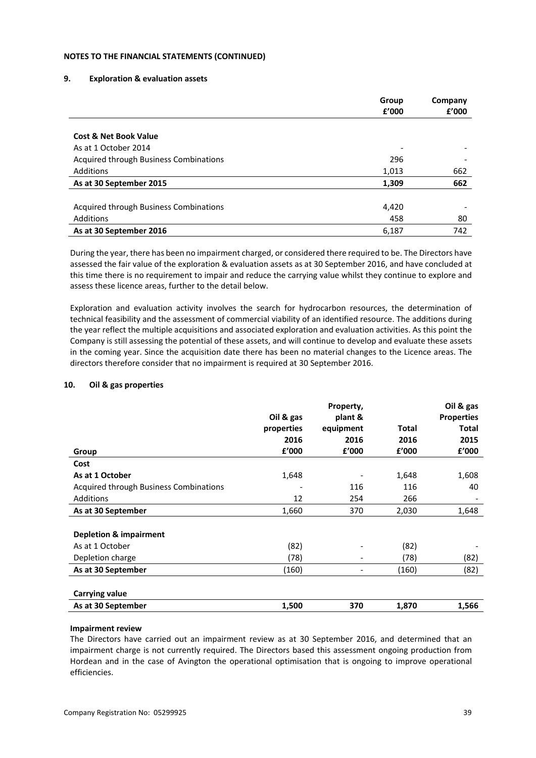**NOTES TO THE FINANCIAL STATEMENTS (CONTINUED)**

## 9. Exploration & evaluation assets

| | Group £'000 | Company £'000 |
|---|---|---|
| **Cost & Net Book Value** | | |
| As at 1 October 2014 | - | - |
| Acquired through Business Combinations | 296 | - |
| Additions | 1,013 | 662 |
| **As at 30 September 2015** | **1,309** | **662** |
| | | |
| Acquired through Business Combinations | 4,420 | - |
| Additions | 458 | 80 |
| **As at 30 September 2016** | 6,187 | 742 |

During the year, there has been no impairment charged, or considered there required to be. The Directors have assessed the fair value of the exploration & evaluation assets as at 30 September 2016, and have concluded at this time there is no requirement to impair and reduce the carrying value whilst they continue to explore and assess these licence areas, further to the detail below.

Exploration and evaluation activity involves the search for hydrocarbon resources, the determination of technical feasibility and the assessment of commercial viability of an identified resource. The additions during the year reflect the multiple acquisitions and associated exploration and evaluation activities. As this point the Company is still assessing the potential of these assets, and will continue to develop and evaluate these assets in the coming year. Since the acquisition date there has been no material changes to the Licence areas. The directors therefore consider that no impairment is required at 30 September 2016.

## 10. Oil & gas properties

| Group | Oil & gas properties 2016 £'000 | Property, plant & equipment 2016 £'000 | Total 2016 £'000 | Oil & gas Properties Total 2015 £'000 |
|---|---|---|---|---|
| **Cost** | | | | |
| **As at 1 October** | 1,648 | - | 1,648 | 1,608 |
| Acquired through Business Combinations | - | 116 | 116 | 40 |
| Additions | 12 | 254 | 266 | - |
| **As at 30 September** | 1,660 | 370 | 2,030 | 1,648 |
| | | | | |
| **Depletion & impairment** | | | | |
| As at 1 October | (82) | - | (82) | - |
| Depletion charge | (78) | - | (78) | (82) |
| **As at 30 September** | (160) | - | (160) | (82) |
| | | | | |
| **Carrying value** | | | | |
| **As at 30 September** | **1,500** | **370** | **1,870** | **1,566** |

**Impairment review**

The Directors have carried out an impairment review as at 30 September 2016, and determined that an impairment charge is not currently required. The Directors based this assessment ongoing production from Hordean and in the case of Avington the operational optimisation that is ongoing to improve operational efficiencies.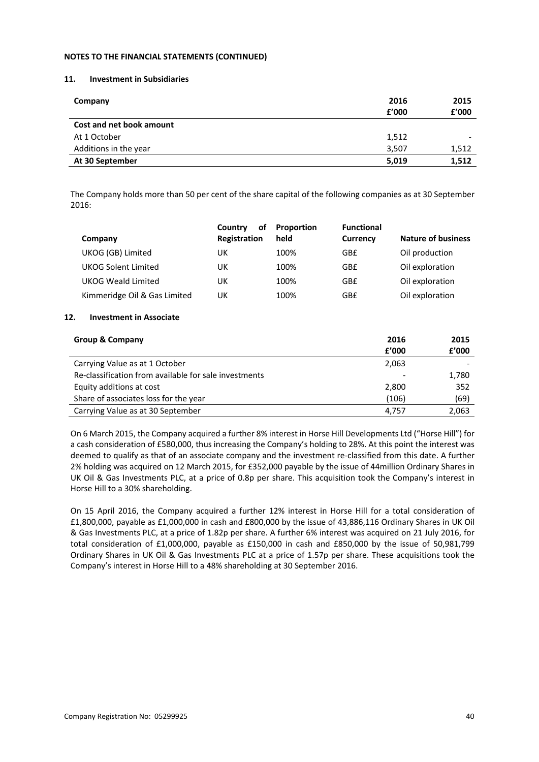**NOTES TO THE FINANCIAL STATEMENTS (CONTINUED)**

## 11. Investment in Subsidiaries

| Company | 2016 £'000 | 2015 £'000 |
|---|---|---|
| **Cost and net book amount** | | |
| At 1 October | 1,512 | - |
| Additions in the year | 3,507 | 1,512 |
| **At 30 September** | **5,019** | **1,512** |

The Company holds more than 50 per cent of the share capital of the following companies as at 30 September 2016:

| Company | Country of Registration | Proportion held | Functional Currency | Nature of business |
|---|---|---|---|---|
| UKOG (GB) Limited | UK | 100% | GB£ | Oil production |
| UKOG Solent Limited | UK | 100% | GB£ | Oil exploration |
| UKOG Weald Limited | UK | 100% | GB£ | Oil exploration |
| Kimmeridge Oil & Gas Limited | UK | 100% | GB£ | Oil exploration |

## 12. Investment in Associate

| Group & Company | 2016 £'000 | 2015 £'000 |
|---|---|---|
| Carrying Value as at 1 October | 2,063 | - |
| Re-classification from available for sale investments | - | 1,780 |
| Equity additions at cost | 2,800 | 352 |
| Share of associates loss for the year | (106) | (69) |
| Carrying Value as at 30 September | 4,757 | 2,063 |

On 6 March 2015, the Company acquired a further 8% interest in Horse Hill Developments Ltd ("Horse Hill") for a cash consideration of £580,000, thus increasing the Company's holding to 28%. At this point the interest was deemed to qualify as that of an associate company and the investment re-classified from this date. A further 2% holding was acquired on 12 March 2015, for £352,000 payable by the issue of 44million Ordinary Shares in UK Oil & Gas Investments PLC, at a price of 0.8p per share. This acquisition took the Company's interest in Horse Hill to a 30% shareholding.

On 15 April 2016, the Company acquired a further 12% interest in Horse Hill for a total consideration of £1,800,000, payable as £1,000,000 in cash and £800,000 by the issue of 43,886,116 Ordinary Shares in UK Oil & Gas Investments PLC, at a price of 1.82p per share. A further 6% interest was acquired on 21 July 2016, for total consideration of £1,000,000, payable as £150,000 in cash and £850,000 by the issue of 50,981,799 Ordinary Shares in UK Oil & Gas Investments PLC at a price of 1.57p per share. These acquisitions took the Company's interest in Horse Hill to a 48% shareholding at 30 September 2016.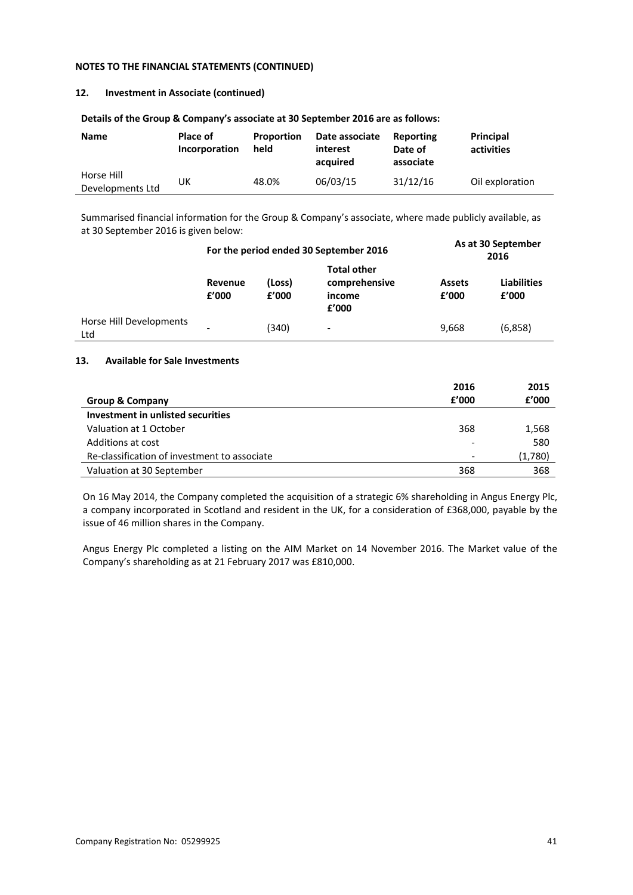**NOTES TO THE FINANCIAL STATEMENTS (CONTINUED)**

## 12. Investment in Associate (continued)

**Details of the Group & Company's associate at 30 September 2016 are as follows:**

| Name | Place of Incorporation | Proportion held | Date associate interest acquired | Reporting Date of associate | Principal activities |
|---|---|---|---|---|---|
| Horse Hill Developments Ltd | UK | 48.0% | 06/03/15 | 31/12/16 | Oil exploration |

Summarised financial information for the Group & Company's associate, where made publicly available, as at 30 September 2016 is given below:

| | For the period ended 30 September 2016 | | | As at 30 September 2016 | |
|---|---|---|---|---|---|
| | Revenue £'000 | (Loss) £'000 | Total other comprehensive income £'000 | Assets £'000 | Liabilities £'000 |
| Horse Hill Developments Ltd | - | (340) | - | 9,668 | (6,858) |

## 13. Available for Sale Investments

| Group & Company | 2016 £'000 | 2015 £'000 |
|---|---|---|
| **Investment in unlisted securities** | | |
| Valuation at 1 October | 368 | 1,568 |
| Additions at cost | - | 580 |
| Re-classification of investment to associate | - | (1,780) |
| Valuation at 30 September | 368 | 368 |

On 16 May 2014, the Company completed the acquisition of a strategic 6% shareholding in Angus Energy Plc, a company incorporated in Scotland and resident in the UK, for a consideration of £368,000, payable by the issue of 46 million shares in the Company.

Angus Energy Plc completed a listing on the AIM Market on 14 November 2016. The Market value of the Company's shareholding as at 21 February 2017 was £810,000.

Company Registration No: 05299925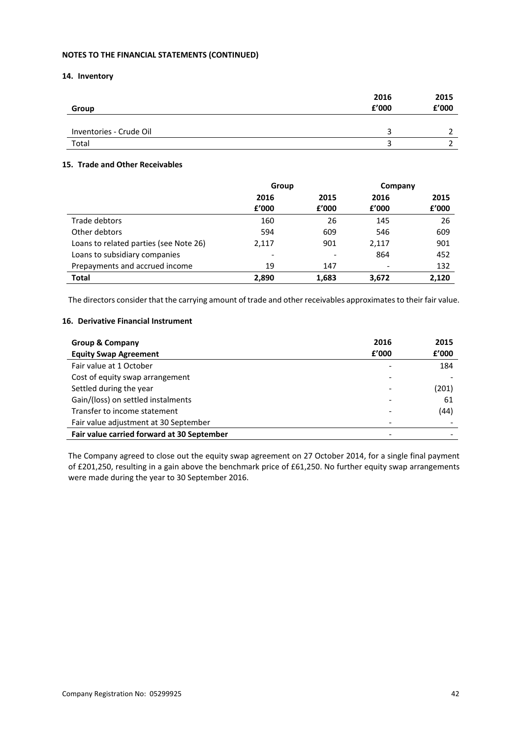**NOTES TO THE FINANCIAL STATEMENTS (CONTINUED)**

## 14. Inventory

| Group | 2016 £'000 | 2015 £'000 |
|---|---|---|
| Inventories - Crude Oil | 3 | 2 |
| Total | 3 | 2 |

## 15. Trade and Other Receivables

| | Group | | Company | |
|---|---|---|---|---|
| | 2016 £'000 | 2015 £'000 | 2016 £'000 | 2015 £'000 |
| Trade debtors | 160 | 26 | 145 | 26 |
| Other debtors | 594 | 609 | 546 | 609 |
| Loans to related parties (see Note 26) | 2,117 | 901 | 2,117 | 901 |
| Loans to subsidiary companies | - | - | 864 | 452 |
| Prepayments and accrued income | 19 | 147 | - | 132 |
| **Total** | **2,890** | **1,683** | **3,672** | **2,120** |

The directors consider that the carrying amount of trade and other receivables approximates to their fair value.

## 16. Derivative Financial Instrument

| **Group & Company** **Equity Swap Agreement** | **2016 £'000** | **2015 £'000** |
|---|---|---|
| Fair value at 1 October | - | 184 |
| Cost of equity swap arrangement | - | - |
| Settled during the year | - | (201) |
| Gain/(loss) on settled instalments | - | 61 |
| Transfer to income statement | - | (44) |
| Fair value adjustment at 30 September | - | - |
| **Fair value carried forward at 30 September** | - | - |

The Company agreed to close out the equity swap agreement on 27 October 2014, for a single final payment of £201,250, resulting in a gain above the benchmark price of £61,250. No further equity swap arrangements were made during the year to 30 September 2016.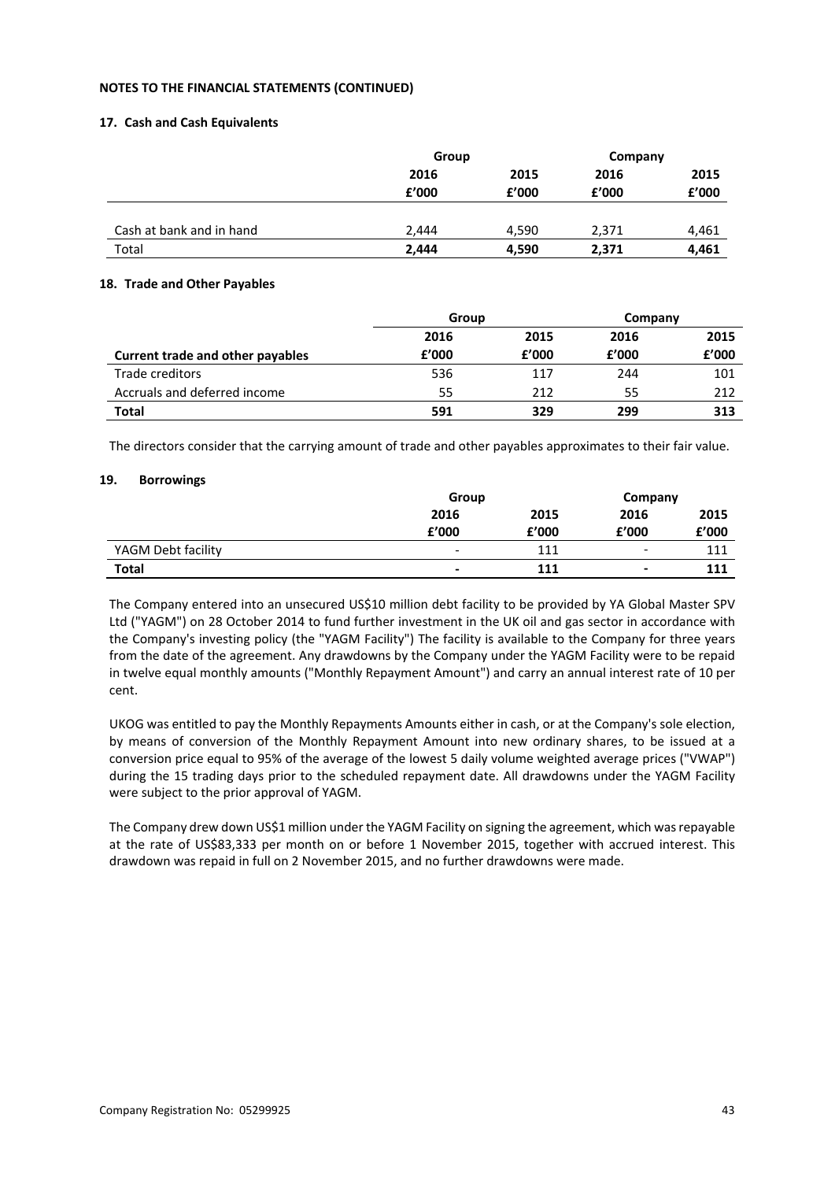**NOTES TO THE FINANCIAL STATEMENTS (CONTINUED)**

### 17. Cash and Cash Equivalents

| | Group | | Company | |
|---|---|---|---|---|
| | 2016 | 2015 | 2016 | 2015 |
| | £'000 | £'000 | £'000 | £'000 |
| Cash at bank and in hand | 2,444 | 4,590 | 2,371 | 4,461 |
| Total | **2,444** | **4,590** | **2,371** | **4,461** |

### 18. Trade and Other Payables

| | Group | | Company | |
|---|---|---|---|---|
| | 2016 | 2015 | 2016 | 2015 |
| **Current trade and other payables** | £'000 | £'000 | £'000 | £'000 |
| Trade creditors | 536 | 117 | 244 | 101 |
| Accruals and deferred income | 55 | 212 | 55 | 212 |
| **Total** | **591** | **329** | **299** | **313** |

The directors consider that the carrying amount of trade and other payables approximates to their fair value.

### 19. Borrowings

| | Group | | Company | |
|---|---|---|---|---|
| | 2016 | 2015 | 2016 | 2015 |
| | £'000 | £'000 | £'000 | £'000 |
| YAGM Debt facility | - | 111 | - | 111 |
| **Total** | **-** | **111** | **-** | **111** |

The Company entered into an unsecured US$10 million debt facility to be provided by YA Global Master SPV Ltd ("YAGM") on 28 October 2014 to fund further investment in the UK oil and gas sector in accordance with the Company's investing policy (the "YAGM Facility") The facility is available to the Company for three years from the date of the agreement. Any drawdowns by the Company under the YAGM Facility were to be repaid in twelve equal monthly amounts ("Monthly Repayment Amount") and carry an annual interest rate of 10 per cent.

UKOG was entitled to pay the Monthly Repayments Amounts either in cash, or at the Company's sole election, by means of conversion of the Monthly Repayment Amount into new ordinary shares, to be issued at a conversion price equal to 95% of the average of the lowest 5 daily volume weighted average prices ("VWAP") during the 15 trading days prior to the scheduled repayment date. All drawdowns under the YAGM Facility were subject to the prior approval of YAGM.

The Company drew down US$1 million under the YAGM Facility on signing the agreement, which was repayable at the rate of US$83,333 per month on or before 1 November 2015, together with accrued interest. This drawdown was repaid in full on 2 November 2015, and no further drawdowns were made.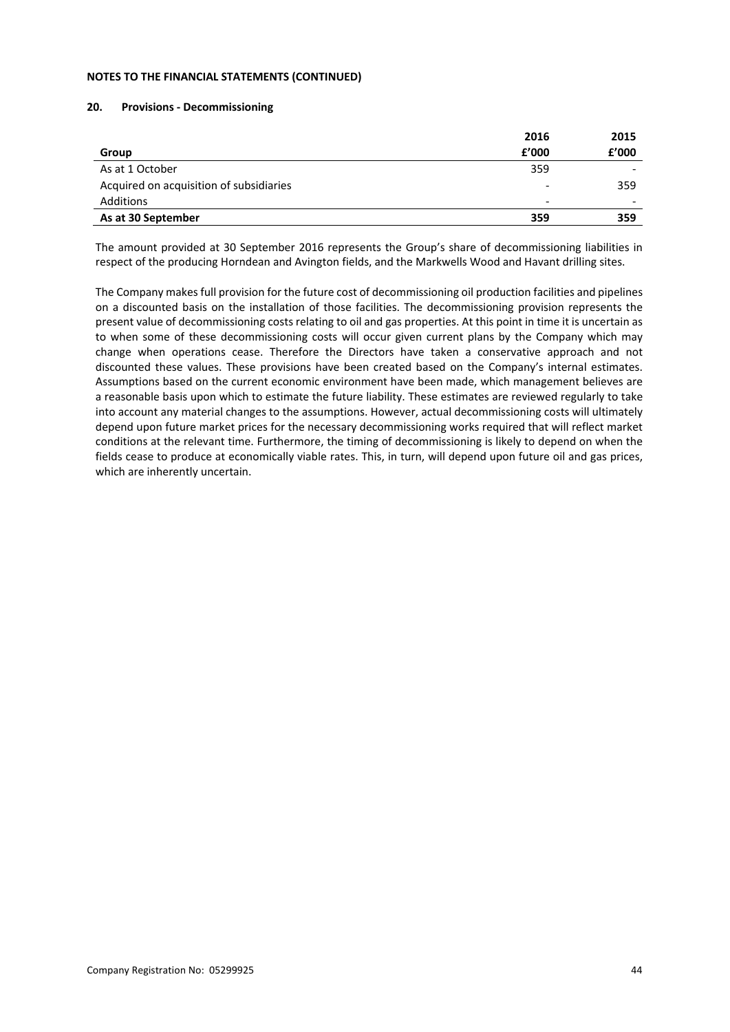**NOTES TO THE FINANCIAL STATEMENTS (CONTINUED)**

## 20. Provisions - Decommissioning

| Group | 2016<br>£'000 | 2015<br>£'000 |
|---|---|---|
| As at 1 October | 359 | - |
| Acquired on acquisition of subsidiaries | - | 359 |
| Additions | - | - |
| **As at 30 September** | **359** | **359** |

The amount provided at 30 September 2016 represents the Group's share of decommissioning liabilities in respect of the producing Horndean and Avington fields, and the Markwells Wood and Havant drilling sites.

The Company makes full provision for the future cost of decommissioning oil production facilities and pipelines on a discounted basis on the installation of those facilities. The decommissioning provision represents the present value of decommissioning costs relating to oil and gas properties. At this point in time it is uncertain as to when some of these decommissioning costs will occur given current plans by the Company which may change when operations cease. Therefore the Directors have taken a conservative approach and not discounted these values. These provisions have been created based on the Company's internal estimates. Assumptions based on the current economic environment have been made, which management believes are a reasonable basis upon which to estimate the future liability. These estimates are reviewed regularly to take into account any material changes to the assumptions. However, actual decommissioning costs will ultimately depend upon future market prices for the necessary decommissioning works required that will reflect market conditions at the relevant time. Furthermore, the timing of decommissioning is likely to depend on when the fields cease to produce at economically viable rates. This, in turn, will depend upon future oil and gas prices, which are inherently uncertain.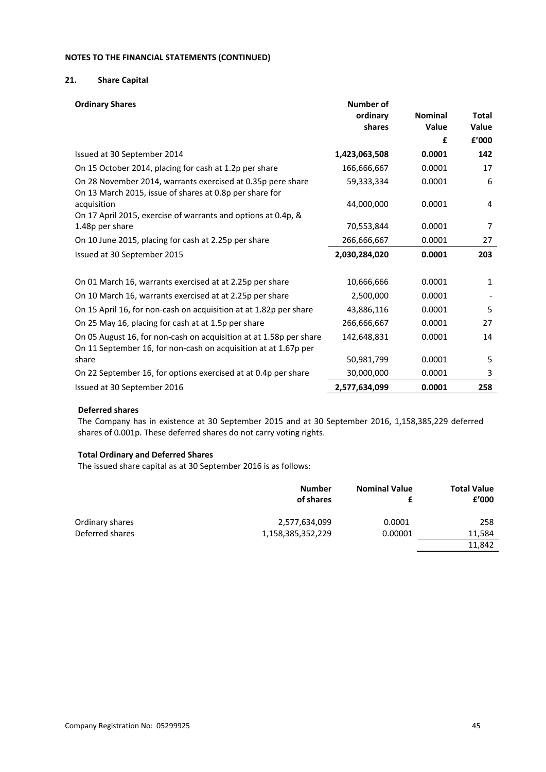**NOTES TO THE FINANCIAL STATEMENTS (CONTINUED)**

## 21. Share Capital

| Ordinary Shares | Number of ordinary shares | Nominal Value | Total Value |
|---|---|---|---|
| | | £ | £'000 |
| Issued at 30 September 2014 | **1,423,063,508** | **0.0001** | **142** |
| On 15 October 2014, placing for cash at 1.2p per share | 166,666,667 | 0.0001 | 17 |
| On 28 November 2014, warrants exercised at 0.35p pere share | 59,333,334 | 0.0001 | 6 |
| On 13 March 2015, issue of shares at 0.8p per share for acquisition | 44,000,000 | 0.0001 | 4 |
| On 17 April 2015, exercise of warrants and options at 0.4p, & 1.48p per share | 70,553,844 | 0.0001 | 7 |
| On 10 June 2015, placing for cash at 2.25p per share | 266,666,667 | 0.0001 | 27 |
| Issued at 30 September 2015 | **2,030,284,020** | **0.0001** | **203** |
| | | | |
| On 01 March 16, warrants exercised at at 2.25p per share | 10,666,666 | 0.0001 | 1 |
| On 10 March 16, warrants exercised at at 2.25p per share | 2,500,000 | 0.0001 | - |
| On 15 April 16, for non-cash on acquisition at at 1.82p per share | 43,886,116 | 0.0001 | 5 |
| On 25 May 16, placing for cash at at 1.5p per share | 266,666,667 | 0.0001 | 27 |
| On 05 August 16, for non-cash on acquisition at at 1.58p per share | 142,648,831 | 0.0001 | 14 |
| On 11 September 16, for non-cash on acquisition at at 1.67p per share | 50,981,799 | 0.0001 | 5 |
| On 22 September 16, for options exercised at at 0.4p per share | 30,000,000 | 0.0001 | 3 |
| Issued at 30 September 2016 | **2,577,634,099** | **0.0001** | **258** |

**Deferred shares**

The Company has in existence at 30 September 2015 and at 30 September 2016, 1,158,385,229 deferred shares of 0.001p. These deferred shares do not carry voting rights.

**Total Ordinary and Deferred Shares**

The issued share capital as at 30 September 2016 is as follows:

| | Number of shares | Nominal Value £ | Total Value £'000 |
|---|---|---|---|
| Ordinary shares | 2,577,634,099 | 0.0001 | 258 |
| Deferred shares | 1,158,385,352,229 | 0.00001 | 11,584 |
| | | | 11,842 |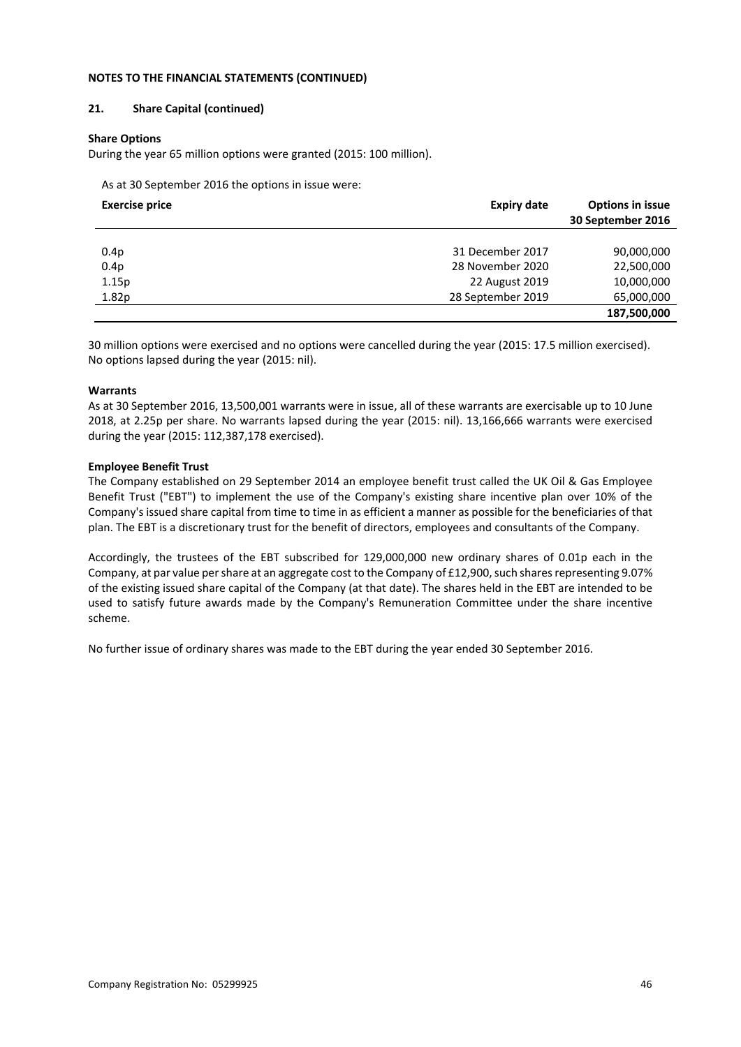**NOTES TO THE FINANCIAL STATEMENTS (CONTINUED)**

**21. Share Capital (continued)**

**Share Options**

During the year 65 million options were granted (2015: 100 million).

As at 30 September 2016 the options in issue were:

| Exercise price | Expiry date | Options in issue 30 September 2016 |
|---|---|---|
| 0.4p | 31 December 2017 | 90,000,000 |
| 0.4p | 28 November 2020 | 22,500,000 |
| 1.15p | 22 August 2019 | 10,000,000 |
| 1.82p | 28 September 2019 | 65,000,000 |
| | | **187,500,000** |

30 million options were exercised and no options were cancelled during the year (2015: 17.5 million exercised). No options lapsed during the year (2015: nil).

**Warrants**

As at 30 September 2016, 13,500,001 warrants were in issue, all of these warrants are exercisable up to 10 June 2018, at 2.25p per share. No warrants lapsed during the year (2015: nil). 13,166,666 warrants were exercised during the year (2015: 112,387,178 exercised).

**Employee Benefit Trust**

The Company established on 29 September 2014 an employee benefit trust called the UK Oil & Gas Employee Benefit Trust ("EBT") to implement the use of the Company's existing share incentive plan over 10% of the Company's issued share capital from time to time in as efficient a manner as possible for the beneficiaries of that plan. The EBT is a discretionary trust for the benefit of directors, employees and consultants of the Company.

Accordingly, the trustees of the EBT subscribed for 129,000,000 new ordinary shares of 0.01p each in the Company, at par value per share at an aggregate cost to the Company of £12,900, such shares representing 9.07% of the existing issued share capital of the Company (at that date). The shares held in the EBT are intended to be used to satisfy future awards made by the Company's Remuneration Committee under the share incentive scheme.

No further issue of ordinary shares was made to the EBT during the year ended 30 September 2016.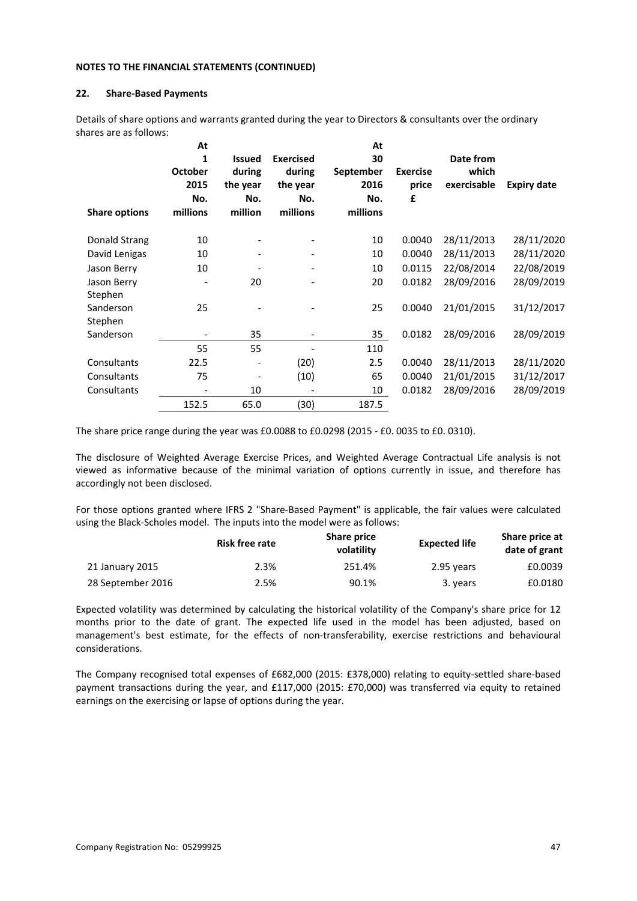**NOTES TO THE FINANCIAL STATEMENTS (CONTINUED)**

## 22. Share-Based Payments

Details of share options and warrants granted during the year to Directors & consultants over the ordinary shares are as follows:

| Share options | At 1 October 2015 No. millions | Issued during the year No. million | Exercised during the year No. millions | At 30 September 2016 No. millions | Exercise price £ | Date from which exercisable | Expiry date |
|---|---|---|---|---|---|---|---|
| Donald Strang | 10 | - | - | 10 | 0.0040 | 28/11/2013 | 28/11/2020 |
| David Lenigas | 10 | - | - | 10 | 0.0040 | 28/11/2013 | 28/11/2020 |
| Jason Berry | 10 | - | - | 10 | 0.0115 | 22/08/2014 | 22/08/2019 |
| Jason Berry | - | 20 | - | 20 | 0.0182 | 28/09/2016 | 28/09/2019 |
| Stephen Sanderson | 25 | - | - | 25 | 0.0040 | 21/01/2015 | 31/12/2017 |
| Stephen Sanderson | - | 35 | - | 35 | 0.0182 | 28/09/2016 | 28/09/2019 |
| | 55 | 55 | - | 110 | | | |
| Consultants | 22.5 | - | (20) | 2.5 | 0.0040 | 28/11/2013 | 28/11/2020 |
| Consultants | 75 | - | (10) | 65 | 0.0040 | 21/01/2015 | 31/12/2017 |
| Consultants | - | 10 | - | 10 | 0.0182 | 28/09/2016 | 28/09/2019 |
| | 152.5 | 65.0 | (30) | 187.5 | | | |

The share price range during the year was £0.0088 to £0.0298 (2015 - £0. 0035 to £0. 0310).

The disclosure of Weighted Average Exercise Prices, and Weighted Average Contractual Life analysis is not viewed as informative because of the minimal variation of options currently in issue, and therefore has accordingly not been disclosed.

For those options granted where IFRS 2 "Share-Based Payment" is applicable, the fair values were calculated using the Black-Scholes model. The inputs into the model were as follows:

| | Risk free rate | Share price volatility | Expected life | Share price at date of grant |
|---|---|---|---|---|
| 21 January 2015 | 2.3% | 251.4% | 2.95 years | £0.0039 |
| 28 September 2016 | 2.5% | 90.1% | 3. years | £0.0180 |

Expected volatility was determined by calculating the historical volatility of the Company's share price for 12 months prior to the date of grant. The expected life used in the model has been adjusted, based on management's best estimate, for the effects of non-transferability, exercise restrictions and behavioural considerations.

The Company recognised total expenses of £682,000 (2015: £378,000) relating to equity-settled share-based payment transactions during the year, and £117,000 (2015: £70,000) was transferred via equity to retained earnings on the exercising or lapse of options during the year.

Company Registration No: 05299925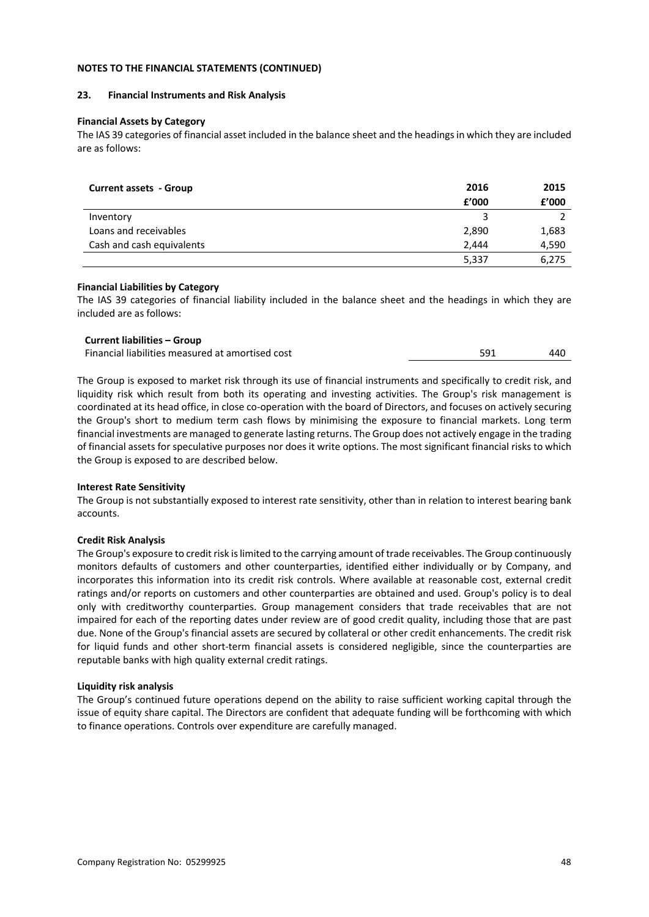**NOTES TO THE FINANCIAL STATEMENTS (CONTINUED)**

## 23. Financial Instruments and Risk Analysis

**Financial Assets by Category**

The IAS 39 categories of financial asset included in the balance sheet and the headings in which they are included are as follows:

| Current assets - Group | 2016 | 2015 |
|---|---|---|
| | £'000 | £'000 |
| Inventory | 3 | 2 |
| Loans and receivables | 2,890 | 1,683 |
| Cash and cash equivalents | 2,444 | 4,590 |
| | 5,337 | 6,275 |

**Financial Liabilities by Category**

The IAS 39 categories of financial liability included in the balance sheet and the headings in which they are included are as follows:

| Current liabilities – Group | | |
|---|---|---|
| Financial liabilities measured at amortised cost | 591 | 440 |

The Group is exposed to market risk through its use of financial instruments and specifically to credit risk, and liquidity risk which result from both its operating and investing activities. The Group's risk management is coordinated at its head office, in close co-operation with the board of Directors, and focuses on actively securing the Group's short to medium term cash flows by minimising the exposure to financial markets. Long term financial investments are managed to generate lasting returns. The Group does not actively engage in the trading of financial assets for speculative purposes nor does it write options. The most significant financial risks to which the Group is exposed to are described below.

**Interest Rate Sensitivity**

The Group is not substantially exposed to interest rate sensitivity, other than in relation to interest bearing bank accounts.

**Credit Risk Analysis**

The Group's exposure to credit risk is limited to the carrying amount of trade receivables. The Group continuously monitors defaults of customers and other counterparties, identified either individually or by Company, and incorporates this information into its credit risk controls. Where available at reasonable cost, external credit ratings and/or reports on customers and other counterparties are obtained and used. Group's policy is to deal only with creditworthy counterparties. Group management considers that trade receivables that are not impaired for each of the reporting dates under review are of good credit quality, including those that are past due. None of the Group's financial assets are secured by collateral or other credit enhancements. The credit risk for liquid funds and other short-term financial assets is considered negligible, since the counterparties are reputable banks with high quality external credit ratings.

**Liquidity risk analysis**

The Group's continued future operations depend on the ability to raise sufficient working capital through the issue of equity share capital. The Directors are confident that adequate funding will be forthcoming with which to finance operations. Controls over expenditure are carefully managed.

Company Registration No: 05299925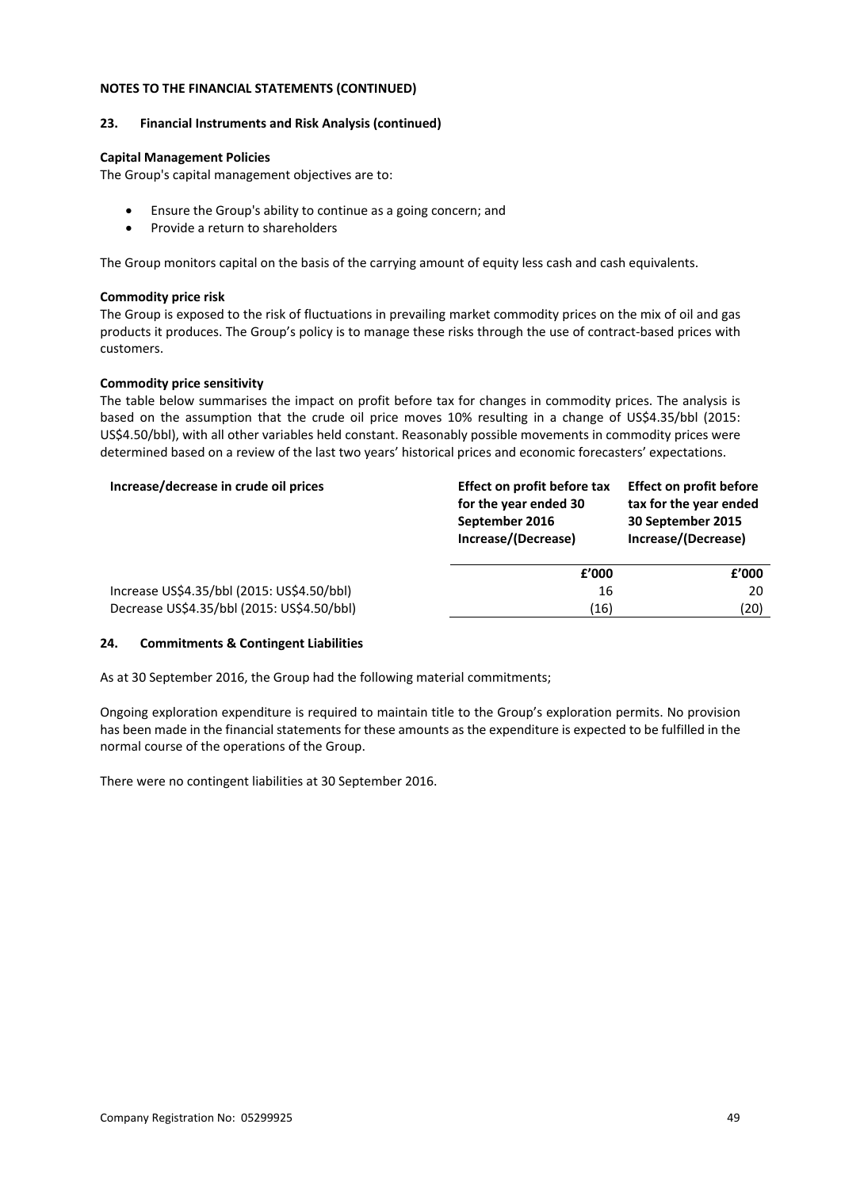**NOTES TO THE FINANCIAL STATEMENTS (CONTINUED)**

## 23. Financial Instruments and Risk Analysis (continued)

**Capital Management Policies**

The Group's capital management objectives are to:

- Ensure the Group's ability to continue as a going concern; and
- Provide a return to shareholders

The Group monitors capital on the basis of the carrying amount of equity less cash and cash equivalents.

**Commodity price risk**

The Group is exposed to the risk of fluctuations in prevailing market commodity prices on the mix of oil and gas products it produces. The Group's policy is to manage these risks through the use of contract-based prices with customers.

**Commodity price sensitivity**

The table below summarises the impact on profit before tax for changes in commodity prices. The analysis is based on the assumption that the crude oil price moves 10% resulting in a change of US$4.35/bbl (2015: US$4.50/bbl), with all other variables held constant. Reasonably possible movements in commodity prices were determined based on a review of the last two years' historical prices and economic forecasters' expectations.

| Increase/decrease in crude oil prices | Effect on profit before tax for the year ended 30 September 2016 Increase/(Decrease) | Effect on profit before tax for the year ended 30 September 2015 Increase/(Decrease) |
|---|---|---|
| | £'000 | £'000 |
| Increase US$4.35/bbl (2015: US$4.50/bbl) | 16 | 20 |
| Decrease US$4.35/bbl (2015: US$4.50/bbl) | (16) | (20) |

## 24. Commitments & Contingent Liabilities

As at 30 September 2016, the Group had the following material commitments;

Ongoing exploration expenditure is required to maintain title to the Group's exploration permits. No provision has been made in the financial statements for these amounts as the expenditure is expected to be fulfilled in the normal course of the operations of the Group.

There were no contingent liabilities at 30 September 2016.

Company Registration No: 05299925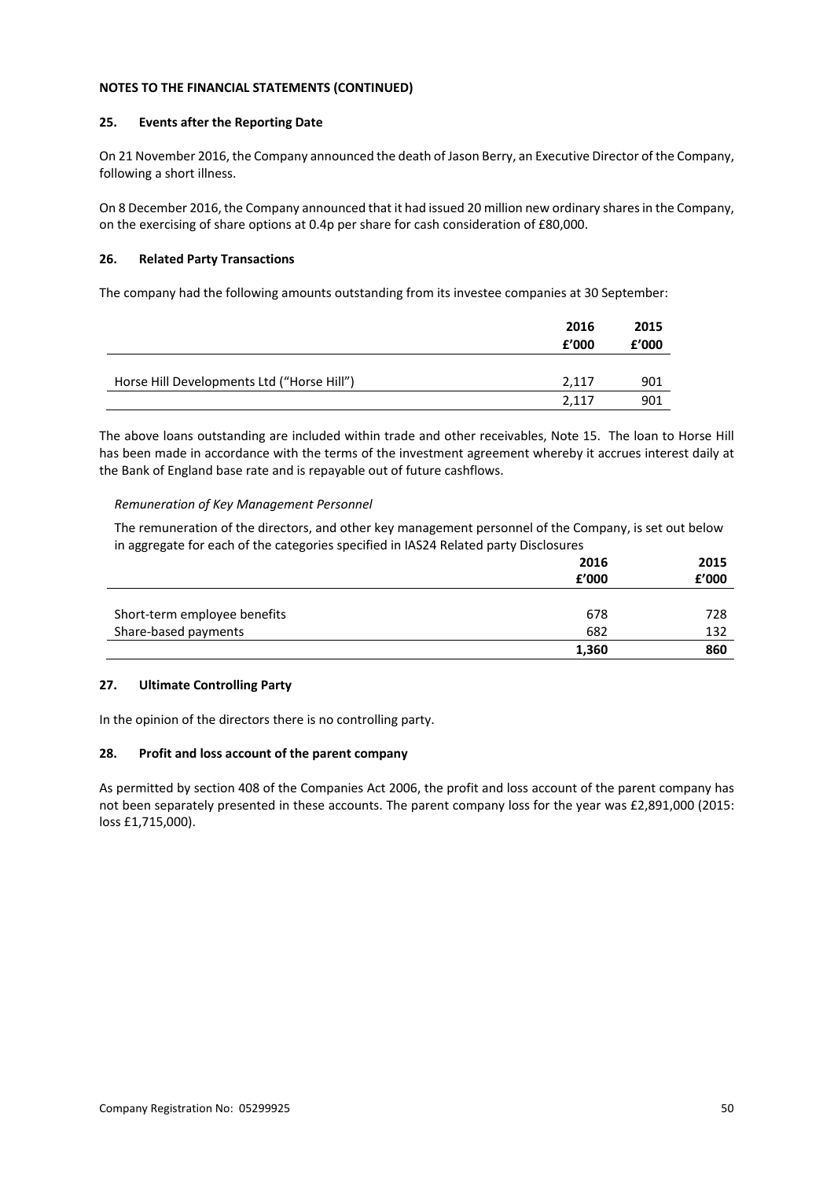**NOTES TO THE FINANCIAL STATEMENTS (CONTINUED)**

## 25. Events after the Reporting Date

On 21 November 2016, the Company announced the death of Jason Berry, an Executive Director of the Company, following a short illness.

On 8 December 2016, the Company announced that it had issued 20 million new ordinary shares in the Company, on the exercising of share options at 0.4p per share for cash consideration of £80,000.

## 26. Related Party Transactions

The company had the following amounts outstanding from its investee companies at 30 September:

| | 2016<br>£'000 | 2015<br>£'000 |
|---|---|---|
| Horse Hill Developments Ltd ("Horse Hill") | 2,117 | 901 |
| | 2,117 | 901 |

The above loans outstanding are included within trade and other receivables, Note 15. The loan to Horse Hill has been made in accordance with the terms of the investment agreement whereby it accrues interest daily at the Bank of England base rate and is repayable out of future cashflows.

*Remuneration of Key Management Personnel*

The remuneration of the directors, and other key management personnel of the Company, is set out below in aggregate for each of the categories specified in IAS24 Related party Disclosures

| | 2016<br>£'000 | 2015<br>£'000 |
|---|---|---|
| Short-term employee benefits | 678 | 728 |
| Share-based payments | 682 | 132 |
| | **1,360** | **860** |

## 27. Ultimate Controlling Party

In the opinion of the directors there is no controlling party.

## 28. Profit and loss account of the parent company

As permitted by section 408 of the Companies Act 2006, the profit and loss account of the parent company has not been separately presented in these accounts. The parent company loss for the year was £2,891,000 (2015: loss £1,715,000).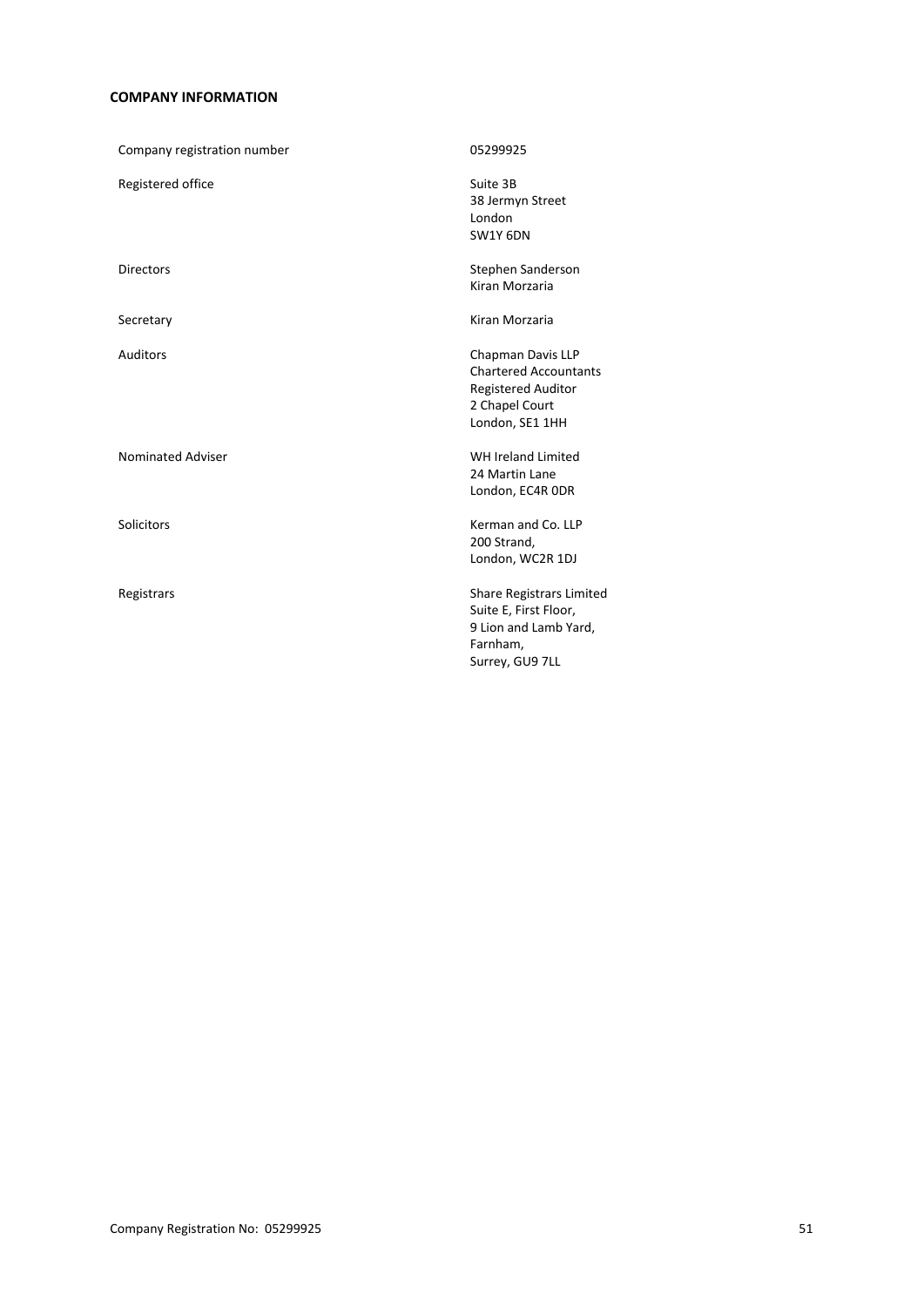**COMPANY INFORMATION**

| | |
|---|---|
| Company registration number | 05299925 |
| Registered office | Suite 3B<br>38 Jermyn Street<br>London<br>SW1Y 6DN |
| Directors | Stephen Sanderson<br>Kiran Morzaria |
| Secretary | Kiran Morzaria |
| Auditors | Chapman Davis LLP<br>Chartered Accountants<br>Registered Auditor<br>2 Chapel Court<br>London, SE1 1HH |
| Nominated Adviser | WH Ireland Limited<br>24 Martin Lane<br>London, EC4R 0DR |
| Solicitors | Kerman and Co. LLP<br>200 Strand,<br>London, WC2R 1DJ |
| Registrars | Share Registrars Limited<br>Suite E, First Floor,<br>9 Lion and Lamb Yard,<br>Farnham,<br>Surrey, GU9 7LL |